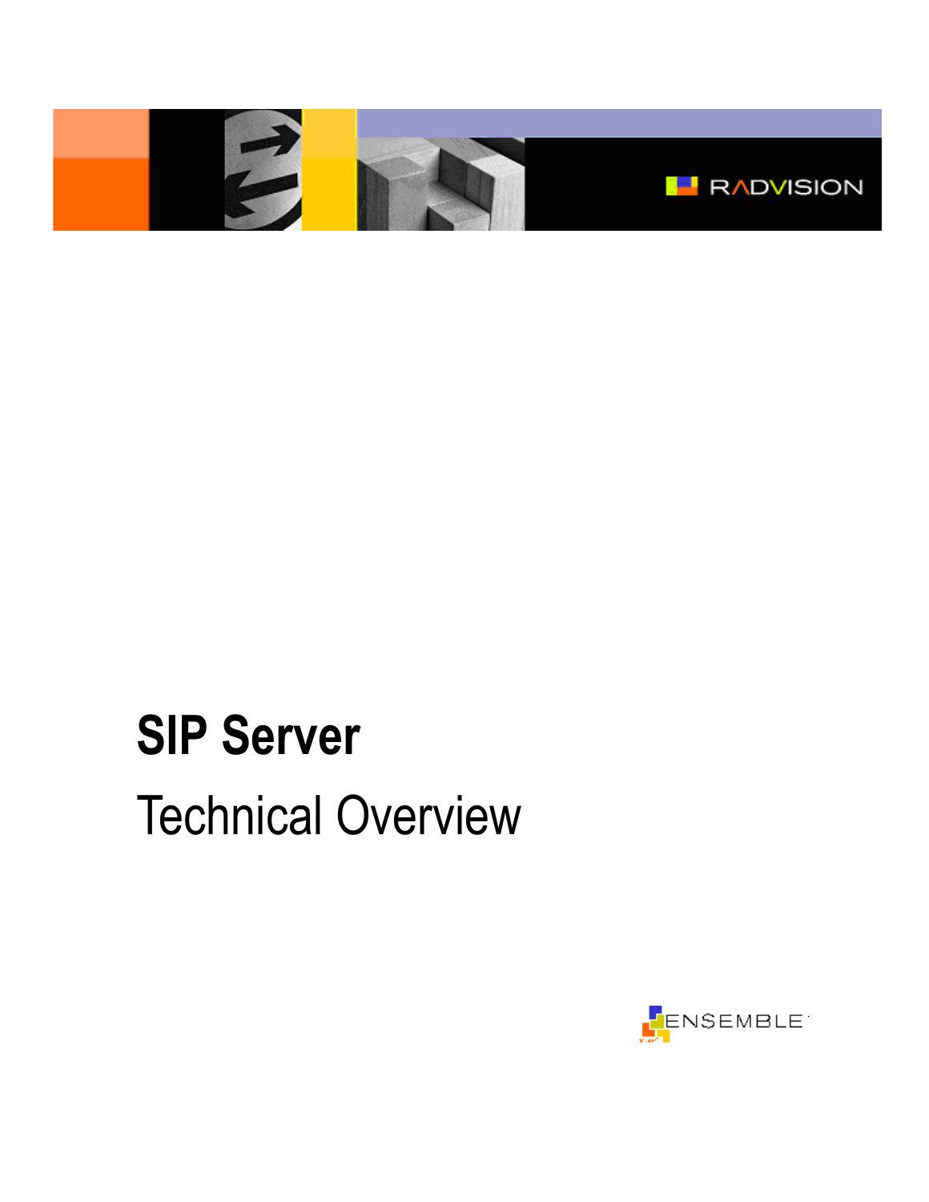RADVISION

# SIP Server

## Technical Overview

ENSEMBLE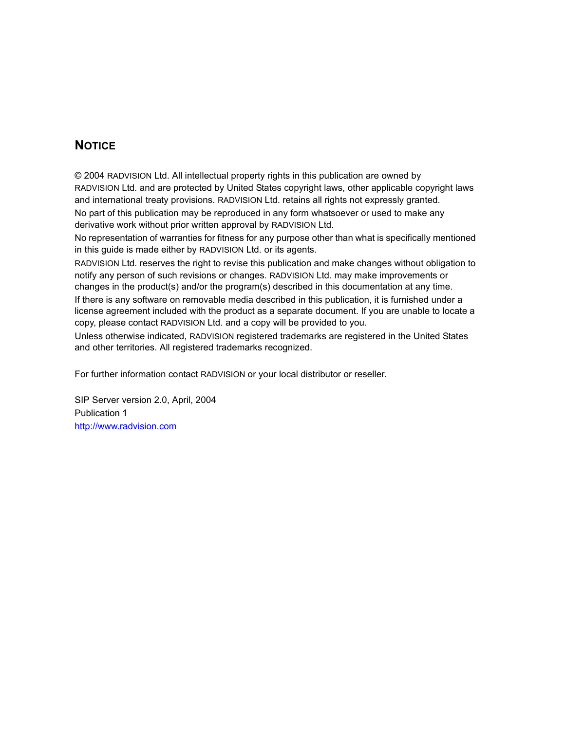## NOTICE

© 2004 RADVISION Ltd. All intellectual property rights in this publication are owned by RADVISION Ltd. and are protected by United States copyright laws, other applicable copyright laws and international treaty provisions. RADVISION Ltd. retains all rights not expressly granted.

No part of this publication may be reproduced in any form whatsoever or used to make any derivative work without prior written approval by RADVISION Ltd.

No representation of warranties for fitness for any purpose other than what is specifically mentioned in this guide is made either by RADVISION Ltd. or its agents.

RADVISION Ltd. reserves the right to revise this publication and make changes without obligation to notify any person of such revisions or changes. RADVISION Ltd. may make improvements or changes in the product(s) and/or the program(s) described in this documentation at any time.

If there is any software on removable media described in this publication, it is furnished under a license agreement included with the product as a separate document. If you are unable to locate a copy, please contact RADVISION Ltd. and a copy will be provided to you.

Unless otherwise indicated, RADVISION registered trademarks are registered in the United States and other territories. All registered trademarks recognized.

For further information contact RADVISION or your local distributor or reseller.

SIP Server version 2.0, April, 2004
Publication 1
http://www.radvision.com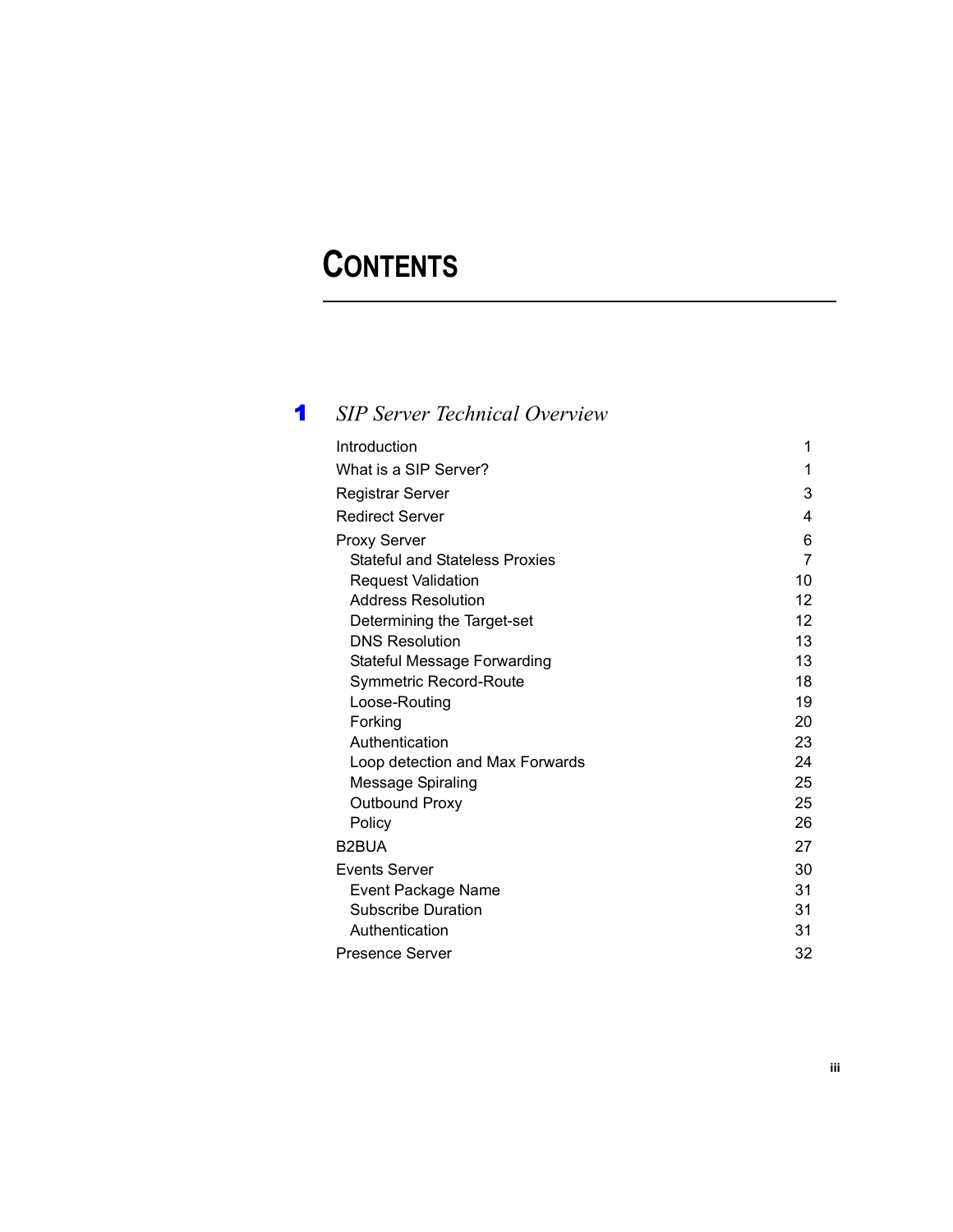# CONTENTS

## 1 *SIP Server Technical Overview*

| | |
|---|---|
| Introduction | 1 |
| What is a SIP Server? | 1 |
| Registrar Server | 3 |
| Redirect Server | 4 |
| Proxy Server | 6 |
| Stateful and Stateless Proxies | 7 |
| Request Validation | 10 |
| Address Resolution | 12 |
| Determining the Target-set | 12 |
| DNS Resolution | 13 |
| Stateful Message Forwarding | 13 |
| Symmetric Record-Route | 18 |
| Loose-Routing | 19 |
| Forking | 20 |
| Authentication | 23 |
| Loop detection and Max Forwards | 24 |
| Message Spiraling | 25 |
| Outbound Proxy | 25 |
| Policy | 26 |
| B2BUA | 27 |
| Events Server | 30 |
| Event Package Name | 31 |
| Subscribe Duration | 31 |
| Authentication | 31 |
| Presence Server | 32 |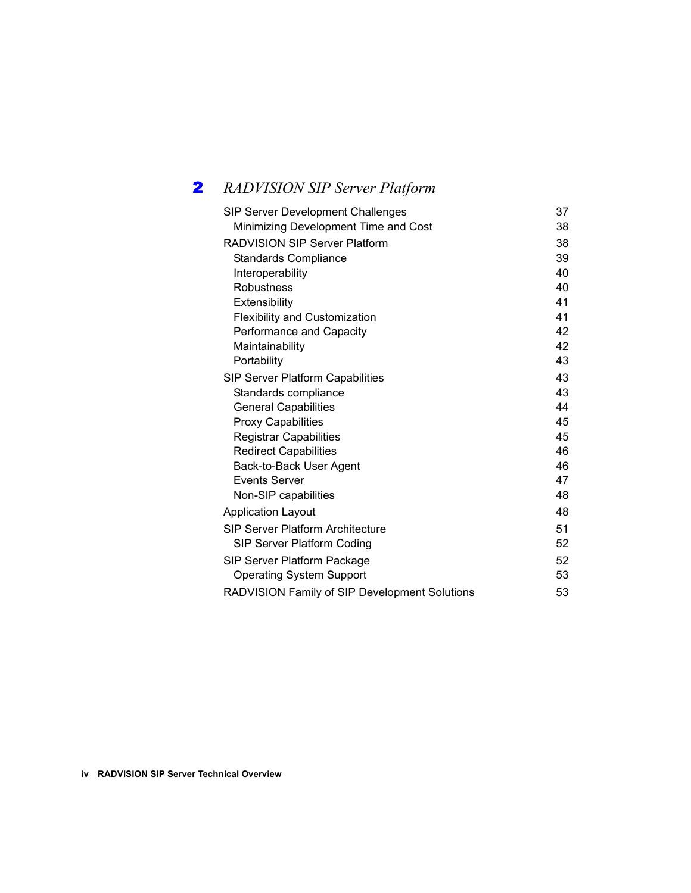## 2 *RADVISION SIP Server Platform*

| | |
|---|---|
| SIP Server Development Challenges | 37 |
| Minimizing Development Time and Cost | 38 |
| RADVISION SIP Server Platform | 38 |
| Standards Compliance | 39 |
| Interoperability | 40 |
| Robustness | 40 |
| Extensibility | 41 |
| Flexibility and Customization | 41 |
| Performance and Capacity | 42 |
| Maintainability | 42 |
| Portability | 43 |
| SIP Server Platform Capabilities | 43 |
| Standards compliance | 43 |
| General Capabilities | 44 |
| Proxy Capabilities | 45 |
| Registrar Capabilities | 45 |
| Redirect Capabilities | 46 |
| Back-to-Back User Agent | 46 |
| Events Server | 47 |
| Non-SIP capabilities | 48 |
| Application Layout | 48 |
| SIP Server Platform Architecture | 51 |
| SIP Server Platform Coding | 52 |
| SIP Server Platform Package | 52 |
| Operating System Support | 53 |
| RADVISION Family of SIP Development Solutions | 53 |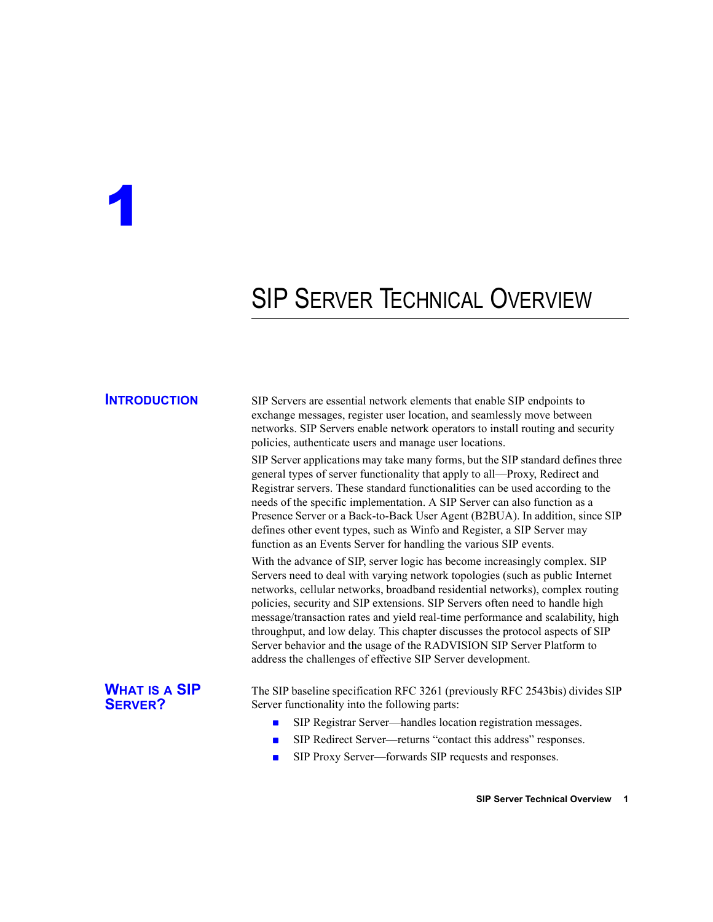# 1

# SIP Server Technical Overview

## Introduction

SIP Servers are essential network elements that enable SIP endpoints to exchange messages, register user location, and seamlessly move between networks. SIP Servers enable network operators to install routing and security policies, authenticate users and manage user locations.

SIP Server applications may take many forms, but the SIP standard defines three general types of server functionality that apply to all—Proxy, Redirect and Registrar servers. These standard functionalities can be used according to the needs of the specific implementation. A SIP Server can also function as a Presence Server or a Back-to-Back User Agent (B2BUA). In addition, since SIP defines other event types, such as Winfo and Register, a SIP Server may function as an Events Server for handling the various SIP events.

With the advance of SIP, server logic has become increasingly complex. SIP Servers need to deal with varying network topologies (such as public Internet networks, cellular networks, broadband residential networks), complex routing policies, security and SIP extensions. SIP Servers often need to handle high message/transaction rates and yield real-time performance and scalability, high throughput, and low delay. This chapter discusses the protocol aspects of SIP Server behavior and the usage of the RADVISION SIP Server Platform to address the challenges of effective SIP Server development.

## What is a SIP Server?

The SIP baseline specification RFC 3261 (previously RFC 2543bis) divides SIP Server functionality into the following parts:

- SIP Registrar Server—handles location registration messages.
- SIP Redirect Server—returns “contact this address” responses.
- SIP Proxy Server—forwards SIP requests and responses.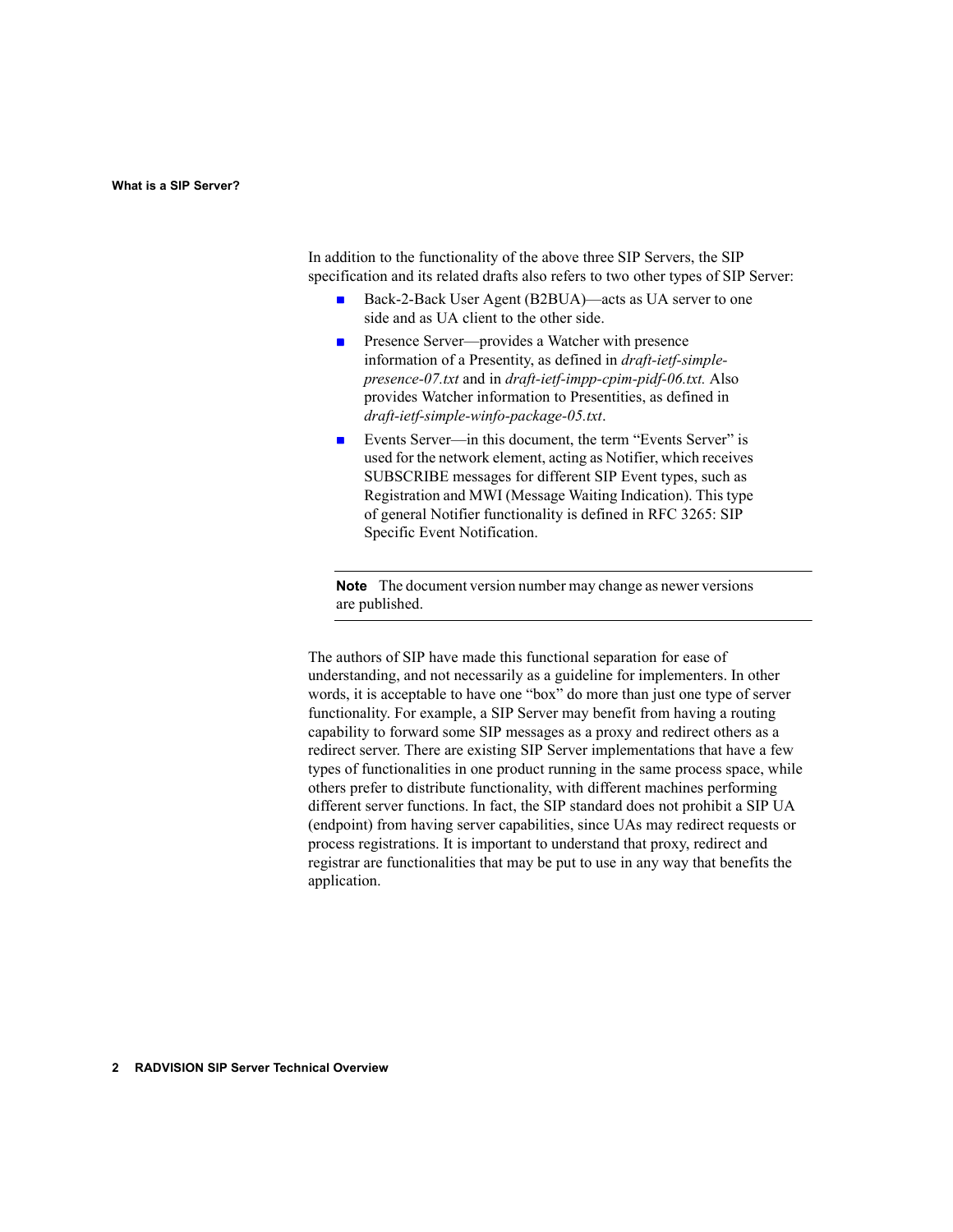In addition to the functionality of the above three SIP Servers, the SIP specification and its related drafts also refers to two other types of SIP Server:

- Back-2-Back User Agent (B2BUA)—acts as UA server to one side and as UA client to the other side.
- Presence Server—provides a Watcher with presence information of a Presentity, as defined in *draft-ietf-simple-presence-07.txt* and in *draft-ietf-impp-cpim-pidf-06.txt.* Also provides Watcher information to Presentities, as defined in *draft-ietf-simple-winfo-package-05.txt*.
- Events Server—in this document, the term “Events Server” is used for the network element, acting as Notifier, which receives SUBSCRIBE messages for different SIP Event types, such as Registration and MWI (Message Waiting Indication). This type of general Notifier functionality is defined in RFC 3265: SIP Specific Event Notification.

---

**Note** The document version number may change as newer versions are published.

---

The authors of SIP have made this functional separation for ease of understanding, and not necessarily as a guideline for implementers. In other words, it is acceptable to have one “box” do more than just one type of server functionality. For example, a SIP Server may benefit from having a routing capability to forward some SIP messages as a proxy and redirect others as a redirect server. There are existing SIP Server implementations that have a few types of functionalities in one product running in the same process space, while others prefer to distribute functionality, with different machines performing different server functions. In fact, the SIP standard does not prohibit a SIP UA (endpoint) from having server capabilities, since UAs may redirect requests or process registrations. It is important to understand that proxy, redirect and registrar are functionalities that may be put to use in any way that benefits the application.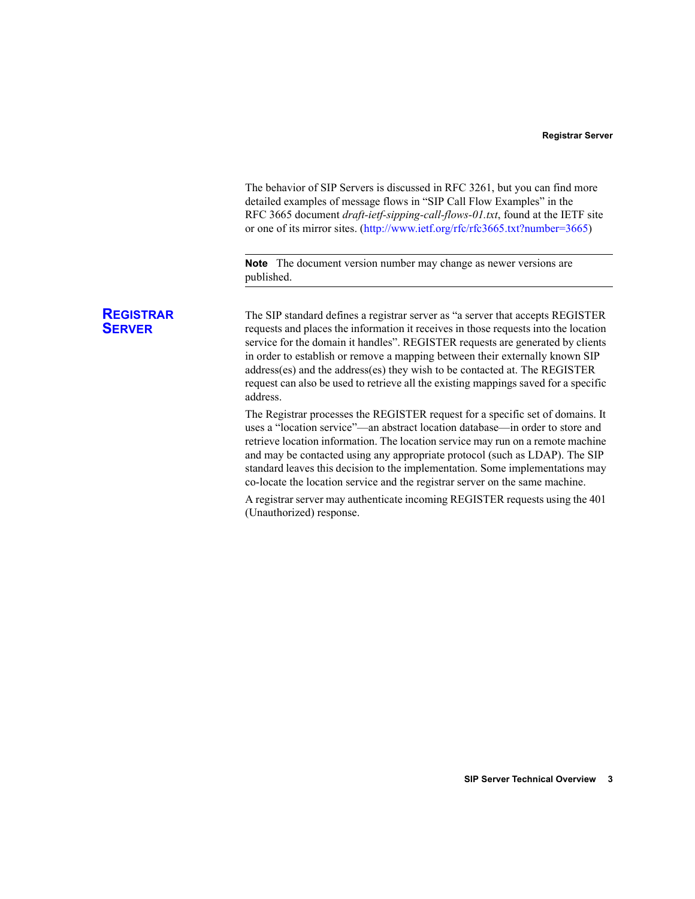The behavior of SIP Servers is discussed in RFC 3261, but you can find more detailed examples of message flows in “SIP Call Flow Examples” in the RFC 3665 document *draft-ietf-sipping-call-flows-01.txt*, found at the IETF site or one of its mirror sites. (http://www.ietf.org/rfc/rfc3665.txt?number=3665)

---

**Note** The document version number may change as newer versions are published.

---

## Registrar Server

The SIP standard defines a registrar server as “a server that accepts REGISTER requests and places the information it receives in those requests into the location service for the domain it handles”. REGISTER requests are generated by clients in order to establish or remove a mapping between their externally known SIP address(es) and the address(es) they wish to be contacted at. The REGISTER request can also be used to retrieve all the existing mappings saved for a specific address.

The Registrar processes the REGISTER request for a specific set of domains. It uses a “location service”—an abstract location database—in order to store and retrieve location information. The location service may run on a remote machine and may be contacted using any appropriate protocol (such as LDAP). The SIP standard leaves this decision to the implementation. Some implementations may co-locate the location service and the registrar server on the same machine.

A registrar server may authenticate incoming REGISTER requests using the 401 (Unauthorized) response.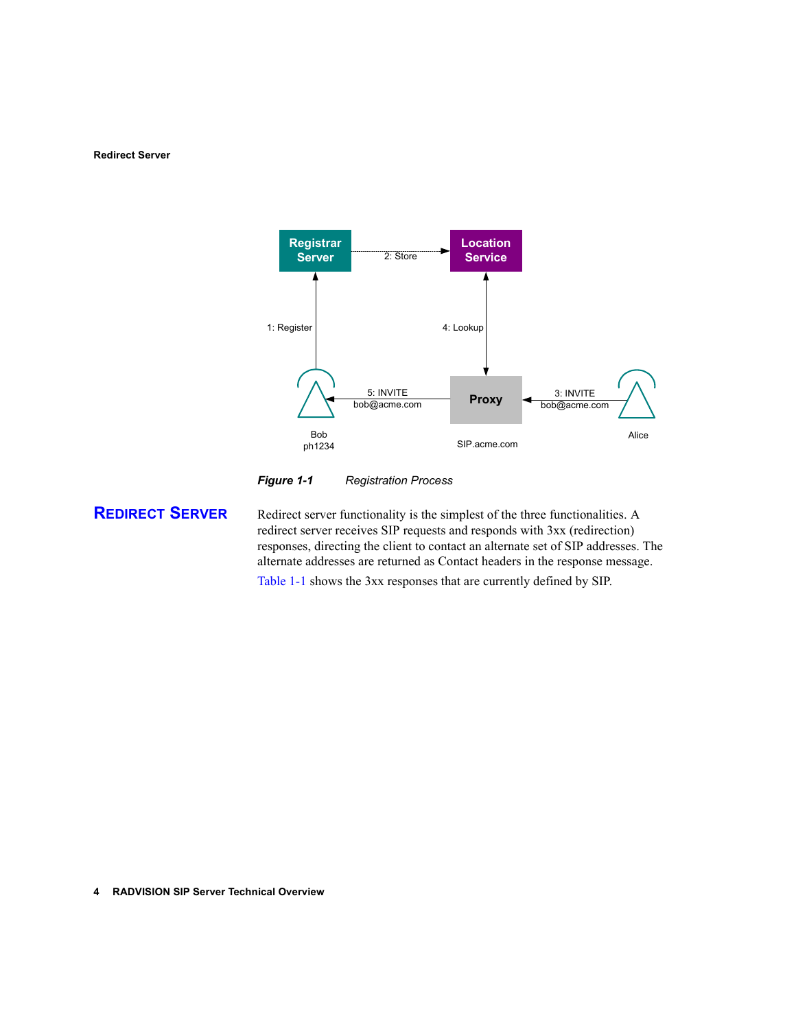Figure 1-1 Registration Process

## REDIRECT SERVER

Redirect server functionality is the simplest of the three functionalities. A redirect server receives SIP requests and responds with 3xx (redirection) responses, directing the client to contact an alternate set of SIP addresses. The alternate addresses are returned as Contact headers in the response message.

Table 1-1 shows the 3xx responses that are currently defined by SIP.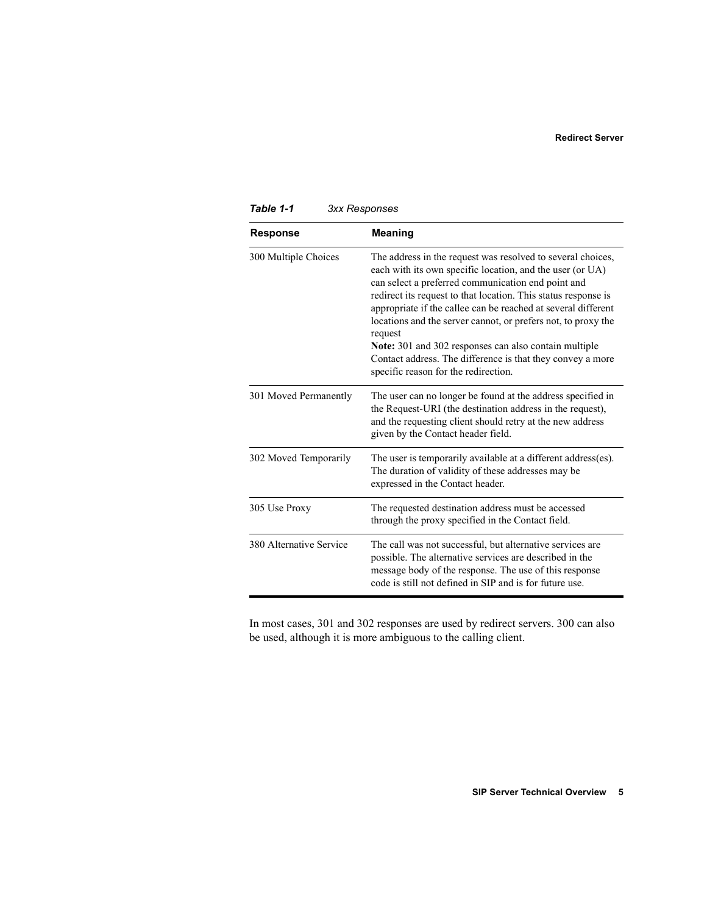*Table 1-1 3xx Responses*

| Response | Meaning |
|---|---|
| 300 Multiple Choices | The address in the request was resolved to several choices, each with its own specific location, and the user (or UA) can select a preferred communication end point and redirect its request to that location. This status response is appropriate if the callee can be reached at several different locations and the server cannot, or prefers not, to proxy the request<br>**Note:** 301 and 302 responses can also contain multiple Contact address. The difference is that they convey a more specific reason for the redirection. |
| 301 Moved Permanently | The user can no longer be found at the address specified in the Request-URI (the destination address in the request), and the requesting client should retry at the new address given by the Contact header field. |
| 302 Moved Temporarily | The user is temporarily available at a different address(es). The duration of validity of these addresses may be expressed in the Contact header. |
| 305 Use Proxy | The requested destination address must be accessed through the proxy specified in the Contact field. |
| 380 Alternative Service | The call was not successful, but alternative services are possible. The alternative services are described in the message body of the response. The use of this response code is still not defined in SIP and is for future use. |

In most cases, 301 and 302 responses are used by redirect servers. 300 can also be used, although it is more ambiguous to the calling client.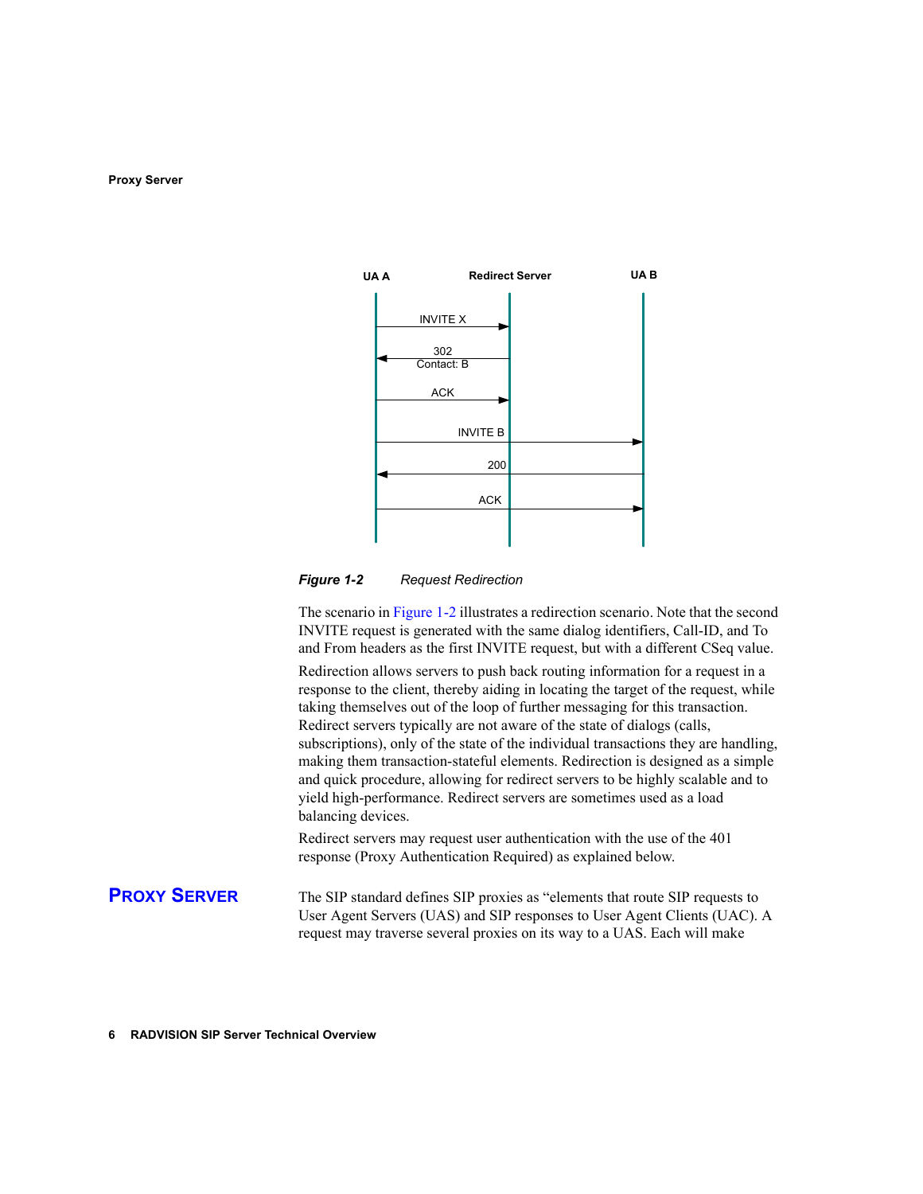Figure 1-2 Request Redirection

The scenario in Figure 1-2 illustrates a redirection scenario. Note that the second INVITE request is generated with the same dialog identifiers, Call-ID, and To and From headers as the first INVITE request, but with a different CSeq value.

Redirection allows servers to push back routing information for a request in a response to the client, thereby aiding in locating the target of the request, while taking themselves out of the loop of further messaging for this transaction. Redirect servers typically are not aware of the state of dialogs (calls, subscriptions), only of the state of the individual transactions they are handling, making them transaction-stateful elements. Redirection is designed as a simple and quick procedure, allowing for redirect servers to be highly scalable and to yield high-performance. Redirect servers are sometimes used as a load balancing devices.

Redirect servers may request user authentication with the use of the 401 response (Proxy Authentication Required) as explained below.

## PROXY SERVER

The SIP standard defines SIP proxies as "elements that route SIP requests to User Agent Servers (UAS) and SIP responses to User Agent Clients (UAC). A request may traverse several proxies on its way to a UAS. Each will make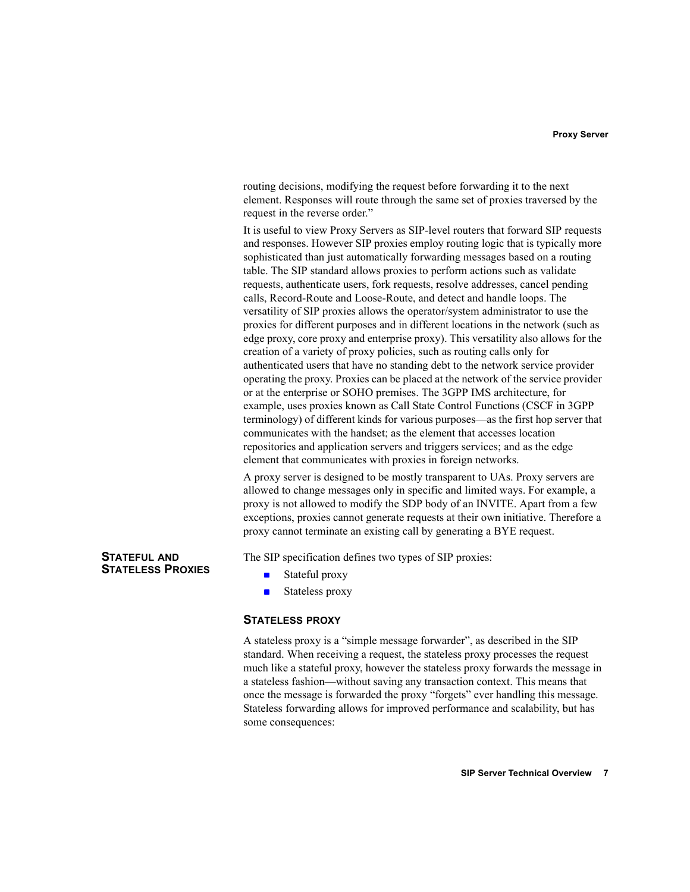routing decisions, modifying the request before forwarding it to the next element. Responses will route through the same set of proxies traversed by the request in the reverse order."

It is useful to view Proxy Servers as SIP-level routers that forward SIP requests and responses. However SIP proxies employ routing logic that is typically more sophisticated than just automatically forwarding messages based on a routing table. The SIP standard allows proxies to perform actions such as validate requests, authenticate users, fork requests, resolve addresses, cancel pending calls, Record-Route and Loose-Route, and detect and handle loops. The versatility of SIP proxies allows the operator/system administrator to use the proxies for different purposes and in different locations in the network (such as edge proxy, core proxy and enterprise proxy). This versatility also allows for the creation of a variety of proxy policies, such as routing calls only for authenticated users that have no standing debt to the network service provider operating the proxy. Proxies can be placed at the network of the service provider or at the enterprise or SOHO premises. The 3GPP IMS architecture, for example, uses proxies known as Call State Control Functions (CSCF in 3GPP terminology) of different kinds for various purposes—as the first hop server that communicates with the handset; as the element that accesses location repositories and application servers and triggers services; and as the edge element that communicates with proxies in foreign networks.

A proxy server is designed to be mostly transparent to UAs. Proxy servers are allowed to change messages only in specific and limited ways. For example, a proxy is not allowed to modify the SDP body of an INVITE. Apart from a few exceptions, proxies cannot generate requests at their own initiative. Therefore a proxy cannot terminate an existing call by generating a BYE request.

## Stateful and Stateless Proxies

The SIP specification defines two types of SIP proxies:

- Stateful proxy
- Stateless proxy

### Stateless proxy

A stateless proxy is a "simple message forwarder", as described in the SIP standard. When receiving a request, the stateless proxy processes the request much like a stateful proxy, however the stateless proxy forwards the message in a stateless fashion—without saving any transaction context. This means that once the message is forwarded the proxy "forgets" ever handling this message. Stateless forwarding allows for improved performance and scalability, but has some consequences: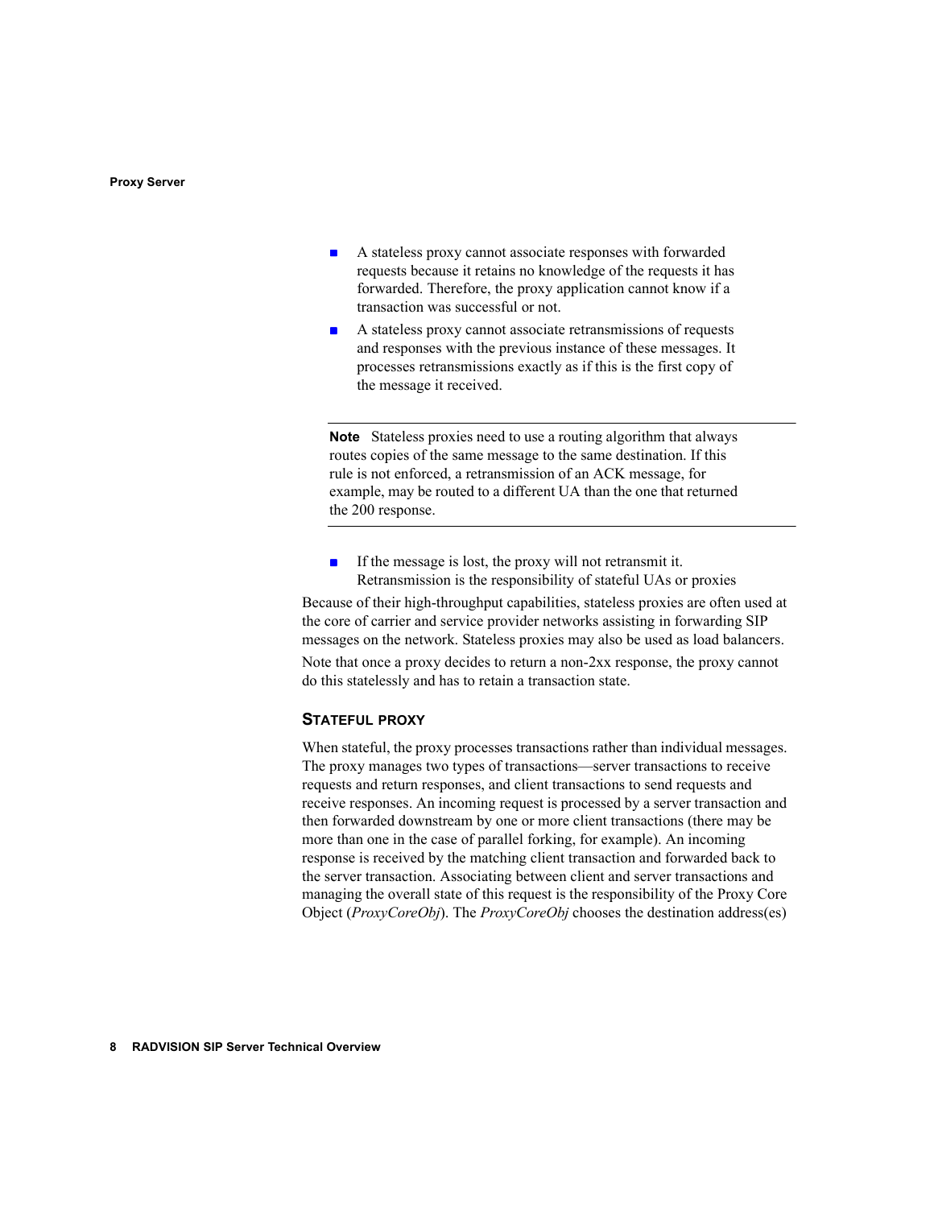- A stateless proxy cannot associate responses with forwarded requests because it retains no knowledge of the requests it has forwarded. Therefore, the proxy application cannot know if a transaction was successful or not.
- A stateless proxy cannot associate retransmissions of requests and responses with the previous instance of these messages. It processes retransmissions exactly as if this is the first copy of the message it received.

---

**Note** Stateless proxies need to use a routing algorithm that always routes copies of the same message to the same destination. If this rule is not enforced, a retransmission of an ACK message, for example, may be routed to a different UA than the one that returned the 200 response.

---

- If the message is lost, the proxy will not retransmit it. Retransmission is the responsibility of stateful UAs or proxies

Because of their high-throughput capabilities, stateless proxies are often used at the core of carrier and service provider networks assisting in forwarding SIP messages on the network. Stateless proxies may also be used as load balancers.

Note that once a proxy decides to return a non-2xx response, the proxy cannot do this statelessly and has to retain a transaction state.

### STATEFUL PROXY

When stateful, the proxy processes transactions rather than individual messages. The proxy manages two types of transactions—server transactions to receive requests and return responses, and client transactions to send requests and receive responses. An incoming request is processed by a server transaction and then forwarded downstream by one or more client transactions (there may be more than one in the case of parallel forking, for example). An incoming response is received by the matching client transaction and forwarded back to the server transaction. Associating between client and server transactions and managing the overall state of this request is the responsibility of the Proxy Core Object (*ProxyCoreObj*). The *ProxyCoreObj* chooses the destination address(es)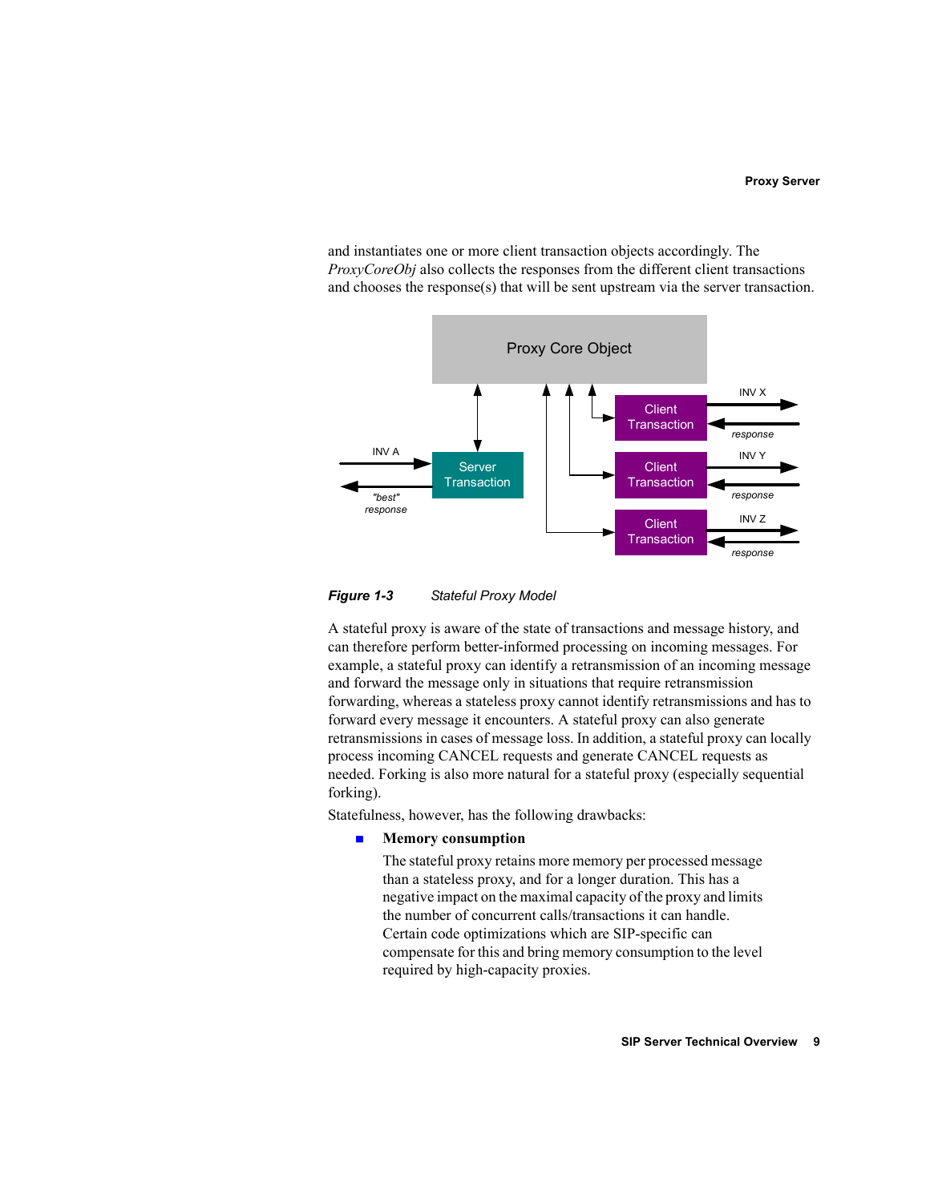and instantiates one or more client transaction objects accordingly. The *ProxyCoreObj* also collects the responses from the different client transactions and chooses the response(s) that will be sent upstream via the server transaction.

***Figure 1-3*** *Stateful Proxy Model*

A stateful proxy is aware of the state of transactions and message history, and can therefore perform better-informed processing on incoming messages. For example, a stateful proxy can identify a retransmission of an incoming message and forward the message only in situations that require retransmission forwarding, whereas a stateless proxy cannot identify retransmissions and has to forward every message it encounters. A stateful proxy can also generate retransmissions in cases of message loss. In addition, a stateful proxy can locally process incoming CANCEL requests and generate CANCEL requests as needed. Forking is also more natural for a stateful proxy (especially sequential forking).

Statefulness, however, has the following drawbacks:

- **Memory consumption**

  The stateful proxy retains more memory per processed message than a stateless proxy, and for a longer duration. This has a negative impact on the maximal capacity of the proxy and limits the number of concurrent calls/transactions it can handle. Certain code optimizations which are SIP-specific can compensate for this and bring memory consumption to the level required by high-capacity proxies.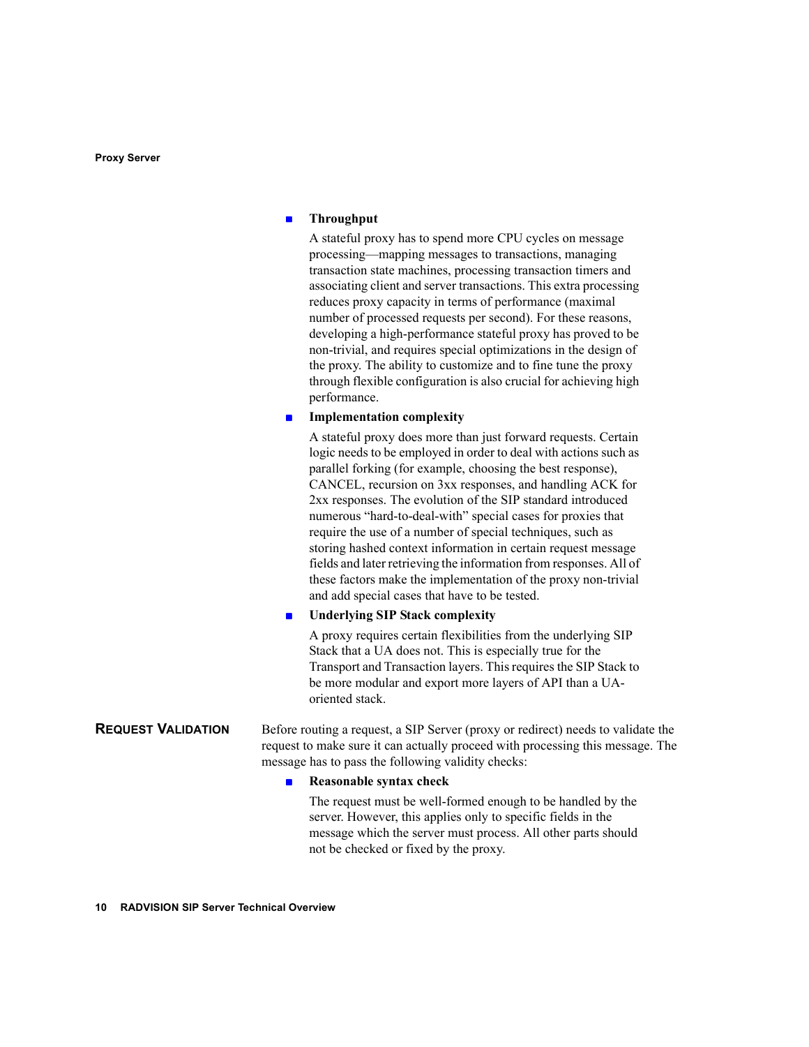- **Throughput**

  A stateful proxy has to spend more CPU cycles on message processing—mapping messages to transactions, managing transaction state machines, processing transaction timers and associating client and server transactions. This extra processing reduces proxy capacity in terms of performance (maximal number of processed requests per second). For these reasons, developing a high-performance stateful proxy has proved to be non-trivial, and requires special optimizations in the design of the proxy. The ability to customize and to fine tune the proxy through flexible configuration is also crucial for achieving high performance.

- **Implementation complexity**

  A stateful proxy does more than just forward requests. Certain logic needs to be employed in order to deal with actions such as parallel forking (for example, choosing the best response), CANCEL, recursion on 3xx responses, and handling ACK for 2xx responses. The evolution of the SIP standard introduced numerous "hard-to-deal-with" special cases for proxies that require the use of a number of special techniques, such as storing hashed context information in certain request message fields and later retrieving the information from responses. All of these factors make the implementation of the proxy non-trivial and add special cases that have to be tested.

- **Underlying SIP Stack complexity**

  A proxy requires certain flexibilities from the underlying SIP Stack that a UA does not. This is especially true for the Transport and Transaction layers. This requires the SIP Stack to be more modular and export more layers of API than a UA-oriented stack.

## Request Validation

Before routing a request, a SIP Server (proxy or redirect) needs to validate the request to make sure it can actually proceed with processing this message. The message has to pass the following validity checks:

- **Reasonable syntax check**

  The request must be well-formed enough to be handled by the server. However, this applies only to specific fields in the message which the server must process. All other parts should not be checked or fixed by the proxy.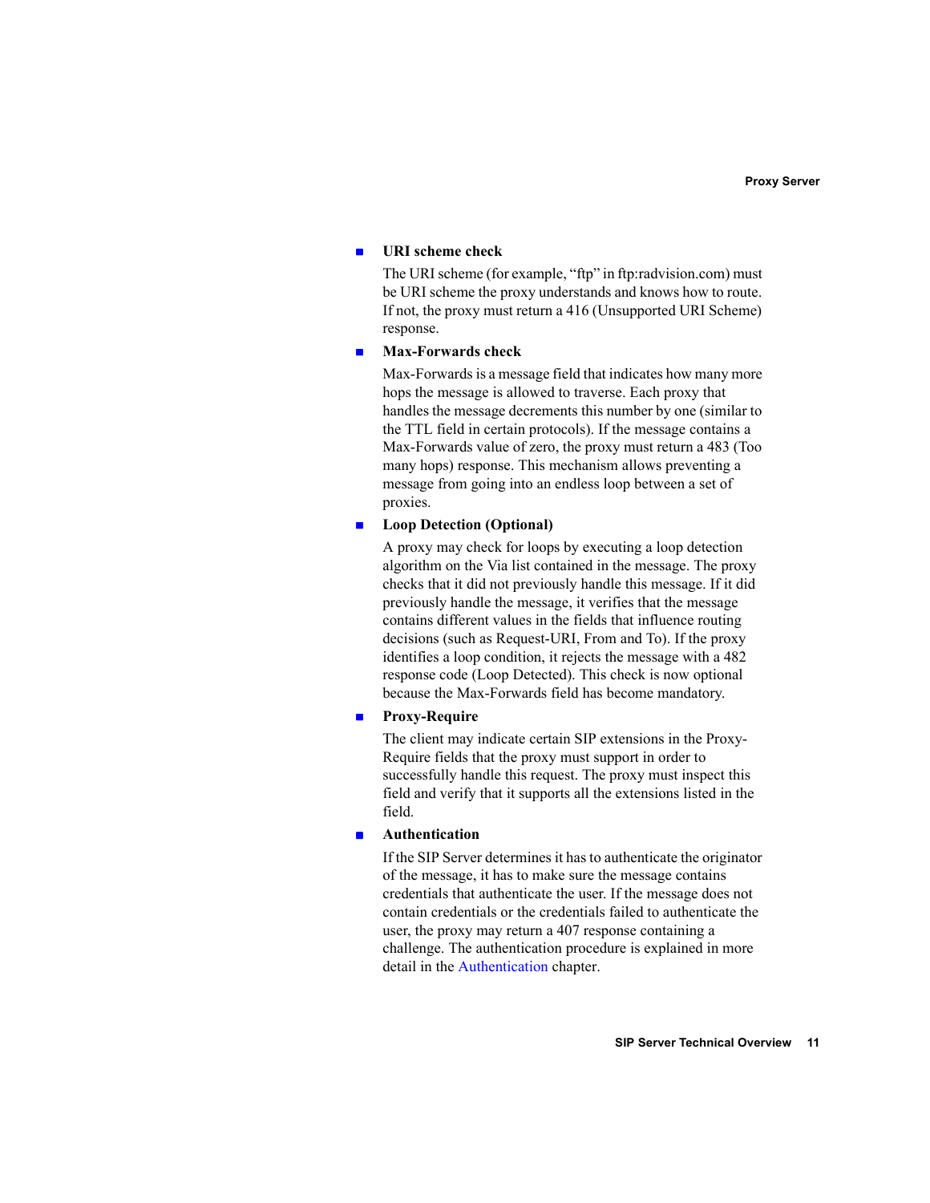- **URI scheme check**

  The URI scheme (for example, “ftp” in ftp:radvision.com) must be URI scheme the proxy understands and knows how to route. If not, the proxy must return a 416 (Unsupported URI Scheme) response.

- **Max-Forwards check**

  Max-Forwards is a message field that indicates how many more hops the message is allowed to traverse. Each proxy that handles the message decrements this number by one (similar to the TTL field in certain protocols). If the message contains a Max-Forwards value of zero, the proxy must return a 483 (Too many hops) response. This mechanism allows preventing a message from going into an endless loop between a set of proxies.

- **Loop Detection (Optional)**

  A proxy may check for loops by executing a loop detection algorithm on the Via list contained in the message. The proxy checks that it did not previously handle this message. If it did previously handle the message, it verifies that the message contains different values in the fields that influence routing decisions (such as Request-URI, From and To). If the proxy identifies a loop condition, it rejects the message with a 482 response code (Loop Detected). This check is now optional because the Max-Forwards field has become mandatory.

- **Proxy-Require**

  The client may indicate certain SIP extensions in the Proxy-Require fields that the proxy must support in order to successfully handle this request. The proxy must inspect this field and verify that it supports all the extensions listed in the field.

- **Authentication**

  If the SIP Server determines it has to authenticate the originator of the message, it has to make sure the message contains credentials that authenticate the user. If the message does not contain credentials or the credentials failed to authenticate the user, the proxy may return a 407 response containing a challenge. The authentication procedure is explained in more detail in the Authentication chapter.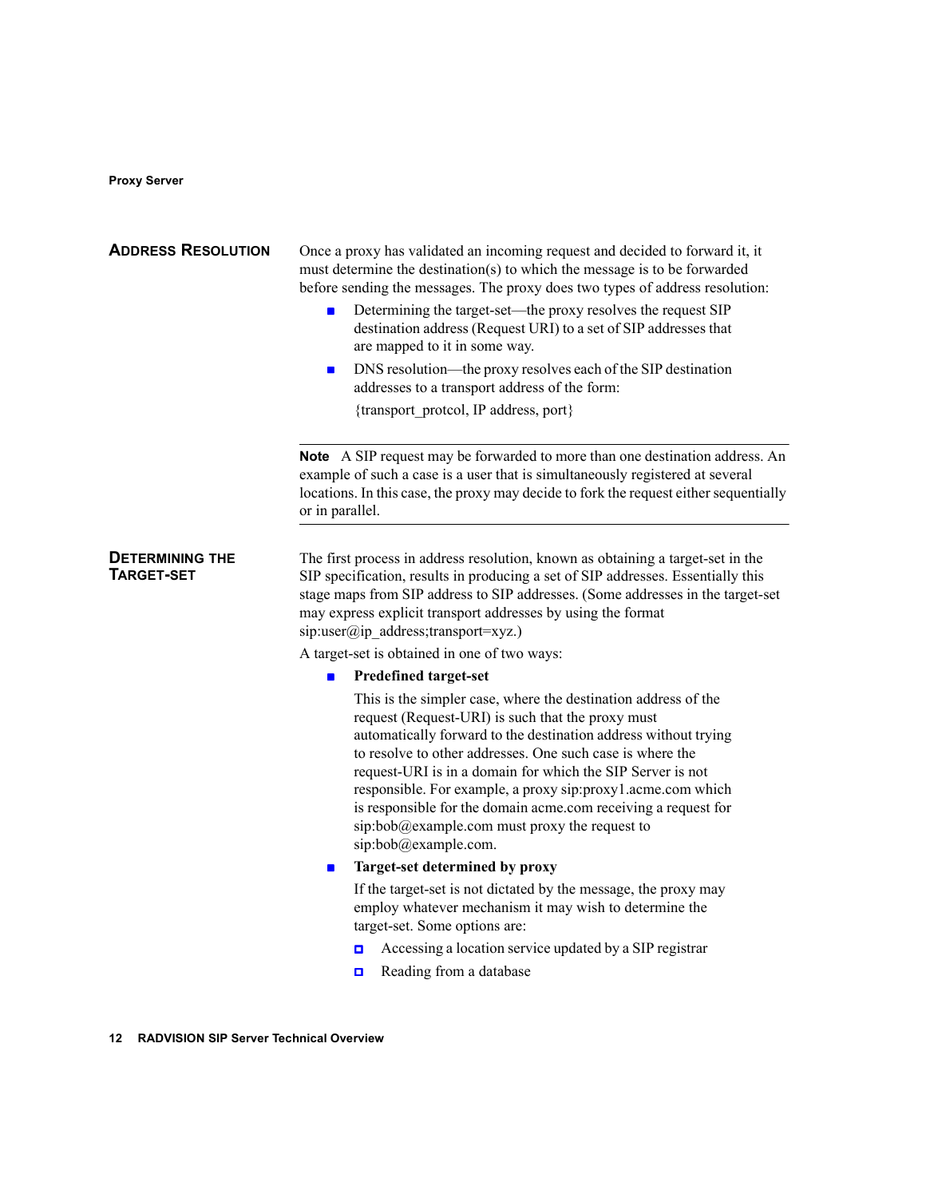## Address Resolution

Once a proxy has validated an incoming request and decided to forward it, it must determine the destination(s) to which the message is to be forwarded before sending the messages. The proxy does two types of address resolution:

- Determining the target-set—the proxy resolves the request SIP destination address (Request URI) to a set of SIP addresses that are mapped to it in some way.
- DNS resolution—the proxy resolves each of the SIP destination addresses to a transport address of the form:

  {transport_protcol, IP address, port}

---

**Note** A SIP request may be forwarded to more than one destination address. An example of such a case is a user that is simultaneously registered at several locations. In this case, the proxy may decide to fork the request either sequentially or in parallel.

---

## Determining the Target-Set

The first process in address resolution, known as obtaining a target-set in the SIP specification, results in producing a set of SIP addresses. Essentially this stage maps from SIP address to SIP addresses. (Some addresses in the target-set may express explicit transport addresses by using the format sip:user@ip_address;transport=xyz.)

A target-set is obtained in one of two ways:

- **Predefined target-set**

  This is the simpler case, where the destination address of the request (Request-URI) is such that the proxy must automatically forward to the destination address without trying to resolve to other addresses. One such case is where the request-URI is in a domain for which the SIP Server is not responsible. For example, a proxy sip:proxy1.acme.com which is responsible for the domain acme.com receiving a request for sip:bob@example.com must proxy the request to sip:bob@example.com.

- **Target-set determined by proxy**

  If the target-set is not dictated by the message, the proxy may employ whatever mechanism it may wish to determine the target-set. Some options are:

  - Accessing a location service updated by a SIP registrar
  - Reading from a database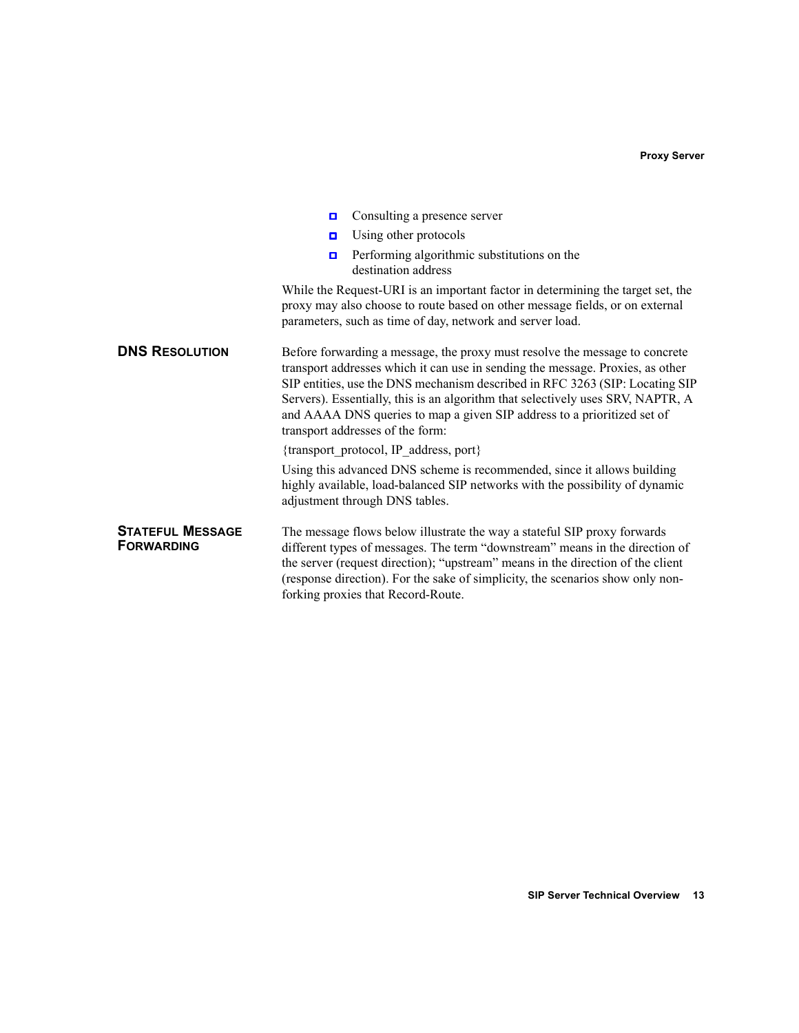- Consulting a presence server
- Using other protocols
- Performing algorithmic substitutions on the destination address

While the Request-URI is an important factor in determining the target set, the proxy may also choose to route based on other message fields, or on external parameters, such as time of day, network and server load.

## DNS Resolution

Before forwarding a message, the proxy must resolve the message to concrete transport addresses which it can use in sending the message. Proxies, as other SIP entities, use the DNS mechanism described in RFC 3263 (SIP: Locating SIP Servers). Essentially, this is an algorithm that selectively uses SRV, NAPTR, A and AAAA DNS queries to map a given SIP address to a prioritized set of transport addresses of the form:

{transport_protocol, IP_address, port}

Using this advanced DNS scheme is recommended, since it allows building highly available, load-balanced SIP networks with the possibility of dynamic adjustment through DNS tables.

## Stateful Message Forwarding

The message flows below illustrate the way a stateful SIP proxy forwards different types of messages. The term "downstream" means in the direction of the server (request direction); "upstream" means in the direction of the client (response direction). For the sake of simplicity, the scenarios show only non-forking proxies that Record-Route.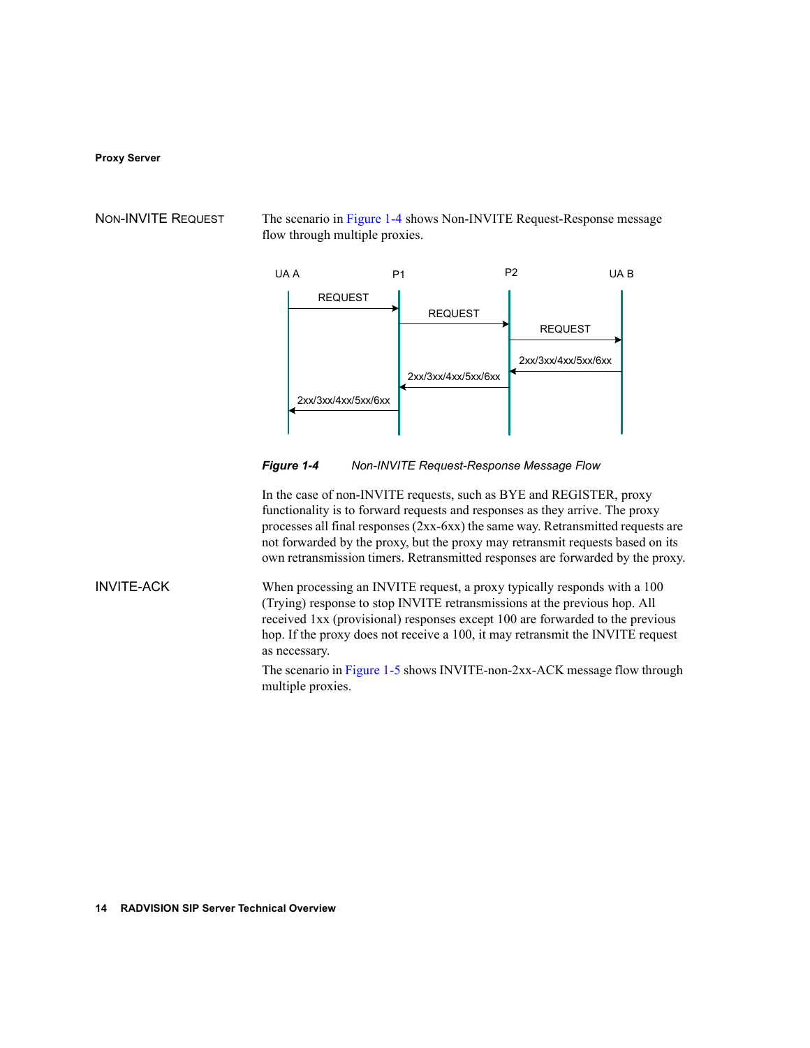## Non-INVITE Request

The scenario in Figure 1-4 shows Non-INVITE Request-Response message flow through multiple proxies.

*Figure 1-4 Non-INVITE Request-Response Message Flow*

In the case of non-INVITE requests, such as BYE and REGISTER, proxy functionality is to forward requests and responses as they arrive. The proxy processes all final responses (2xx-6xx) the same way. Retransmitted requests are not forwarded by the proxy, but the proxy may retransmit requests based on its own retransmission timers. Retransmitted responses are forwarded by the proxy.

## INVITE-ACK

When processing an INVITE request, a proxy typically responds with a 100 (Trying) response to stop INVITE retransmissions at the previous hop. All received 1xx (provisional) responses except 100 are forwarded to the previous hop. If the proxy does not receive a 100, it may retransmit the INVITE request as necessary.

The scenario in Figure 1-5 shows INVITE-non-2xx-ACK message flow through multiple proxies.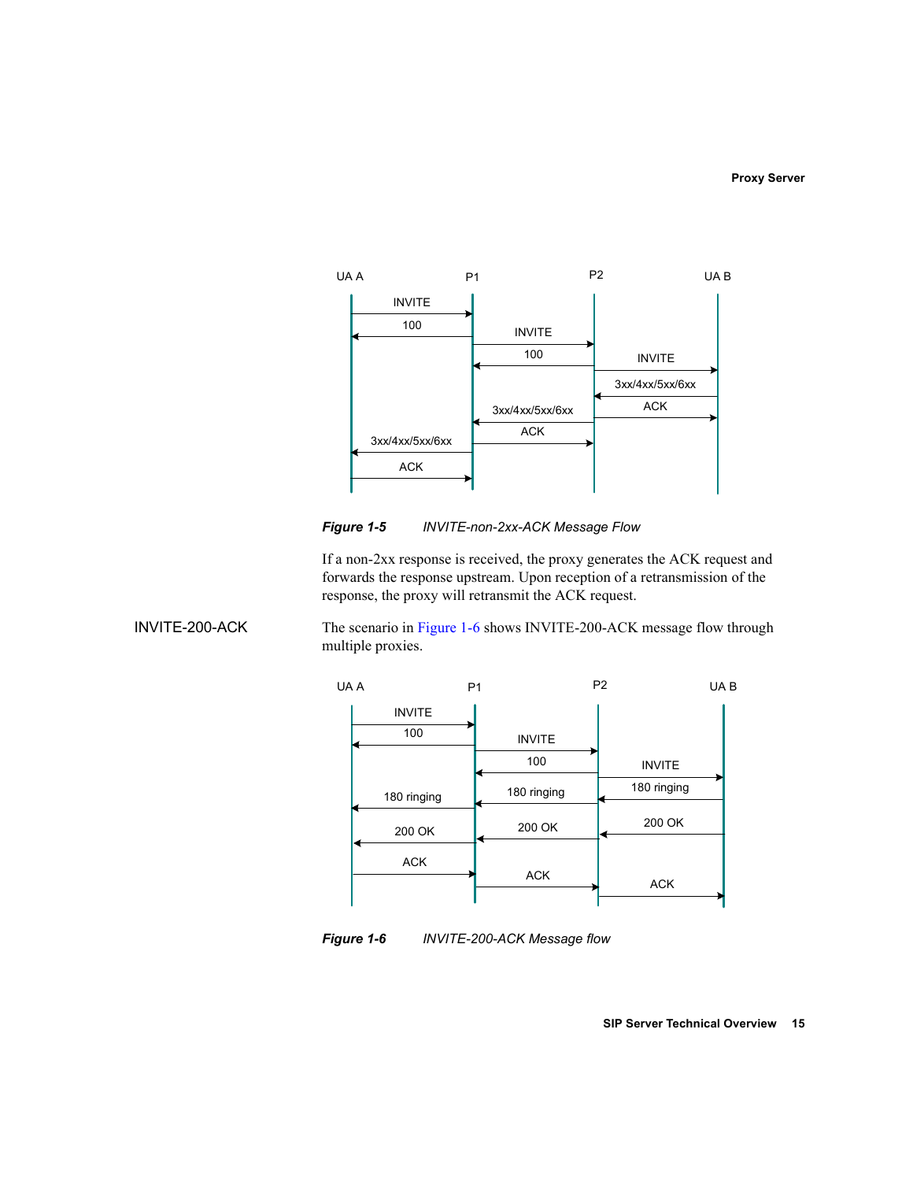**Figure 1-5** *INVITE-non-2xx-ACK Message Flow*

If a non-2xx response is received, the proxy generates the ACK request and forwards the response upstream. Upon reception of a retransmission of the response, the proxy will retransmit the ACK request.

### INVITE-200-ACK

The scenario in Figure 1-6 shows INVITE-200-ACK message flow through multiple proxies.

**Figure 1-6** *INVITE-200-ACK Message flow*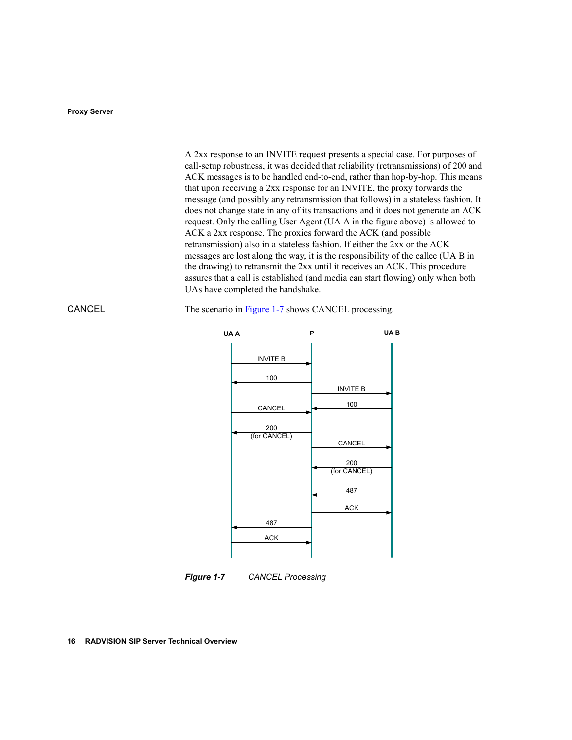A 2xx response to an INVITE request presents a special case. For purposes of call-setup robustness, it was decided that reliability (retransmissions) of 200 and ACK messages is to be handled end-to-end, rather than hop-by-hop. This means that upon receiving a 2xx response for an INVITE, the proxy forwards the message (and possibly any retransmission that follows) in a stateless fashion. It does not change state in any of its transactions and it does not generate an ACK request. Only the calling User Agent (UA A in the figure above) is allowed to ACK a 2xx response. The proxies forward the ACK (and possible retransmission) also in a stateless fashion. If either the 2xx or the ACK messages are lost along the way, it is the responsibility of the callee (UA B in the drawing) to retransmit the 2xx until it receives an ACK. This procedure assures that a call is established (and media can start flowing) only when both UAs have completed the handshake.

### CANCEL

The scenario in Figure 1-7 shows CANCEL processing.

UA A | P | UA B

- UA A → P: INVITE B
- P → UA A: 100
- P → UA B: INVITE B
- UA B → P: 100
- UA A → P: CANCEL
- P → UA A: 200 (for CANCEL)
- P → UA B: CANCEL
- UA B → P: 200 (for CANCEL)
- UA B → P: 487
- P → UA B: ACK
- P → UA A: 487
- UA A → P: ACK

***Figure 1-7*** *CANCEL Processing*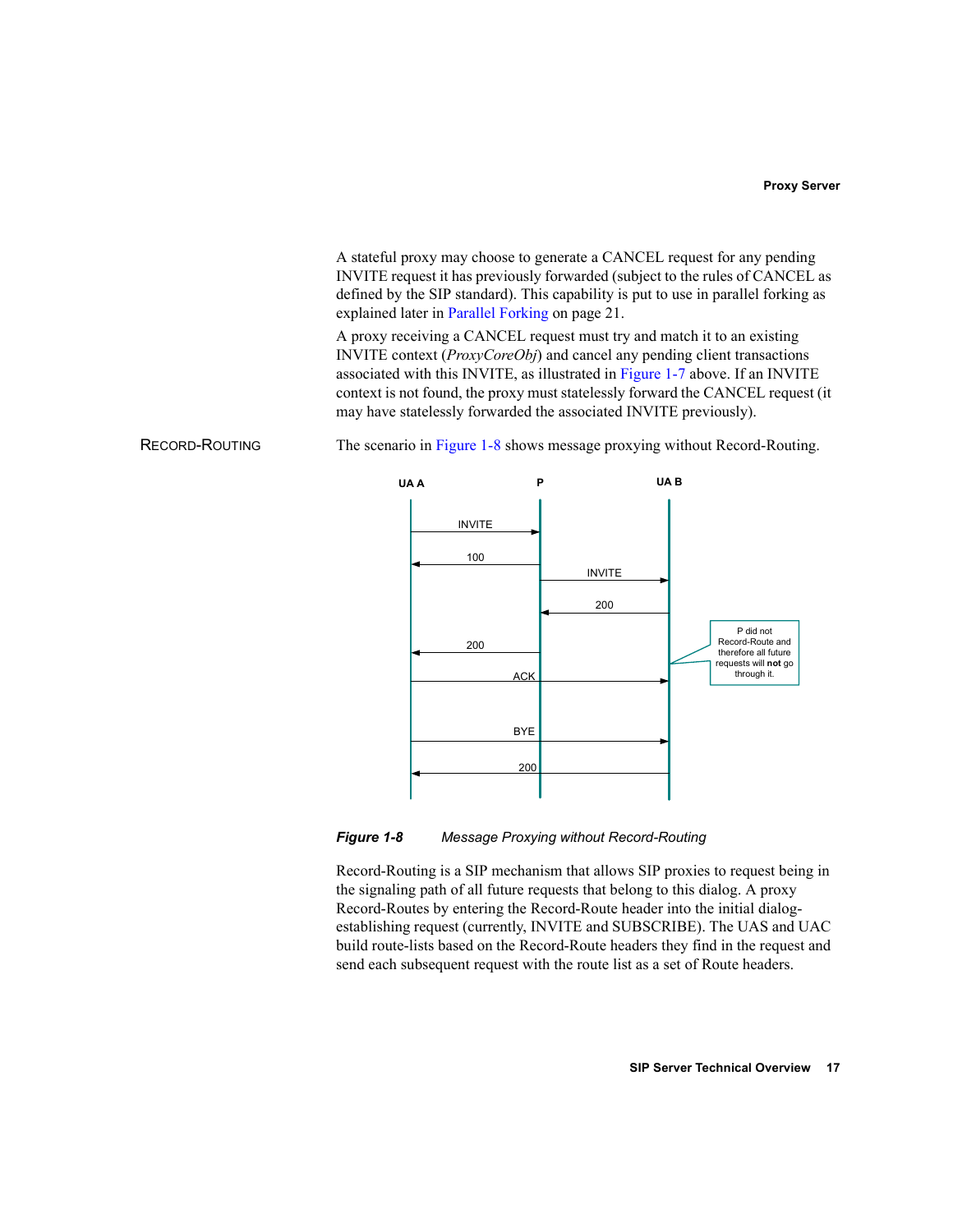A stateful proxy may choose to generate a CANCEL request for any pending INVITE request it has previously forwarded (subject to the rules of CANCEL as defined by the SIP standard). This capability is put to use in parallel forking as explained later in Parallel Forking on page 21.

A proxy receiving a CANCEL request must try and match it to an existing INVITE context (*ProxyCoreObj*) and cancel any pending client transactions associated with this INVITE, as illustrated in Figure 1-7 above. If an INVITE context is not found, the proxy must statelessly forward the CANCEL request (it may have statelessly forwarded the associated INVITE previously).

## Record-Routing

The scenario in Figure 1-8 shows message proxying without Record-Routing.

***Figure 1-8*** *Message Proxying without Record-Routing*

Record-Routing is a SIP mechanism that allows SIP proxies to request being in the signaling path of all future requests that belong to this dialog. A proxy Record-Routes by entering the Record-Route header into the initial dialog-establishing request (currently, INVITE and SUBSCRIBE). The UAS and UAC build route-lists based on the Record-Route headers they find in the request and send each subsequent request with the route list as a set of Route headers.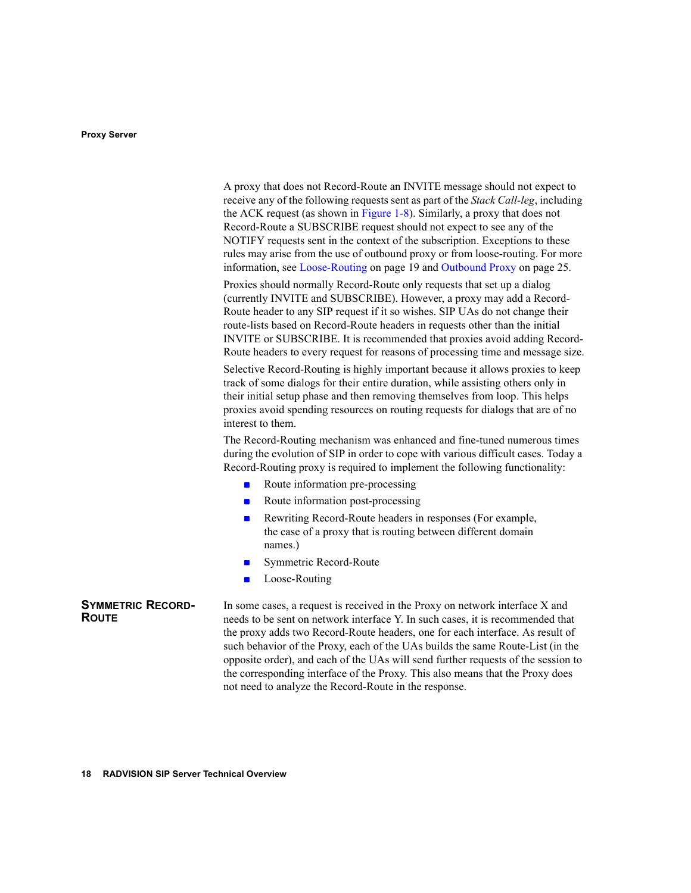A proxy that does not Record-Route an INVITE message should not expect to receive any of the following requests sent as part of the *Stack Call-leg*, including the ACK request (as shown in Figure 1-8). Similarly, a proxy that does not Record-Route a SUBSCRIBE request should not expect to see any of the NOTIFY requests sent in the context of the subscription. Exceptions to these rules may arise from the use of outbound proxy or from loose-routing. For more information, see Loose-Routing on page 19 and Outbound Proxy on page 25.

Proxies should normally Record-Route only requests that set up a dialog (currently INVITE and SUBSCRIBE). However, a proxy may add a Record-Route header to any SIP request if it so wishes. SIP UAs do not change their route-lists based on Record-Route headers in requests other than the initial INVITE or SUBSCRIBE. It is recommended that proxies avoid adding Record-Route headers to every request for reasons of processing time and message size.

Selective Record-Routing is highly important because it allows proxies to keep track of some dialogs for their entire duration, while assisting others only in their initial setup phase and then removing themselves from loop. This helps proxies avoid spending resources on routing requests for dialogs that are of no interest to them.

The Record-Routing mechanism was enhanced and fine-tuned numerous times during the evolution of SIP in order to cope with various difficult cases. Today a Record-Routing proxy is required to implement the following functionality:

- Route information pre-processing
- Route information post-processing
- Rewriting Record-Route headers in responses (For example, the case of a proxy that is routing between different domain names.)
- Symmetric Record-Route
- Loose-Routing

## Symmetric Record-Route

In some cases, a request is received in the Proxy on network interface X and needs to be sent on network interface Y. In such cases, it is recommended that the proxy adds two Record-Route headers, one for each interface. As result of such behavior of the Proxy, each of the UAs builds the same Route-List (in the opposite order), and each of the UAs will send further requests of the session to the corresponding interface of the Proxy. This also means that the Proxy does not need to analyze the Record-Route in the response.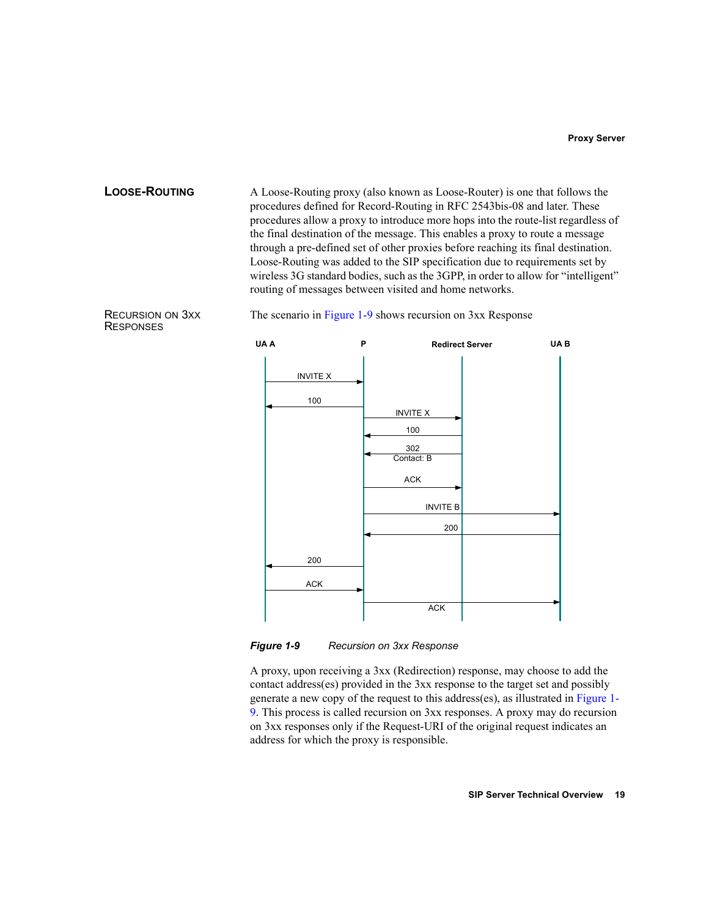## Loose-Routing

A Loose-Routing proxy (also known as Loose-Router) is one that follows the procedures defined for Record-Routing in RFC 2543bis-08 and later. These procedures allow a proxy to introduce more hops into the route-list regardless of the final destination of the message. This enables a proxy to route a message through a pre-defined set of other proxies before reaching its final destination. Loose-Routing was added to the SIP specification due to requirements set by wireless 3G standard bodies, such as the 3GPP, in order to allow for "intelligent" routing of messages between visited and home networks.

## Recursion on 3xx Responses

The scenario in Figure 1-9 shows recursion on 3xx Response

*Figure 1-9* *Recursion on 3xx Response*

A proxy, upon receiving a 3xx (Redirection) response, may choose to add the contact address(es) provided in the 3xx response to the target set and possibly generate a new copy of the request to this address(es), as illustrated in Figure 1-9. This process is called recursion on 3xx responses. A proxy may do recursion on 3xx responses only if the Request-URI of the original request indicates an address for which the proxy is responsible.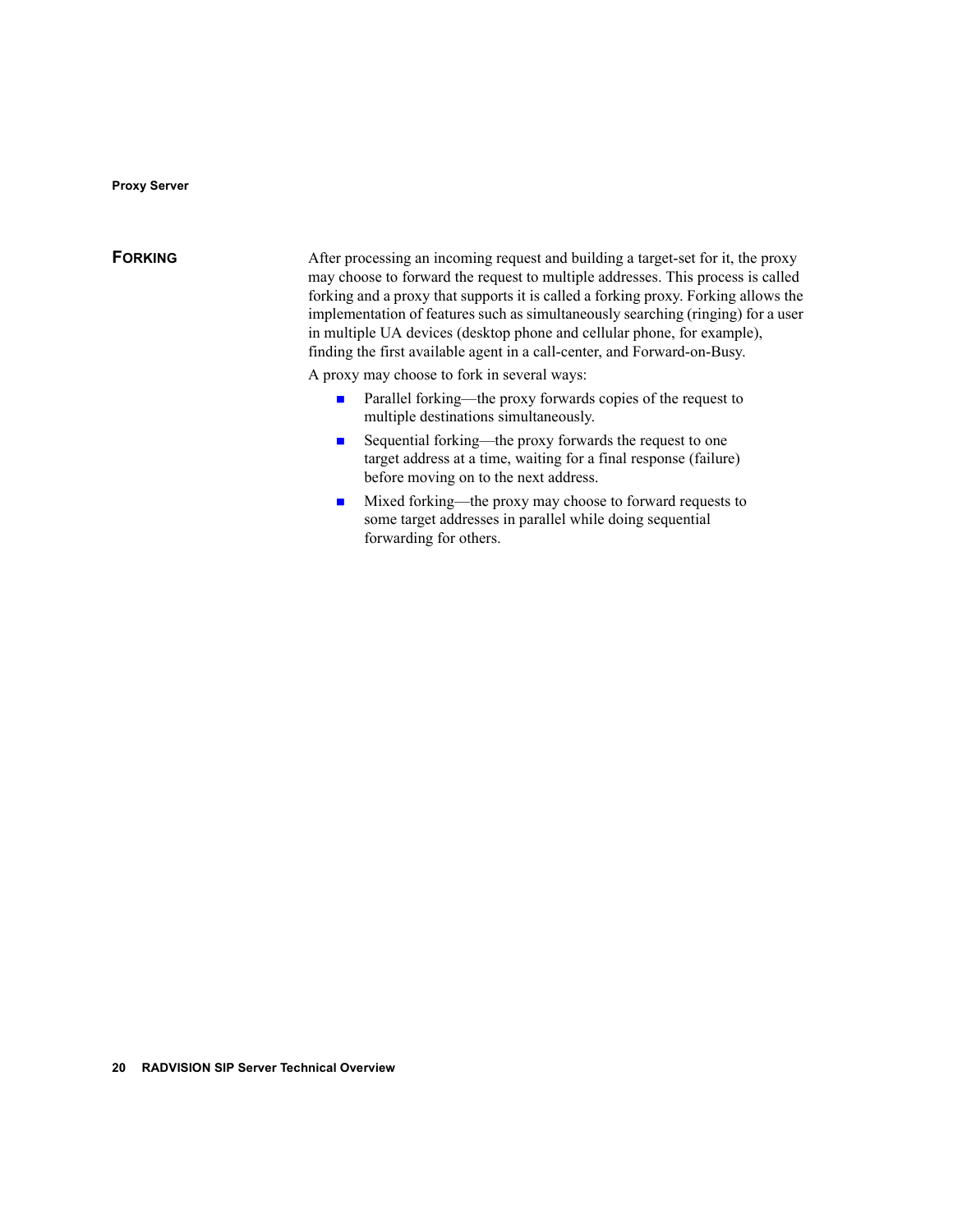## Forking

After processing an incoming request and building a target-set for it, the proxy may choose to forward the request to multiple addresses. This process is called forking and a proxy that supports it is called a forking proxy. Forking allows the implementation of features such as simultaneously searching (ringing) for a user in multiple UA devices (desktop phone and cellular phone, for example), finding the first available agent in a call-center, and Forward-on-Busy.

A proxy may choose to fork in several ways:

- Parallel forking—the proxy forwards copies of the request to multiple destinations simultaneously.
- Sequential forking—the proxy forwards the request to one target address at a time, waiting for a final response (failure) before moving on to the next address.
- Mixed forking—the proxy may choose to forward requests to some target addresses in parallel while doing sequential forwarding for others.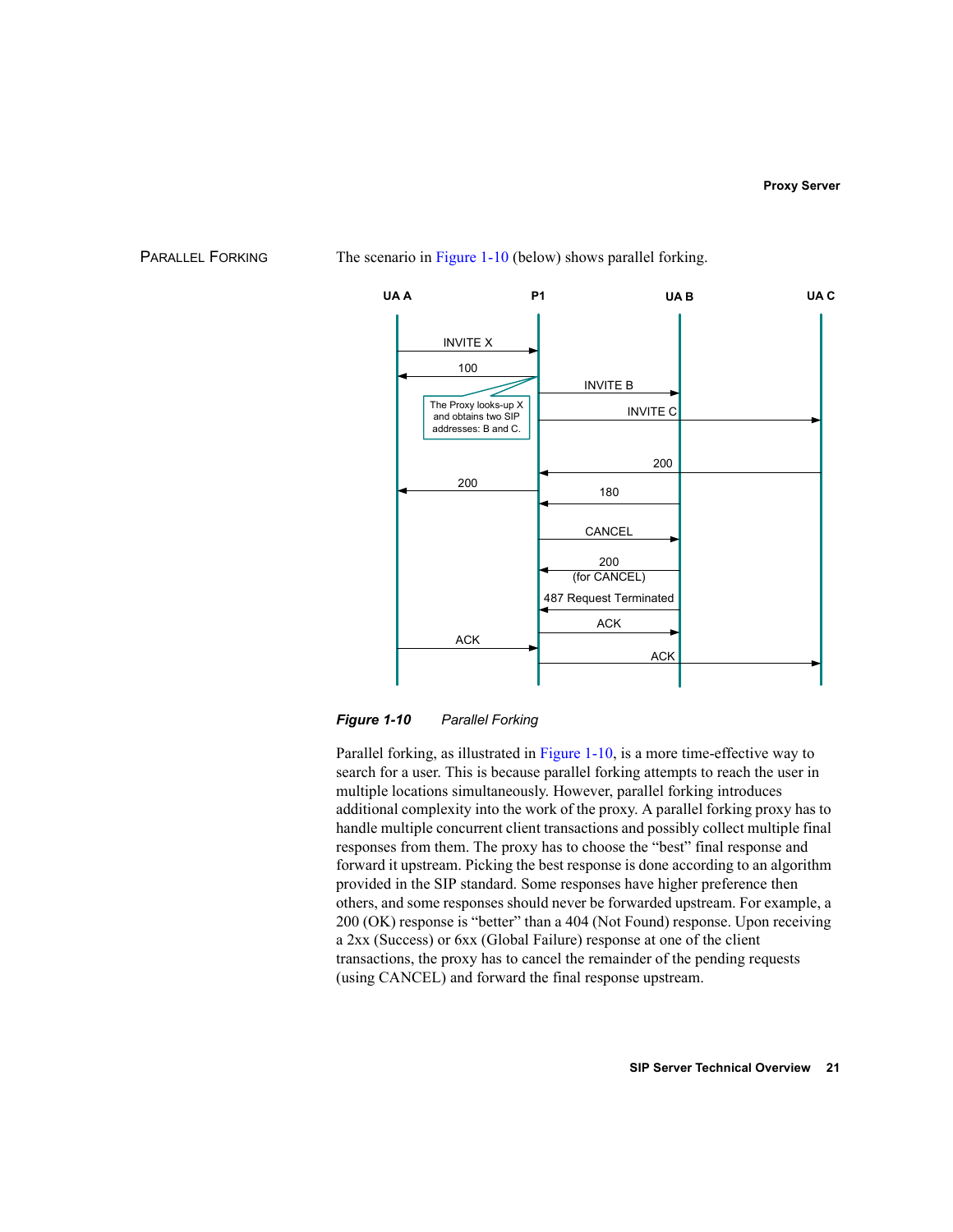## Parallel Forking

The scenario in Figure 1-10 (below) shows parallel forking.

UA A — P1 — UA B — UA C

- INVITE X (UA A → P1)
- 100 (P1 → UA A)
- INVITE B (P1 → UA B)
- INVITE C (P1 → UA C)
- The Proxy looks-up X and obtains two SIP addresses: B and C.
- 200 (UA C → P1)
- 200 (P1 → UA A)
- 180 (UA B → P1)
- CANCEL (P1 → UA B)
- 200 (for CANCEL) (UA B → P1)
- 487 Request Terminated (UA B → P1)
- ACK (P1 → UA B)
- ACK (UA A → P1)
- ACK (P1 → UA C)

*Figure 1-10 Parallel Forking*

Parallel forking, as illustrated in Figure 1-10, is a more time-effective way to search for a user. This is because parallel forking attempts to reach the user in multiple locations simultaneously. However, parallel forking introduces additional complexity into the work of the proxy. A parallel forking proxy has to handle multiple concurrent client transactions and possibly collect multiple final responses from them. The proxy has to choose the "best" final response and forward it upstream. Picking the best response is done according to an algorithm provided in the SIP standard. Some responses have higher preference then others, and some responses should never be forwarded upstream. For example, a 200 (OK) response is "better" than a 404 (Not Found) response. Upon receiving a 2xx (Success) or 6xx (Global Failure) response at one of the client transactions, the proxy has to cancel the remainder of the pending requests (using CANCEL) and forward the final response upstream.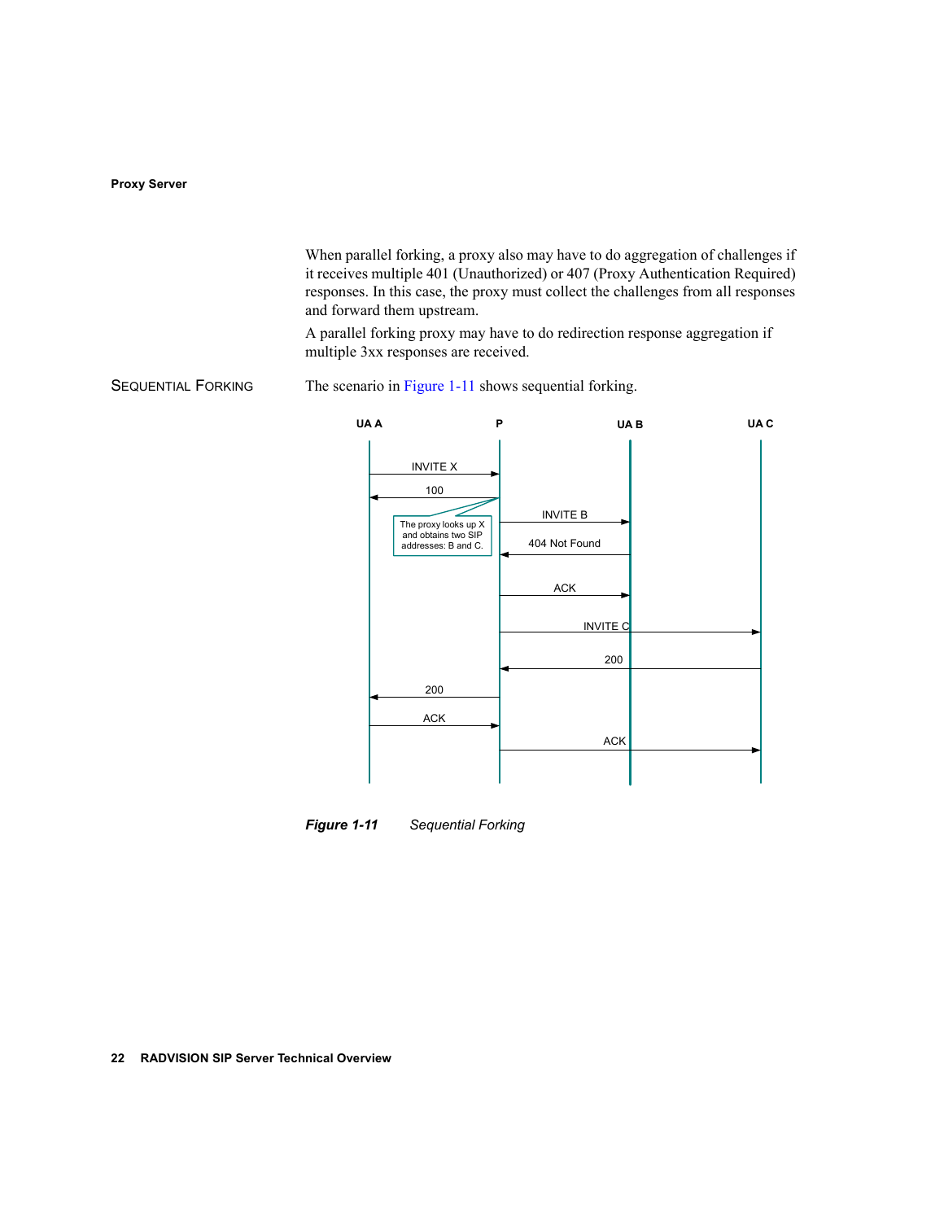When parallel forking, a proxy also may have to do aggregation of challenges if it receives multiple 401 (Unauthorized) or 407 (Proxy Authentication Required) responses. In this case, the proxy must collect the challenges from all responses and forward them upstream.

A parallel forking proxy may have to do redirection response aggregation if multiple 3xx responses are received.

### Sequential Forking

The scenario in Figure 1-11 shows sequential forking.

***Figure 1-11*** *Sequential Forking*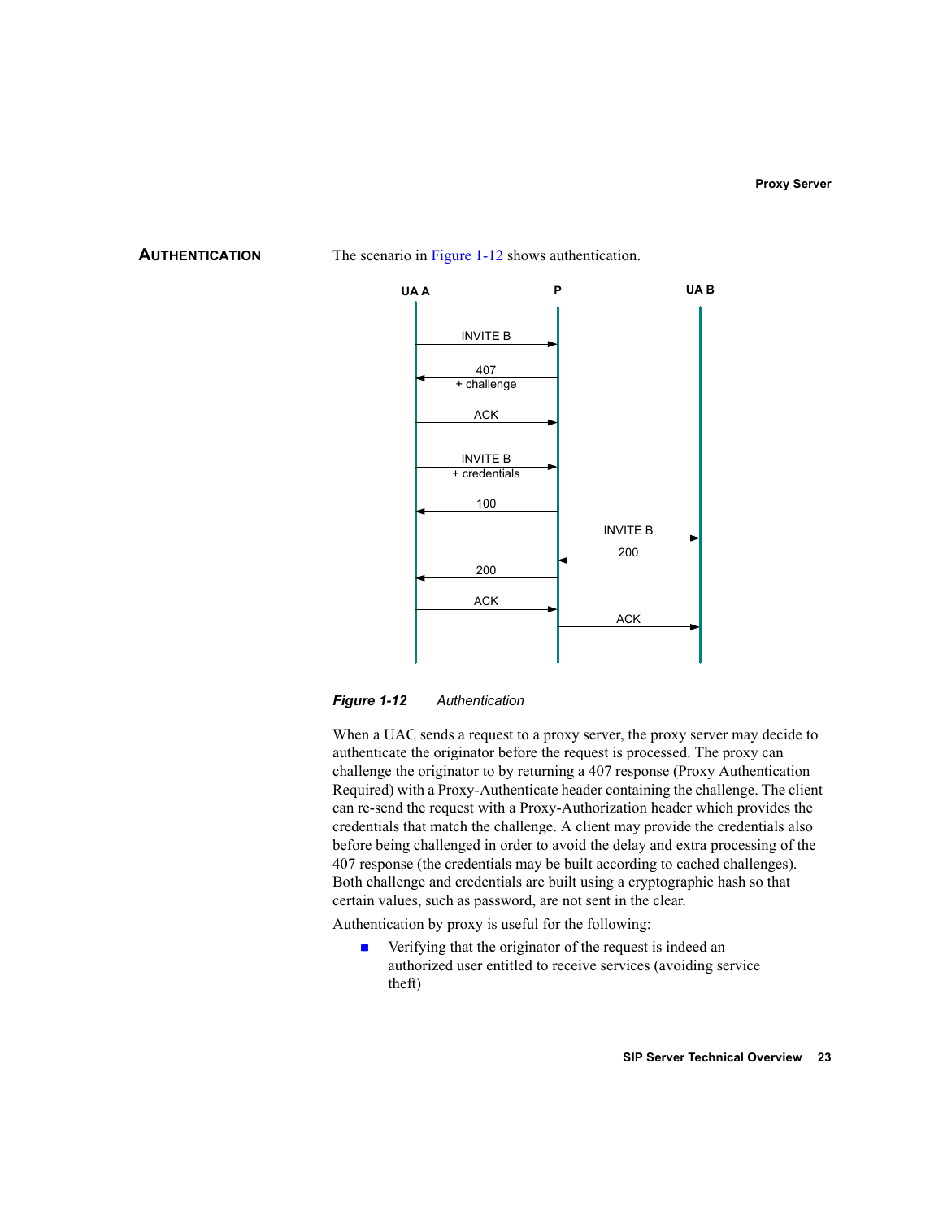## Authentication

The scenario in Figure 1-12 shows authentication.

*Figure 1-12 Authentication*

When a UAC sends a request to a proxy server, the proxy server may decide to authenticate the originator before the request is processed. The proxy can challenge the originator to by returning a 407 response (Proxy Authentication Required) with a Proxy-Authenticate header containing the challenge. The client can re-send the request with a Proxy-Authorization header which provides the credentials that match the challenge. A client may provide the credentials also before being challenged in order to avoid the delay and extra processing of the 407 response (the credentials may be built according to cached challenges). Both challenge and credentials are built using a cryptographic hash so that certain values, such as password, are not sent in the clear.

Authentication by proxy is useful for the following:

- Verifying that the originator of the request is indeed an authorized user entitled to receive services (avoiding service theft)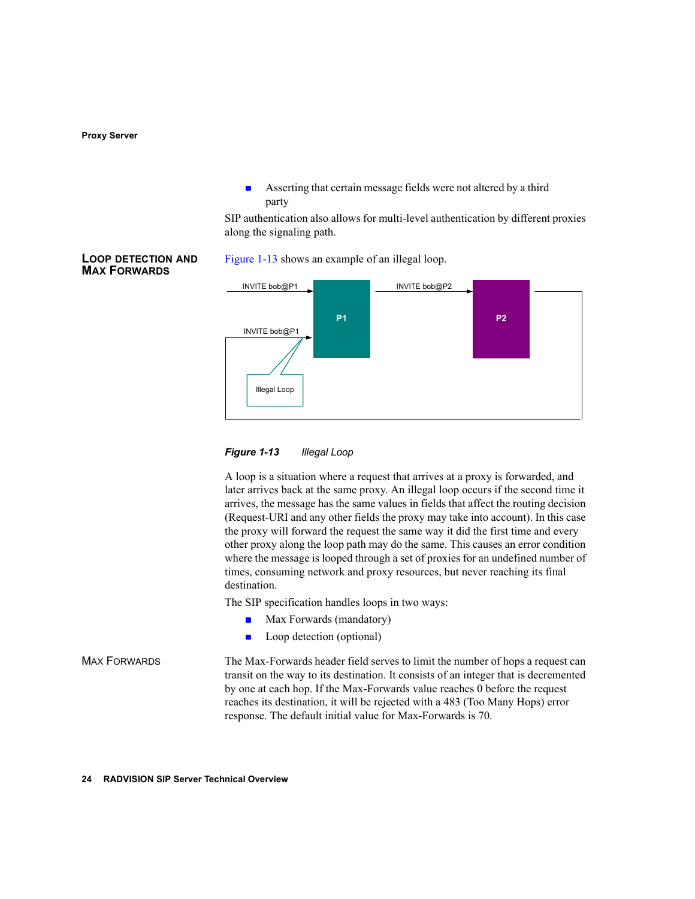- Asserting that certain message fields were not altered by a third party

SIP authentication also allows for multi-level authentication by different proxies along the signaling path.

## Loop Detection and Max Forwards

Figure 1-13 shows an example of an illegal loop.

INVITE bob@P1

INVITE bob@P2

P1

P2

INVITE bob@P1

Illegal Loop

***Figure 1-13*** *Illegal Loop*

A loop is a situation where a request that arrives at a proxy is forwarded, and later arrives back at the same proxy. An illegal loop occurs if the second time it arrives, the message has the same values in fields that affect the routing decision (Request-URI and any other fields the proxy may take into account). In this case the proxy will forward the request the same way it did the first time and every other proxy along the loop path may do the same. This causes an error condition where the message is looped through a set of proxies for an undefined number of times, consuming network and proxy resources, but never reaching its final destination.

The SIP specification handles loops in two ways:

- Max Forwards (mandatory)
- Loop detection (optional)

### Max Forwards

The Max-Forwards header field serves to limit the number of hops a request can transit on the way to its destination. It consists of an integer that is decremented by one at each hop. If the Max-Forwards value reaches 0 before the request reaches its destination, it will be rejected with a 483 (Too Many Hops) error response. The default initial value for Max-Forwards is 70.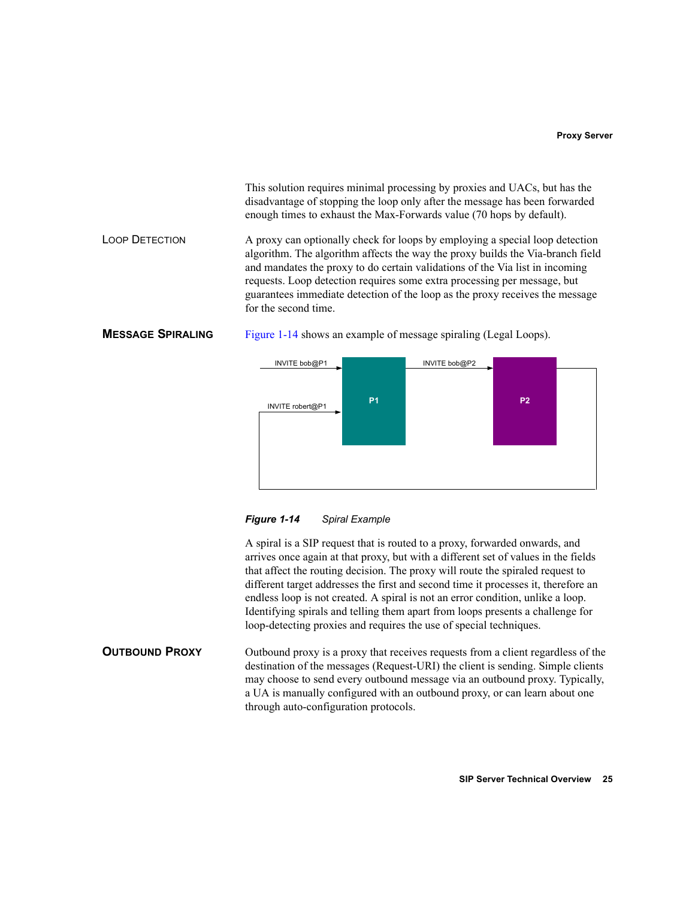This solution requires minimal processing by proxies and UACs, but has the disadvantage of stopping the loop only after the message has been forwarded enough times to exhaust the Max-Forwards value (70 hops by default).

### Loop Detection

A proxy can optionally check for loops by employing a special loop detection algorithm. The algorithm affects the way the proxy builds the Via-branch field and mandates the proxy to do certain validations of the Via list in incoming requests. Loop detection requires some extra processing per message, but guarantees immediate detection of the loop as the proxy receives the message for the second time.

### Message Spiraling

Figure 1-14 shows an example of message spiraling (Legal Loops).

INVITE bob@P1 → P1 → INVITE bob@P2 → P2 → INVITE robert@P1 → P1

***Figure 1-14*** *Spiral Example*

A spiral is a SIP request that is routed to a proxy, forwarded onwards, and arrives once again at that proxy, but with a different set of values in the fields that affect the routing decision. The proxy will route the spiraled request to different target addresses the first and second time it processes it, therefore an endless loop is not created. A spiral is not an error condition, unlike a loop. Identifying spirals and telling them apart from loops presents a challenge for loop-detecting proxies and requires the use of special techniques.

### Outbound Proxy

Outbound proxy is a proxy that receives requests from a client regardless of the destination of the messages (Request-URI) the client is sending. Simple clients may choose to send every outbound message via an outbound proxy. Typically, a UA is manually configured with an outbound proxy, or can learn about one through auto-configuration protocols.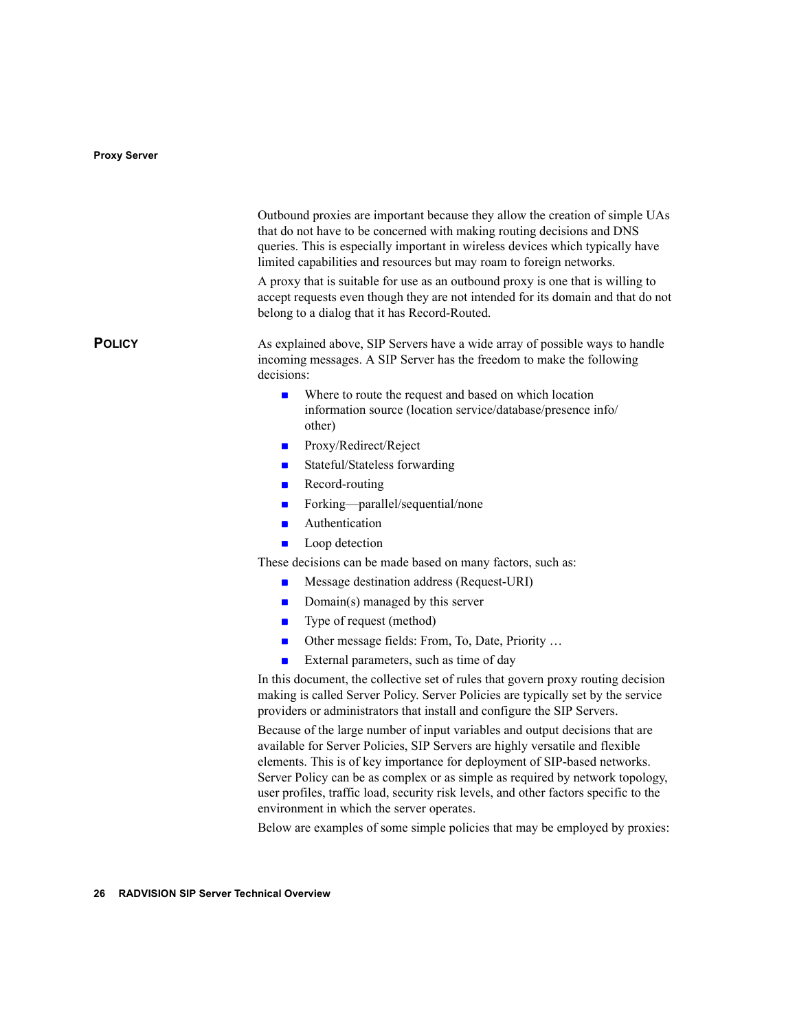Outbound proxies are important because they allow the creation of simple UAs that do not have to be concerned with making routing decisions and DNS queries. This is especially important in wireless devices which typically have limited capabilities and resources but may roam to foreign networks.

A proxy that is suitable for use as an outbound proxy is one that is willing to accept requests even though they are not intended for its domain and that do not belong to a dialog that it has Record-Routed.

## Policy

As explained above, SIP Servers have a wide array of possible ways to handle incoming messages. A SIP Server has the freedom to make the following decisions:

- Where to route the request and based on which location information source (location service/database/presence info/ other)
- Proxy/Redirect/Reject
- Stateful/Stateless forwarding
- Record-routing
- Forking—parallel/sequential/none
- Authentication
- Loop detection

These decisions can be made based on many factors, such as:

- Message destination address (Request-URI)
- Domain(s) managed by this server
- Type of request (method)
- Other message fields: From, To, Date, Priority …
- External parameters, such as time of day

In this document, the collective set of rules that govern proxy routing decision making is called Server Policy. Server Policies are typically set by the service providers or administrators that install and configure the SIP Servers.

Because of the large number of input variables and output decisions that are available for Server Policies, SIP Servers are highly versatile and flexible elements. This is of key importance for deployment of SIP-based networks. Server Policy can be as complex or as simple as required by network topology, user profiles, traffic load, security risk levels, and other factors specific to the environment in which the server operates.

Below are examples of some simple policies that may be employed by proxies: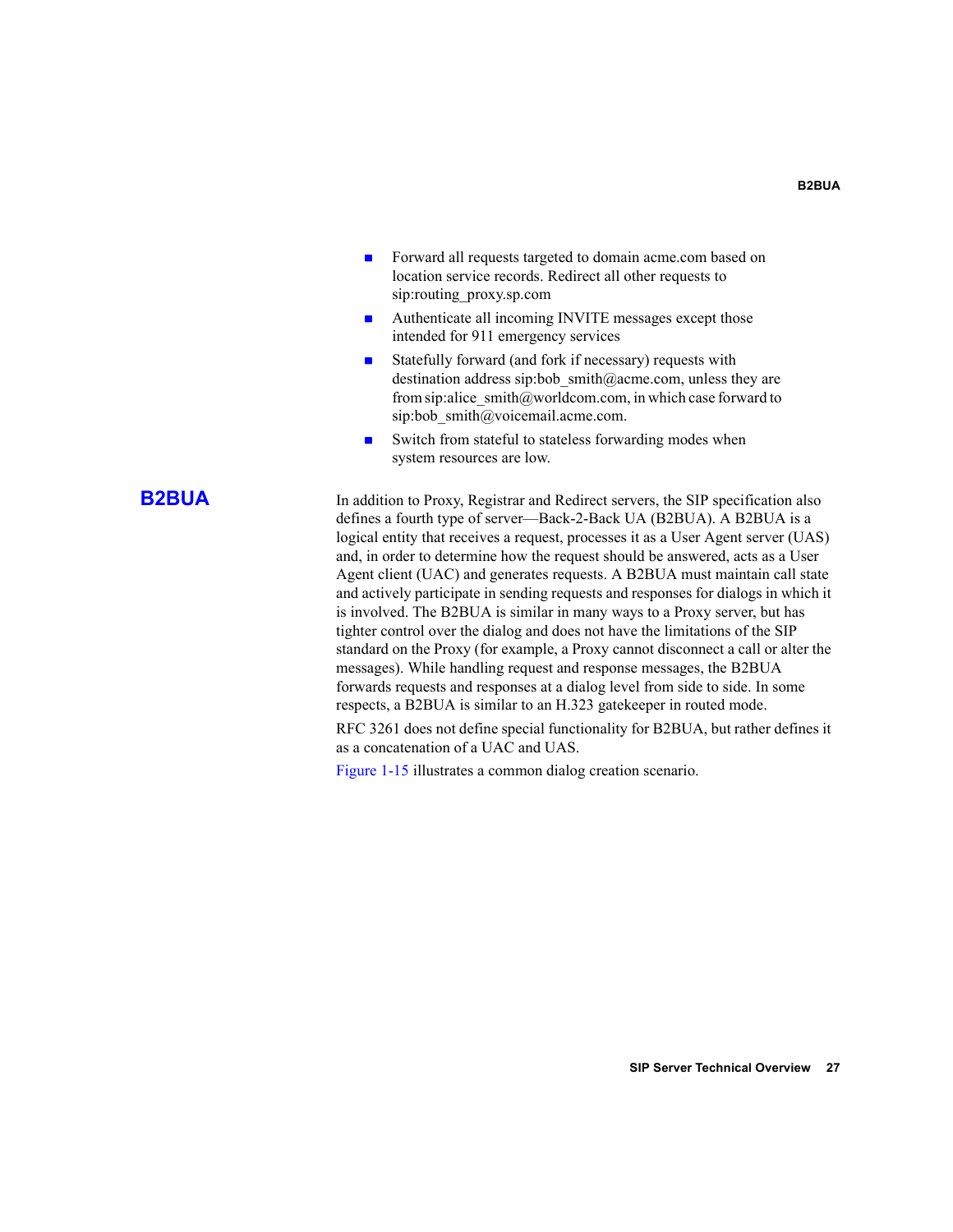- Forward all requests targeted to domain acme.com based on location service records. Redirect all other requests to sip:routing_proxy.sp.com
- Authenticate all incoming INVITE messages except those intended for 911 emergency services
- Statefully forward (and fork if necessary) requests with destination address sip:bob_smith@acme.com, unless they are from sip:alice_smith@worldcom.com, in which case forward to sip:bob_smith@voicemail.acme.com.
- Switch from stateful to stateless forwarding modes when system resources are low.

## B2BUA

In addition to Proxy, Registrar and Redirect servers, the SIP specification also defines a fourth type of server—Back-2-Back UA (B2BUA). A B2BUA is a logical entity that receives a request, processes it as a User Agent server (UAS) and, in order to determine how the request should be answered, acts as a User Agent client (UAC) and generates requests. A B2BUA must maintain call state and actively participate in sending requests and responses for dialogs in which it is involved. The B2BUA is similar in many ways to a Proxy server, but has tighter control over the dialog and does not have the limitations of the SIP standard on the Proxy (for example, a Proxy cannot disconnect a call or alter the messages). While handling request and response messages, the B2BUA forwards requests and responses at a dialog level from side to side. In some respects, a B2BUA is similar to an H.323 gatekeeper in routed mode.

RFC 3261 does not define special functionality for B2BUA, but rather defines it as a concatenation of a UAC and UAS.

Figure 1-15 illustrates a common dialog creation scenario.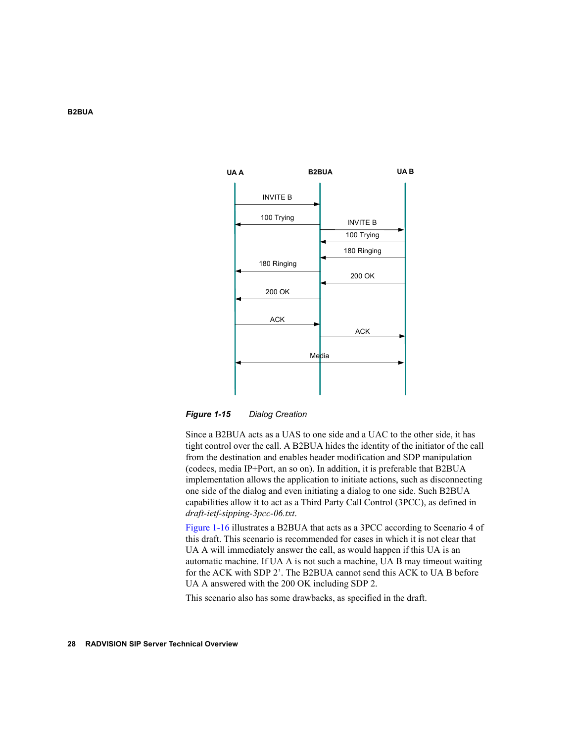UA A | B2BUA | UA B

INVITE B
100 Trying
INVITE B
100 Trying
180 Ringing
180 Ringing
200 OK
200 OK
ACK
ACK
Media

***Figure 1-15*** *Dialog Creation*

Since a B2BUA acts as a UAS to one side and a UAC to the other side, it has tight control over the call. A B2BUA hides the identity of the initiator of the call from the destination and enables header modification and SDP manipulation (codecs, media IP+Port, an so on). In addition, it is preferable that B2BUA implementation allows the application to initiate actions, such as disconnecting one side of the dialog and even initiating a dialog to one side. Such B2BUA capabilities allow it to act as a Third Party Call Control (3PCC), as defined in *draft-ietf-sipping-3pcc-06.txt*.

Figure 1-16 illustrates a B2BUA that acts as a 3PCC according to Scenario 4 of this draft. This scenario is recommended for cases in which it is not clear that UA A will immediately answer the call, as would happen if this UA is an automatic machine. If UA A is not such a machine, UA B may timeout waiting for the ACK with SDP 2'. The B2BUA cannot send this ACK to UA B before UA A answered with the 200 OK including SDP 2.

This scenario also has some drawbacks, as specified in the draft.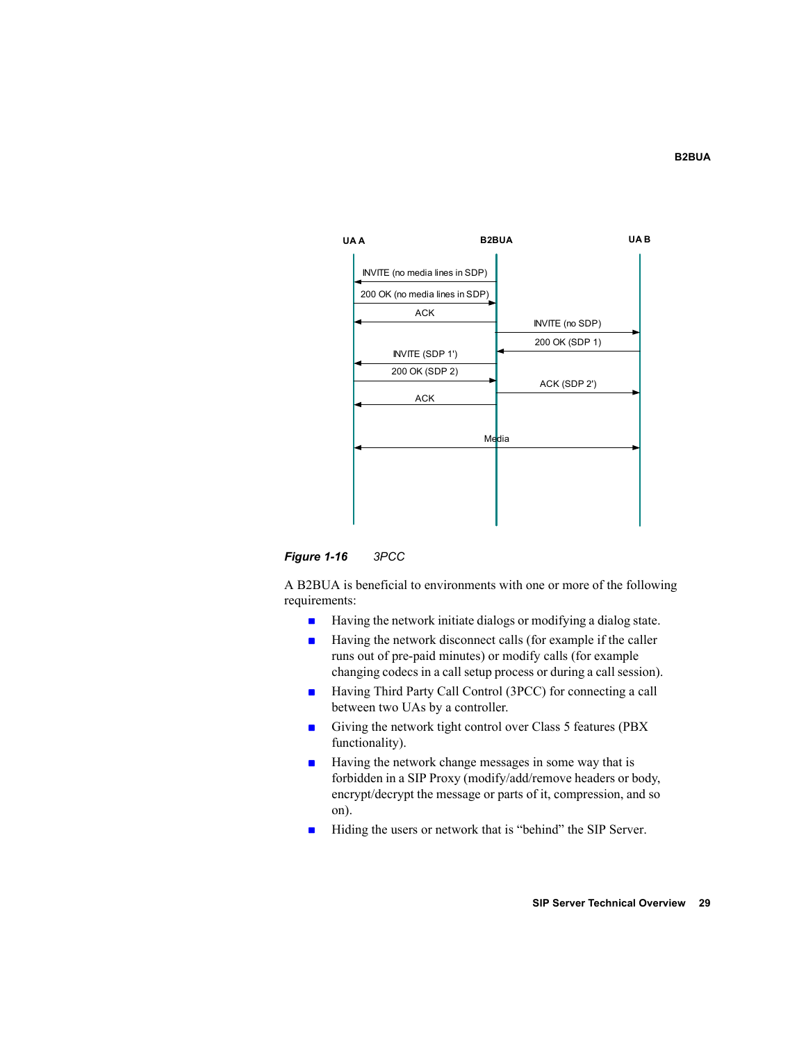UA A | B2BUA | UA B

INVITE (no media lines in SDP)
200 OK (no media lines in SDP)
ACK
INVITE (no SDP)
200 OK (SDP 1)
INVITE (SDP 1')
200 OK (SDP 2)
ACK (SDP 2')
ACK
Media

*Figure 1-16 3PCC*

A B2BUA is beneficial to environments with one or more of the following requirements:

- Having the network initiate dialogs or modifying a dialog state.
- Having the network disconnect calls (for example if the caller runs out of pre-paid minutes) or modify calls (for example changing codecs in a call setup process or during a call session).
- Having Third Party Call Control (3PCC) for connecting a call between two UAs by a controller.
- Giving the network tight control over Class 5 features (PBX functionality).
- Having the network change messages in some way that is forbidden in a SIP Proxy (modify/add/remove headers or body, encrypt/decrypt the message or parts of it, compression, and so on).
- Hiding the users or network that is "behind" the SIP Server.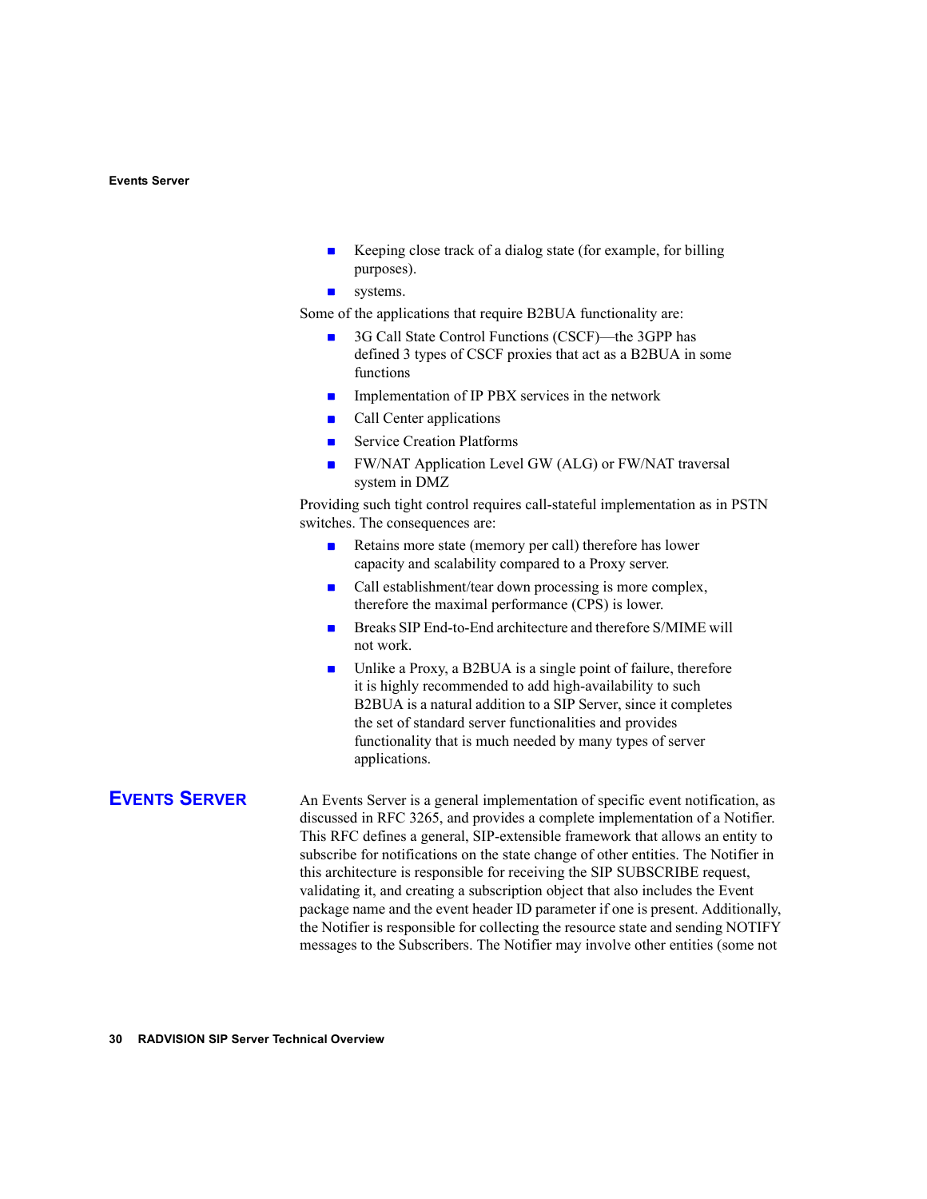- Keeping close track of a dialog state (for example, for billing purposes).
- systems.

Some of the applications that require B2BUA functionality are:

- 3G Call State Control Functions (CSCF)—the 3GPP has defined 3 types of CSCF proxies that act as a B2BUA in some functions
- Implementation of IP PBX services in the network
- Call Center applications
- Service Creation Platforms
- FW/NAT Application Level GW (ALG) or FW/NAT traversal system in DMZ

Providing such tight control requires call-stateful implementation as in PSTN switches. The consequences are:

- Retains more state (memory per call) therefore has lower capacity and scalability compared to a Proxy server.
- Call establishment/tear down processing is more complex, therefore the maximal performance (CPS) is lower.
- Breaks SIP End-to-End architecture and therefore S/MIME will not work.
- Unlike a Proxy, a B2BUA is a single point of failure, therefore it is highly recommended to add high-availability to such B2BUA is a natural addition to a SIP Server, since it completes the set of standard server functionalities and provides functionality that is much needed by many types of server applications.

## Events Server

An Events Server is a general implementation of specific event notification, as discussed in RFC 3265, and provides a complete implementation of a Notifier. This RFC defines a general, SIP-extensible framework that allows an entity to subscribe for notifications on the state change of other entities. The Notifier in this architecture is responsible for receiving the SIP SUBSCRIBE request, validating it, and creating a subscription object that also includes the Event package name and the event header ID parameter if one is present. Additionally, the Notifier is responsible for collecting the resource state and sending NOTIFY messages to the Subscribers. The Notifier may involve other entities (some not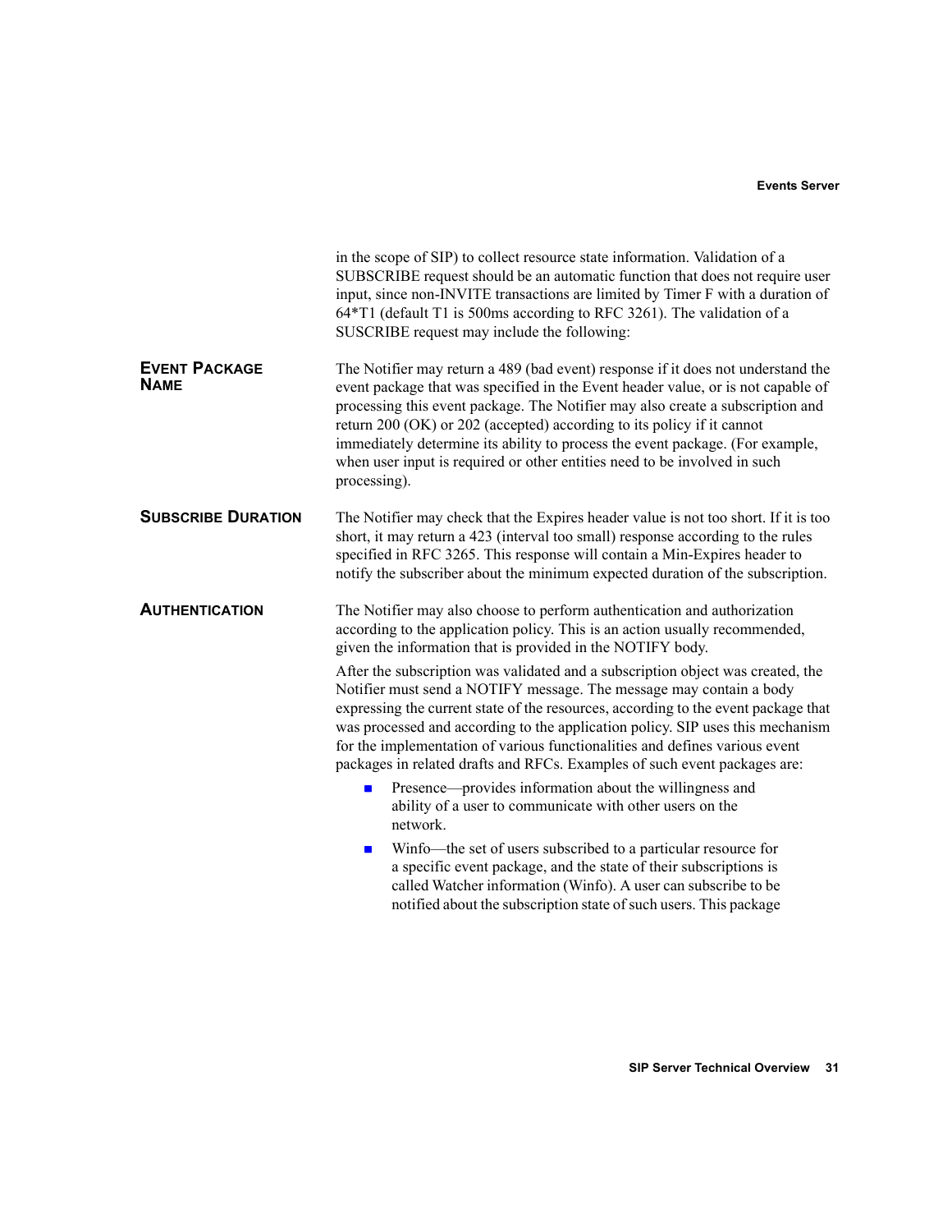in the scope of SIP) to collect resource state information. Validation of a SUBSCRIBE request should be an automatic function that does not require user input, since non-INVITE transactions are limited by Timer F with a duration of 64*T1 (default T1 is 500ms according to RFC 3261). The validation of a SUSCRIBE request may include the following:

**EVENT PACKAGE NAME**

The Notifier may return a 489 (bad event) response if it does not understand the event package that was specified in the Event header value, or is not capable of processing this event package. The Notifier may also create a subscription and return 200 (OK) or 202 (accepted) according to its policy if it cannot immediately determine its ability to process the event package. (For example, when user input is required or other entities need to be involved in such processing).

**SUBSCRIBE DURATION**

The Notifier may check that the Expires header value is not too short. If it is too short, it may return a 423 (interval too small) response according to the rules specified in RFC 3265. This response will contain a Min-Expires header to notify the subscriber about the minimum expected duration of the subscription.

**AUTHENTICATION**

The Notifier may also choose to perform authentication and authorization according to the application policy. This is an action usually recommended, given the information that is provided in the NOTIFY body.

After the subscription was validated and a subscription object was created, the Notifier must send a NOTIFY message. The message may contain a body expressing the current state of the resources, according to the event package that was processed and according to the application policy. SIP uses this mechanism for the implementation of various functionalities and defines various event packages in related drafts and RFCs. Examples of such event packages are:

- Presence—provides information about the willingness and ability of a user to communicate with other users on the network.
- Winfo—the set of users subscribed to a particular resource for a specific event package, and the state of their subscriptions is called Watcher information (Winfo). A user can subscribe to be notified about the subscription state of such users. This package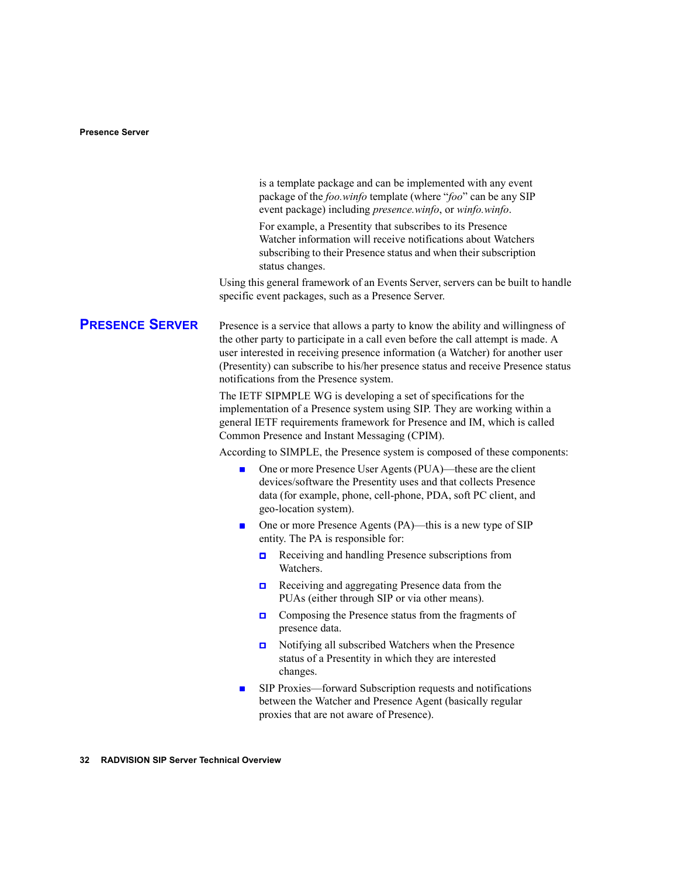is a template package and can be implemented with any event package of the *foo.winfo* template (where "*foo*" can be any SIP event package) including *presence.winfo*, or *winfo.winfo*.

For example, a Presentity that subscribes to its Presence Watcher information will receive notifications about Watchers subscribing to their Presence status and when their subscription status changes.

Using this general framework of an Events Server, servers can be built to handle specific event packages, such as a Presence Server.

## Presence Server

Presence is a service that allows a party to know the ability and willingness of the other party to participate in a call even before the call attempt is made. A user interested in receiving presence information (a Watcher) for another user (Presentity) can subscribe to his/her presence status and receive Presence status notifications from the Presence system.

The IETF SIPMPLE WG is developing a set of specifications for the implementation of a Presence system using SIP. They are working within a general IETF requirements framework for Presence and IM, which is called Common Presence and Instant Messaging (CPIM).

According to SIMPLE, the Presence system is composed of these components:

- One or more Presence User Agents (PUA)—these are the client devices/software the Presentity uses and that collects Presence data (for example, phone, cell-phone, PDA, soft PC client, and geo-location system).
- One or more Presence Agents (PA)—this is a new type of SIP entity. The PA is responsible for:
  - Receiving and handling Presence subscriptions from Watchers.
  - Receiving and aggregating Presence data from the PUAs (either through SIP or via other means).
  - Composing the Presence status from the fragments of presence data.
  - Notifying all subscribed Watchers when the Presence status of a Presentity in which they are interested changes.
- SIP Proxies—forward Subscription requests and notifications between the Watcher and Presence Agent (basically regular proxies that are not aware of Presence).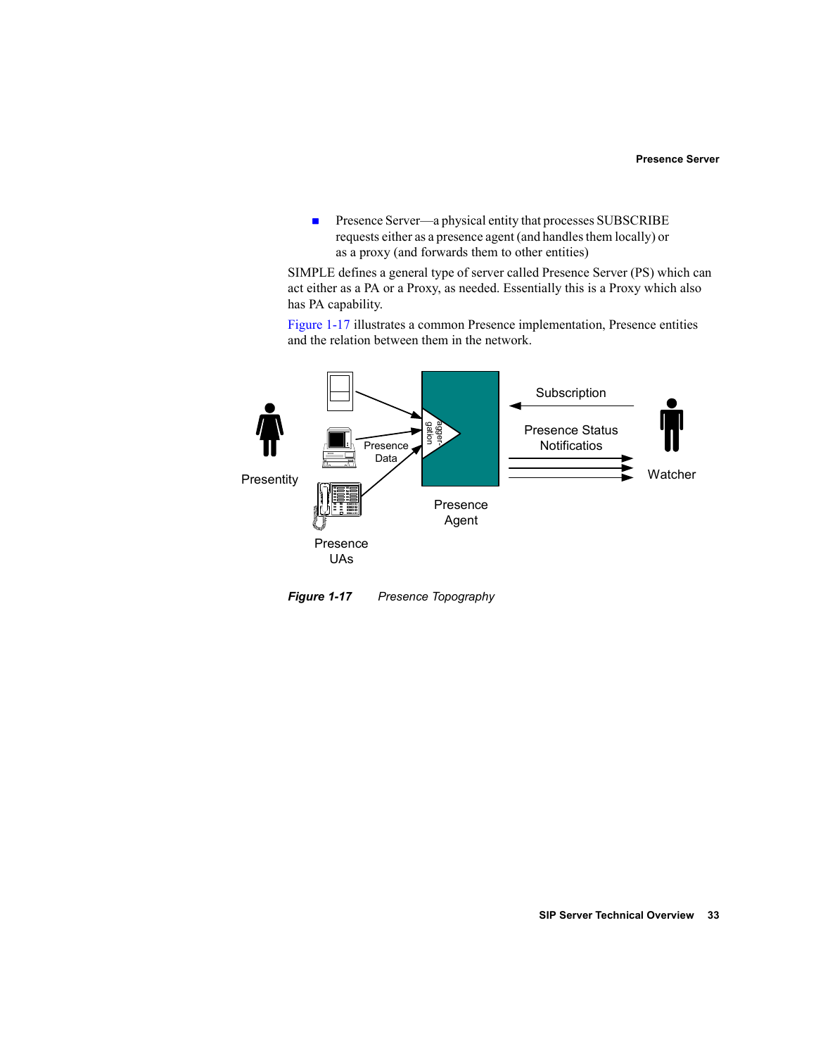- Presence Server—a physical entity that processes SUBSCRIBE requests either as a presence agent (and handles them locally) or as a proxy (and forwards them to other entities)

SIMPLE defines a general type of server called Presence Server (PS) which can act either as a PA or a Proxy, as needed. Essentially this is a Proxy which also has PA capability.

Figure 1-17 illustrates a common Presence implementation, Presence entities and the relation between them in the network.

***Figure 1-17*** *Presence Topography*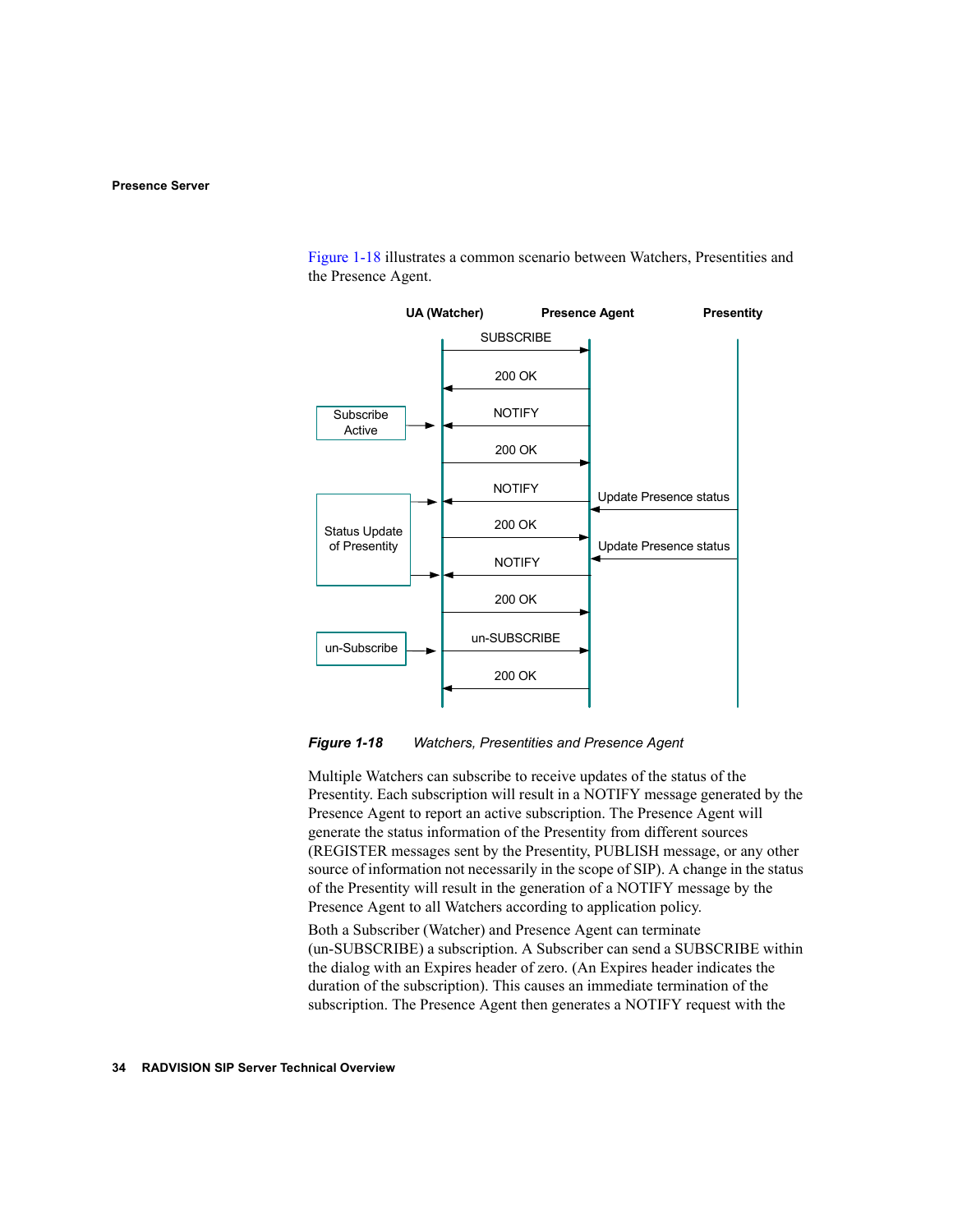Figure 1-18 illustrates a common scenario between Watchers, Presentities and the Presence Agent.

***Figure 1-18*** *Watchers, Presentities and Presence Agent*

Multiple Watchers can subscribe to receive updates of the status of the Presentity. Each subscription will result in a NOTIFY message generated by the Presence Agent to report an active subscription. The Presence Agent will generate the status information of the Presentity from different sources (REGISTER messages sent by the Presentity, PUBLISH message, or any other source of information not necessarily in the scope of SIP). A change in the status of the Presentity will result in the generation of a NOTIFY message by the Presence Agent to all Watchers according to application policy.

Both a Subscriber (Watcher) and Presence Agent can terminate (un-SUBSCRIBE) a subscription. A Subscriber can send a SUBSCRIBE within the dialog with an Expires header of zero. (An Expires header indicates the duration of the subscription). This causes an immediate termination of the subscription. The Presence Agent then generates a NOTIFY request with the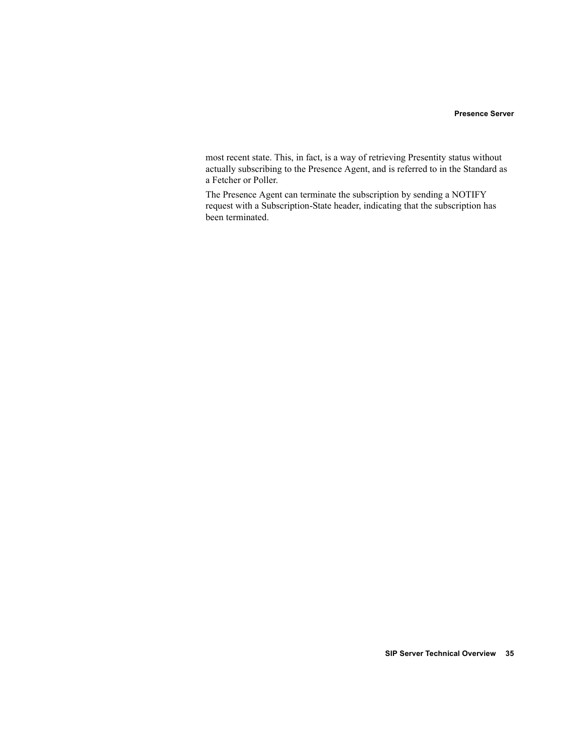most recent state. This, in fact, is a way of retrieving Presentity status without actually subscribing to the Presence Agent, and is referred to in the Standard as a Fetcher or Poller.

The Presence Agent can terminate the subscription by sending a NOTIFY request with a Subscription-State header, indicating that the subscription has been terminated.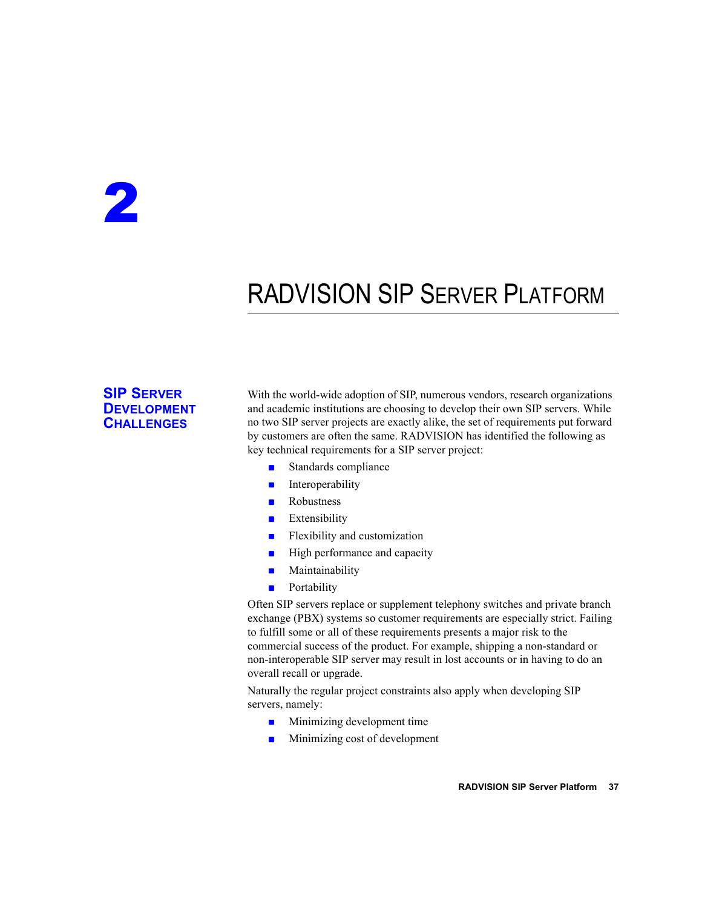# 2

# RADVISION SIP Server Platform

## SIP Server Development Challenges

With the world-wide adoption of SIP, numerous vendors, research organizations and academic institutions are choosing to develop their own SIP servers. While no two SIP server projects are exactly alike, the set of requirements put forward by customers are often the same. RADVISION has identified the following as key technical requirements for a SIP server project:

- Standards compliance
- Interoperability
- Robustness
- Extensibility
- Flexibility and customization
- High performance and capacity
- Maintainability
- Portability

Often SIP servers replace or supplement telephony switches and private branch exchange (PBX) systems so customer requirements are especially strict. Failing to fulfill some or all of these requirements presents a major risk to the commercial success of the product. For example, shipping a non-standard or non-interoperable SIP server may result in lost accounts or in having to do an overall recall or upgrade.

Naturally the regular project constraints also apply when developing SIP servers, namely:

- Minimizing development time
- Minimizing cost of development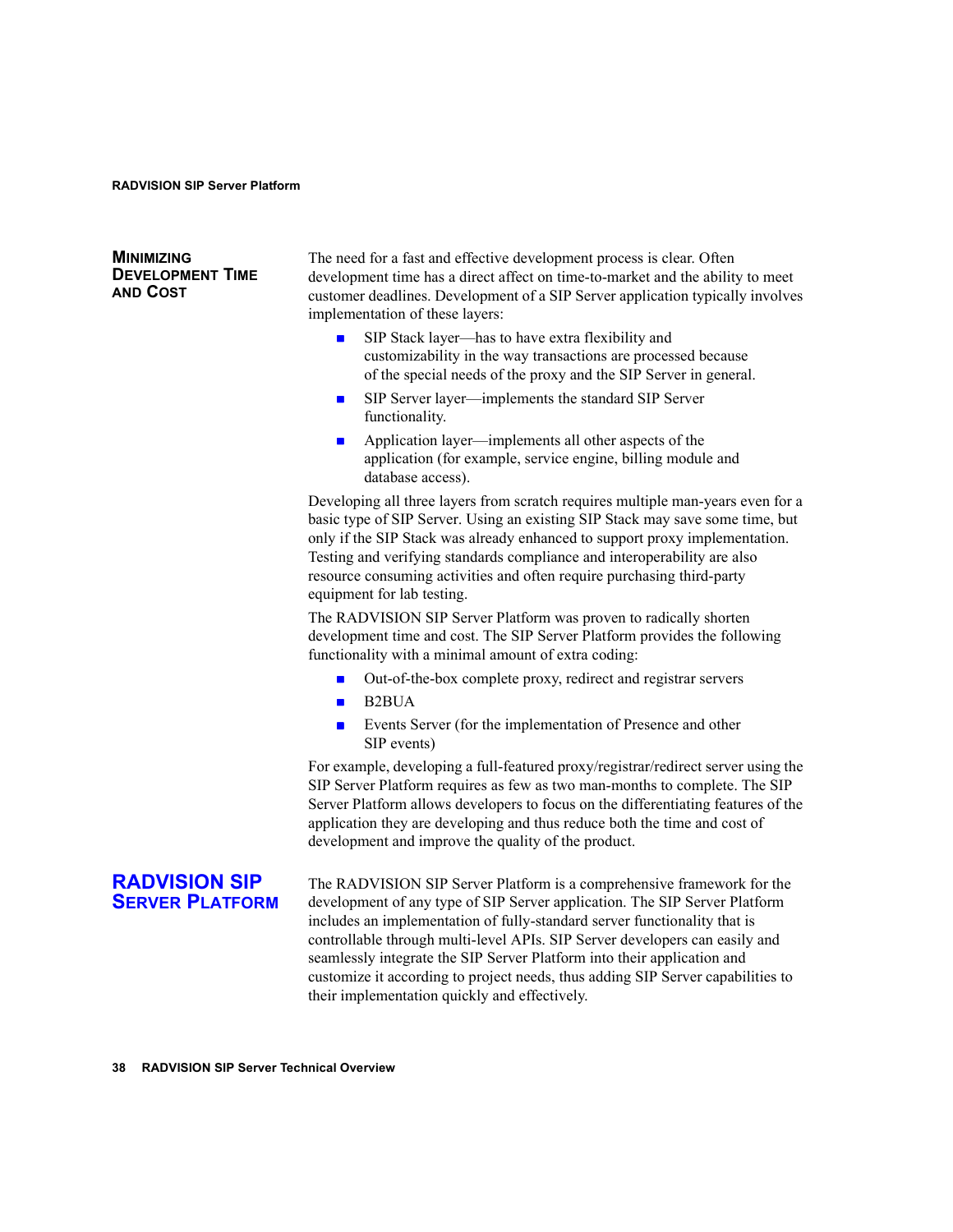## Minimizing Development Time and Cost

The need for a fast and effective development process is clear. Often development time has a direct affect on time-to-market and the ability to meet customer deadlines. Development of a SIP Server application typically involves implementation of these layers:

- SIP Stack layer—has to have extra flexibility and customizability in the way transactions are processed because of the special needs of the proxy and the SIP Server in general.
- SIP Server layer—implements the standard SIP Server functionality.
- Application layer—implements all other aspects of the application (for example, service engine, billing module and database access).

Developing all three layers from scratch requires multiple man-years even for a basic type of SIP Server. Using an existing SIP Stack may save some time, but only if the SIP Stack was already enhanced to support proxy implementation. Testing and verifying standards compliance and interoperability are also resource consuming activities and often require purchasing third-party equipment for lab testing.

The RADVISION SIP Server Platform was proven to radically shorten development time and cost. The SIP Server Platform provides the following functionality with a minimal amount of extra coding:

- Out-of-the-box complete proxy, redirect and registrar servers
- B2BUA
- Events Server (for the implementation of Presence and other SIP events)

For example, developing a full-featured proxy/registrar/redirect server using the SIP Server Platform requires as few as two man-months to complete. The SIP Server Platform allows developers to focus on the differentiating features of the application they are developing and thus reduce both the time and cost of development and improve the quality of the product.

# RADVISION SIP Server Platform

The RADVISION SIP Server Platform is a comprehensive framework for the development of any type of SIP Server application. The SIP Server Platform includes an implementation of fully-standard server functionality that is controllable through multi-level APIs. SIP Server developers can easily and seamlessly integrate the SIP Server Platform into their application and customize it according to project needs, thus adding SIP Server capabilities to their implementation quickly and effectively.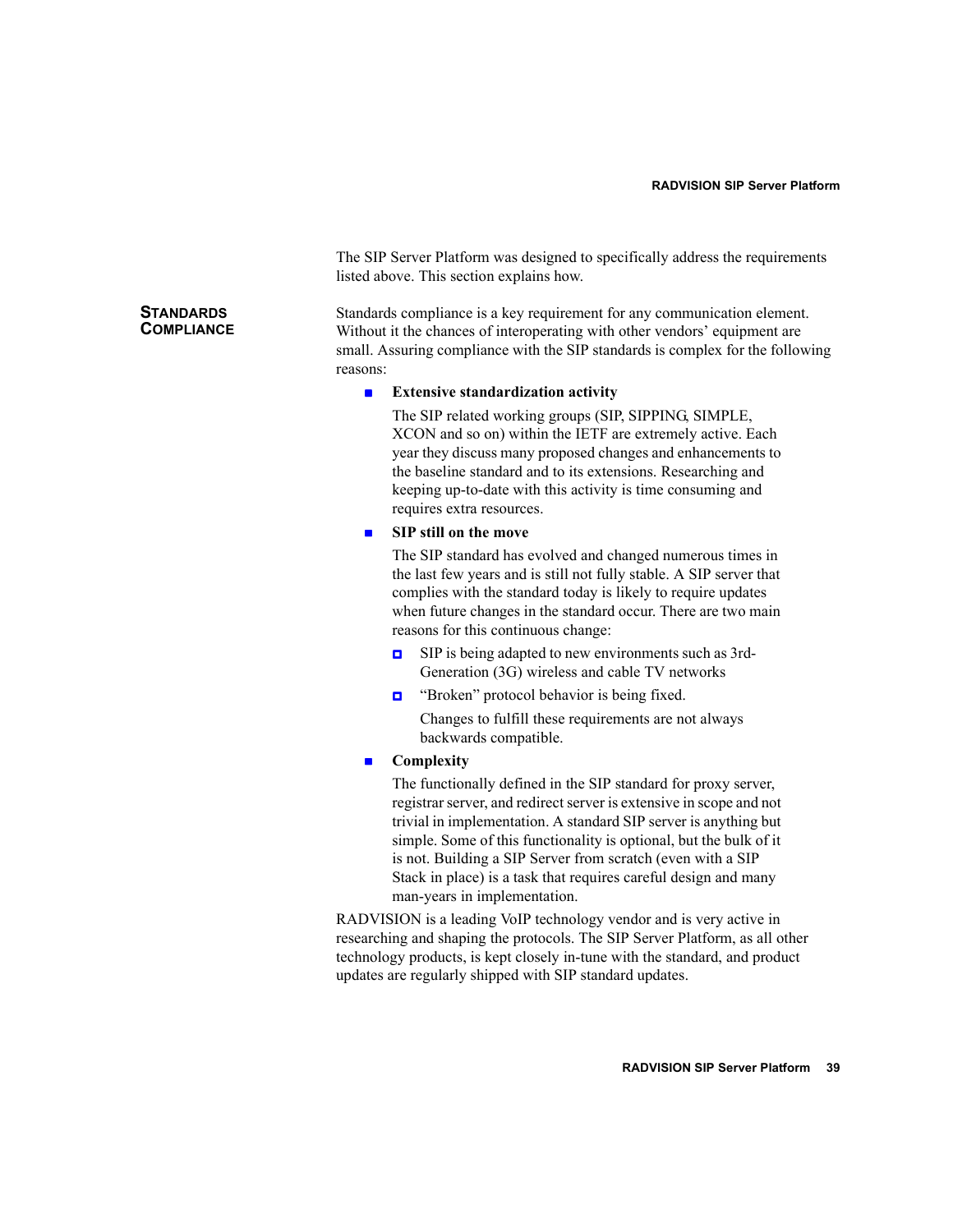The SIP Server Platform was designed to specifically address the requirements listed above. This section explains how.

## Standards Compliance

Standards compliance is a key requirement for any communication element. Without it the chances of interoperating with other vendors' equipment are small. Assuring compliance with the SIP standards is complex for the following reasons:

- **Extensive standardization activity**

  The SIP related working groups (SIP, SIPPING, SIMPLE, XCON and so on) within the IETF are extremely active. Each year they discuss many proposed changes and enhancements to the baseline standard and to its extensions. Researching and keeping up-to-date with this activity is time consuming and requires extra resources.

- **SIP still on the move**

  The SIP standard has evolved and changed numerous times in the last few years and is still not fully stable. A SIP server that complies with the standard today is likely to require updates when future changes in the standard occur. There are two main reasons for this continuous change:

  - SIP is being adapted to new environments such as 3rd-Generation (3G) wireless and cable TV networks
  - "Broken" protocol behavior is being fixed.

    Changes to fulfill these requirements are not always backwards compatible.

- **Complexity**

  The functionally defined in the SIP standard for proxy server, registrar server, and redirect server is extensive in scope and not trivial in implementation. A standard SIP server is anything but simple. Some of this functionality is optional, but the bulk of it is not. Building a SIP Server from scratch (even with a SIP Stack in place) is a task that requires careful design and many man-years in implementation.

RADVISION is a leading VoIP technology vendor and is very active in researching and shaping the protocols. The SIP Server Platform, as all other technology products, is kept closely in-tune with the standard, and product updates are regularly shipped with SIP standard updates.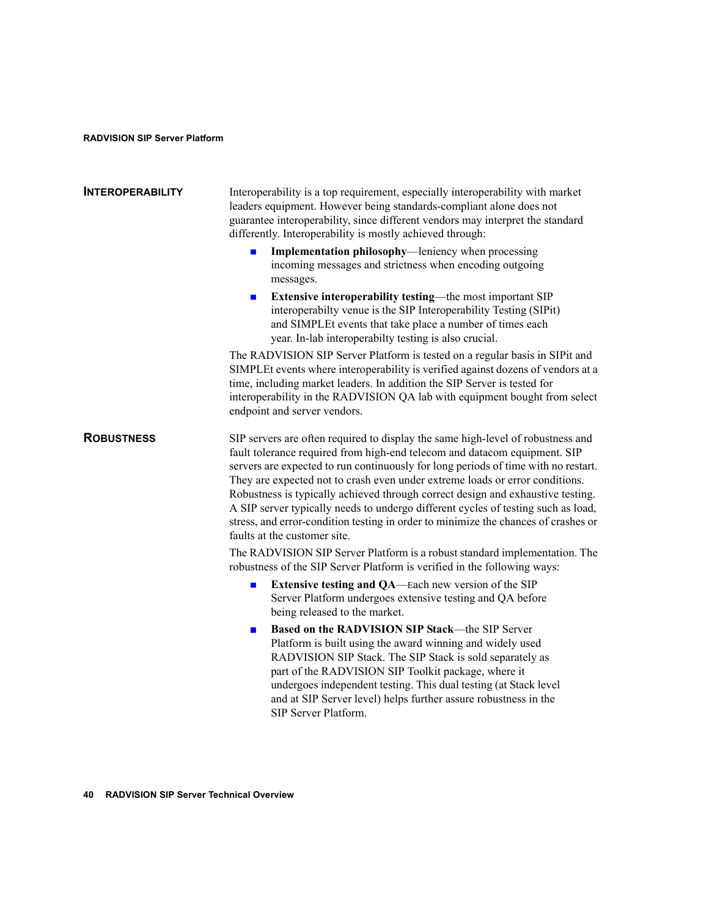## Interoperability

Interoperability is a top requirement, especially interoperability with market leaders equipment. However being standards-compliant alone does not guarantee interoperability, since different vendors may interpret the standard differently. Interoperability is mostly achieved through:

- **Implementation philosophy**—leniency when processing incoming messages and strictness when encoding outgoing messages.
- **Extensive interoperability testing**—the most important SIP interoperabilty venue is the SIP Interoperability Testing (SIPit) and SIMPLEt events that take place a number of times each year. In-lab interoperabilty testing is also crucial.

The RADVISION SIP Server Platform is tested on a regular basis in SIPit and SIMPLEt events where interoperability is verified against dozens of vendors at a time, including market leaders. In addition the SIP Server is tested for interoperability in the RADVISION QA lab with equipment bought from select endpoint and server vendors.

## Robustness

SIP servers are often required to display the same high-level of robustness and fault tolerance required from high-end telecom and datacom equipment. SIP servers are expected to run continuously for long periods of time with no restart. They are expected not to crash even under extreme loads or error conditions. Robustness is typically achieved through correct design and exhaustive testing. A SIP server typically needs to undergo different cycles of testing such as load, stress, and error-condition testing in order to minimize the chances of crashes or faults at the customer site.

The RADVISION SIP Server Platform is a robust standard implementation. The robustness of the SIP Server Platform is verified in the following ways:

- **Extensive testing and QA**—Each new version of the SIP Server Platform undergoes extensive testing and QA before being released to the market.
- **Based on the RADVISION SIP Stack**—the SIP Server Platform is built using the award winning and widely used RADVISION SIP Stack. The SIP Stack is sold separately as part of the RADVISION SIP Toolkit package, where it undergoes independent testing. This dual testing (at Stack level and at SIP Server level) helps further assure robustness in the SIP Server Platform.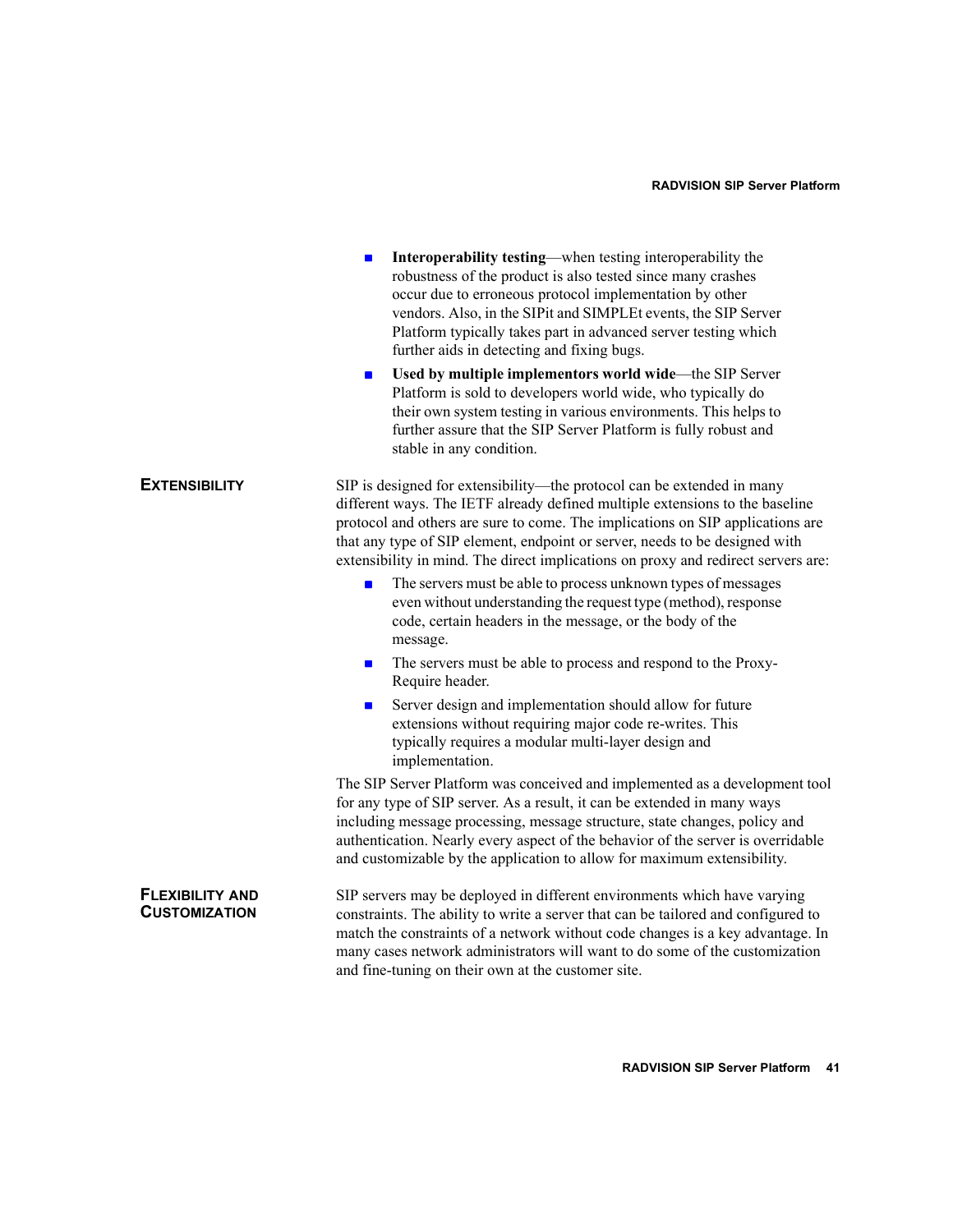- **Interoperability testing**—when testing interoperability the robustness of the product is also tested since many crashes occur due to erroneous protocol implementation by other vendors. Also, in the SIPit and SIMPLEt events, the SIP Server Platform typically takes part in advanced server testing which further aids in detecting and fixing bugs.
- **Used by multiple implementors world wide**—the SIP Server Platform is sold to developers world wide, who typically do their own system testing in various environments. This helps to further assure that the SIP Server Platform is fully robust and stable in any condition.

## Extensibility

SIP is designed for extensibility—the protocol can be extended in many different ways. The IETF already defined multiple extensions to the baseline protocol and others are sure to come. The implications on SIP applications are that any type of SIP element, endpoint or server, needs to be designed with extensibility in mind. The direct implications on proxy and redirect servers are:

- The servers must be able to process unknown types of messages even without understanding the request type (method), response code, certain headers in the message, or the body of the message.
- The servers must be able to process and respond to the Proxy-Require header.
- Server design and implementation should allow for future extensions without requiring major code re-writes. This typically requires a modular multi-layer design and implementation.

The SIP Server Platform was conceived and implemented as a development tool for any type of SIP server. As a result, it can be extended in many ways including message processing, message structure, state changes, policy and authentication. Nearly every aspect of the behavior of the server is overridable and customizable by the application to allow for maximum extensibility.

## Flexibility and Customization

SIP servers may be deployed in different environments which have varying constraints. The ability to write a server that can be tailored and configured to match the constraints of a network without code changes is a key advantage. In many cases network administrators will want to do some of the customization and fine-tuning on their own at the customer site.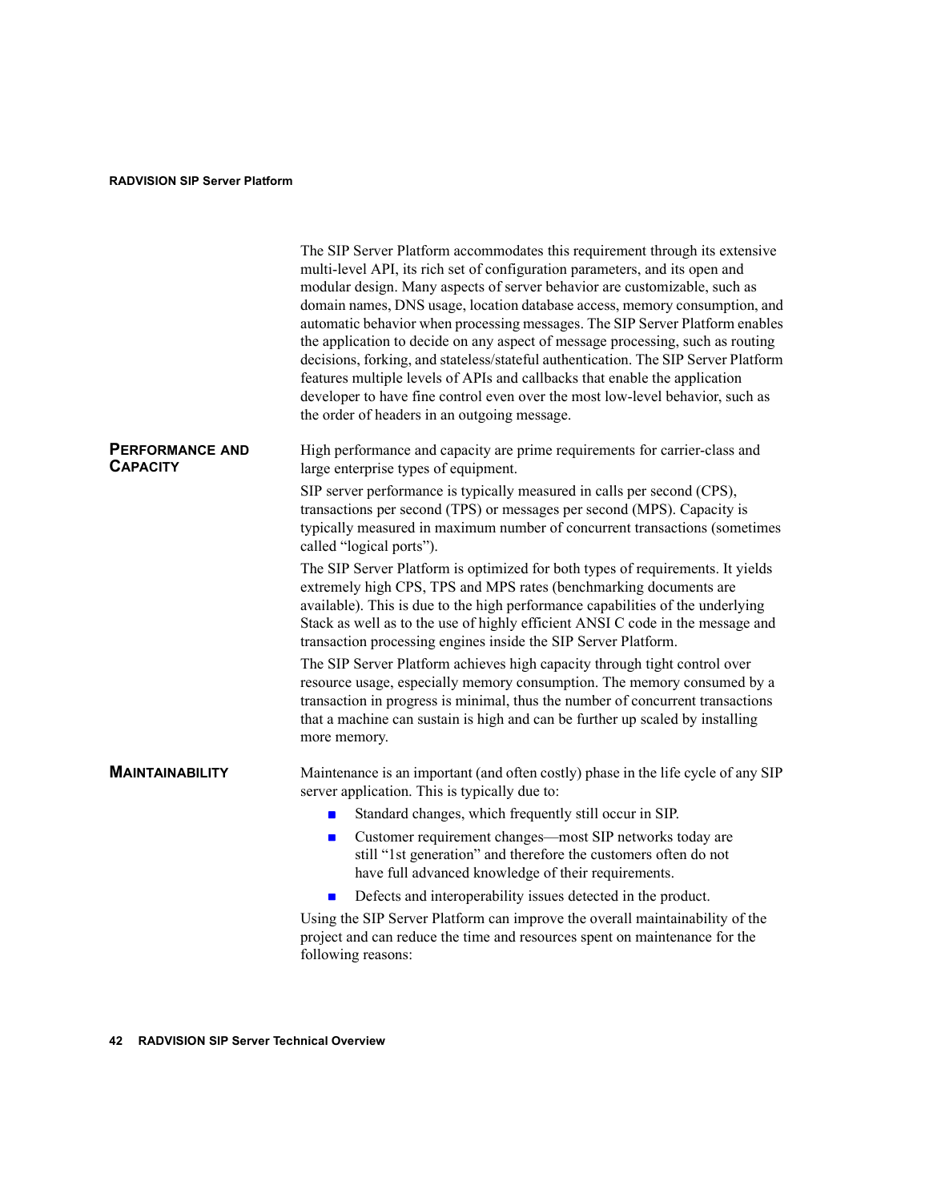The SIP Server Platform accommodates this requirement through its extensive multi-level API, its rich set of configuration parameters, and its open and modular design. Many aspects of server behavior are customizable, such as domain names, DNS usage, location database access, memory consumption, and automatic behavior when processing messages. The SIP Server Platform enables the application to decide on any aspect of message processing, such as routing decisions, forking, and stateless/stateful authentication. The SIP Server Platform features multiple levels of APIs and callbacks that enable the application developer to have fine control even over the most low-level behavior, such as the order of headers in an outgoing message.

## Performance and Capacity

High performance and capacity are prime requirements for carrier-class and large enterprise types of equipment.

SIP server performance is typically measured in calls per second (CPS), transactions per second (TPS) or messages per second (MPS). Capacity is typically measured in maximum number of concurrent transactions (sometimes called "logical ports").

The SIP Server Platform is optimized for both types of requirements. It yields extremely high CPS, TPS and MPS rates (benchmarking documents are available). This is due to the high performance capabilities of the underlying Stack as well as to the use of highly efficient ANSI C code in the message and transaction processing engines inside the SIP Server Platform.

The SIP Server Platform achieves high capacity through tight control over resource usage, especially memory consumption. The memory consumed by a transaction in progress is minimal, thus the number of concurrent transactions that a machine can sustain is high and can be further up scaled by installing more memory.

## Maintainability

Maintenance is an important (and often costly) phase in the life cycle of any SIP server application. This is typically due to:

- Standard changes, which frequently still occur in SIP.
- Customer requirement changes—most SIP networks today are still "1st generation" and therefore the customers often do not have full advanced knowledge of their requirements.
- Defects and interoperability issues detected in the product.

Using the SIP Server Platform can improve the overall maintainability of the project and can reduce the time and resources spent on maintenance for the following reasons: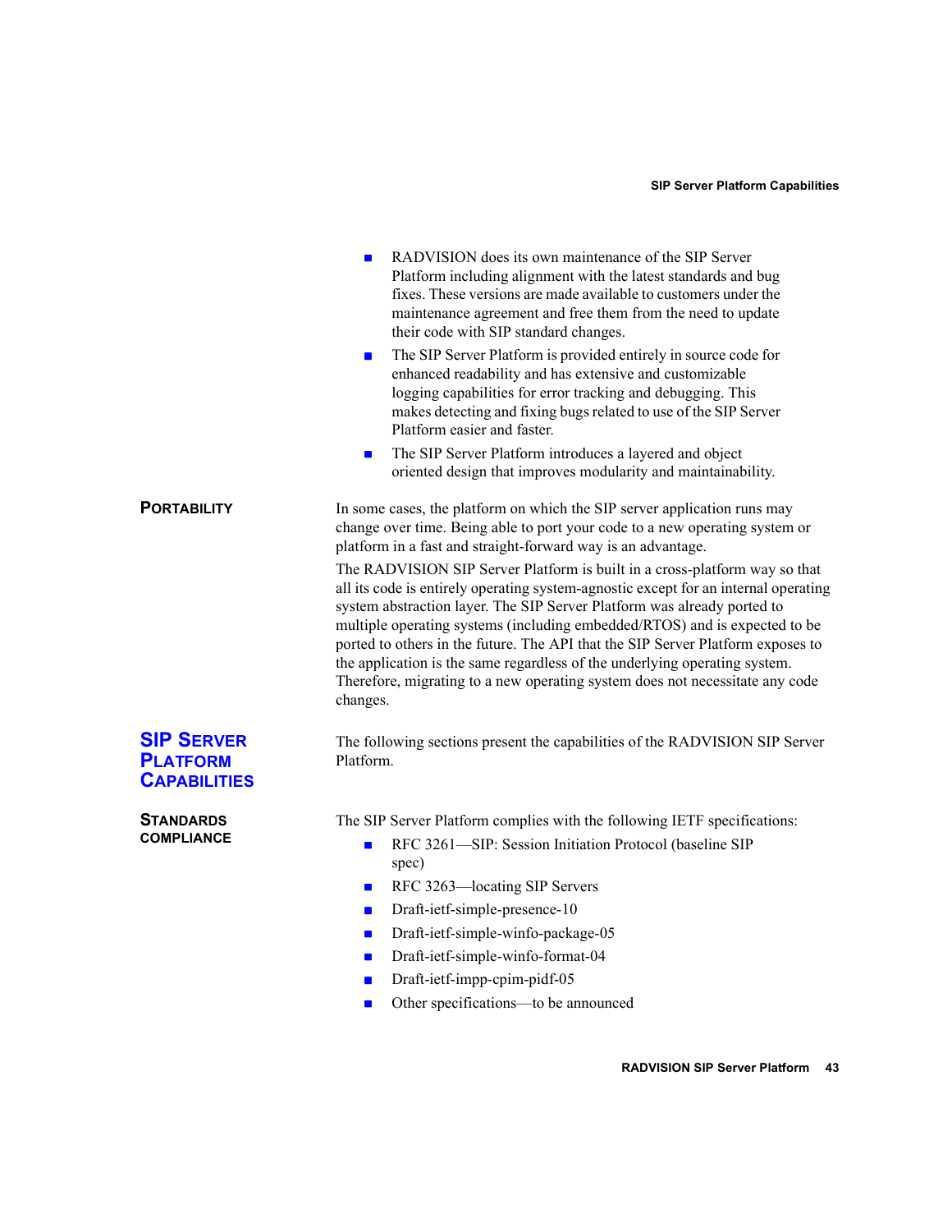- RADVISION does its own maintenance of the SIP Server Platform including alignment with the latest standards and bug fixes. These versions are made available to customers under the maintenance agreement and free them from the need to update their code with SIP standard changes.
- The SIP Server Platform is provided entirely in source code for enhanced readability and has extensive and customizable logging capabilities for error tracking and debugging. This makes detecting and fixing bugs related to use of the SIP Server Platform easier and faster.
- The SIP Server Platform introduces a layered and object oriented design that improves modularity and maintainability.

### Portability

In some cases, the platform on which the SIP server application runs may change over time. Being able to port your code to a new operating system or platform in a fast and straight-forward way is an advantage.

The RADVISION SIP Server Platform is built in a cross-platform way so that all its code is entirely operating system-agnostic except for an internal operating system abstraction layer. The SIP Server Platform was already ported to multiple operating systems (including embedded/RTOS) and is expected to be ported to others in the future. The API that the SIP Server Platform exposes to the application is the same regardless of the underlying operating system. Therefore, migrating to a new operating system does not necessitate any code changes.

## SIP Server Platform Capabilities

The following sections present the capabilities of the RADVISION SIP Server Platform.

### Standards Compliance

The SIP Server Platform complies with the following IETF specifications:

- RFC 3261—SIP: Session Initiation Protocol (baseline SIP spec)
- RFC 3263—locating SIP Servers
- Draft-ietf-simple-presence-10
- Draft-ietf-simple-winfo-package-05
- Draft-ietf-simple-winfo-format-04
- Draft-ietf-impp-cpim-pidf-05
- Other specifications—to be announced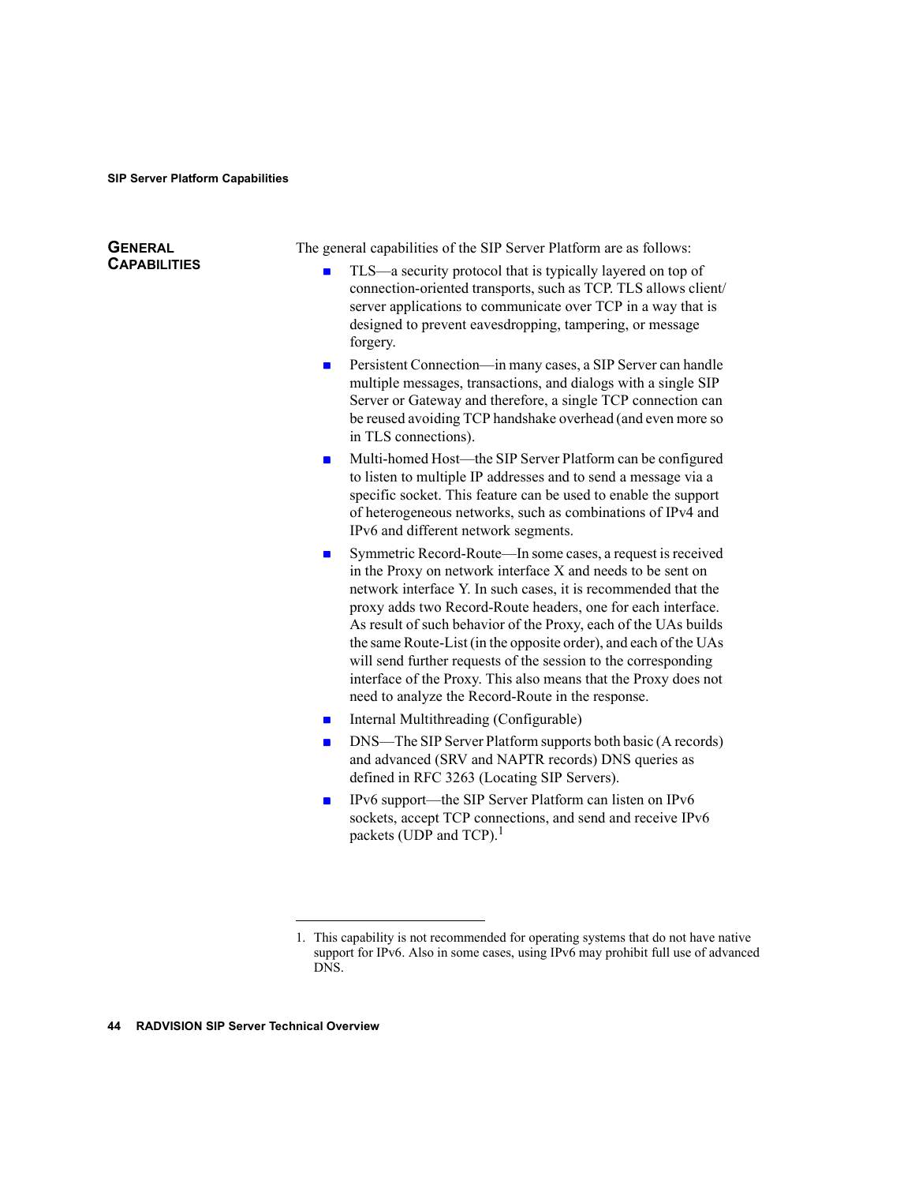## GENERAL CAPABILITIES

The general capabilities of the SIP Server Platform are as follows:

- TLS—a security protocol that is typically layered on top of connection-oriented transports, such as TCP. TLS allows client/server applications to communicate over TCP in a way that is designed to prevent eavesdropping, tampering, or message forgery.
- Persistent Connection—in many cases, a SIP Server can handle multiple messages, transactions, and dialogs with a single SIP Server or Gateway and therefore, a single TCP connection can be reused avoiding TCP handshake overhead (and even more so in TLS connections).
- Multi-homed Host—the SIP Server Platform can be configured to listen to multiple IP addresses and to send a message via a specific socket. This feature can be used to enable the support of heterogeneous networks, such as combinations of IPv4 and IPv6 and different network segments.
- Symmetric Record-Route—In some cases, a request is received in the Proxy on network interface X and needs to be sent on network interface Y. In such cases, it is recommended that the proxy adds two Record-Route headers, one for each interface. As result of such behavior of the Proxy, each of the UAs builds the same Route-List (in the opposite order), and each of the UAs will send further requests of the session to the corresponding interface of the Proxy. This also means that the Proxy does not need to analyze the Record-Route in the response.
- Internal Multithreading (Configurable)
- DNS—The SIP Server Platform supports both basic (A records) and advanced (SRV and NAPTR records) DNS queries as defined in RFC 3263 (Locating SIP Servers).
- IPv6 support—the SIP Server Platform can listen on IPv6 sockets, accept TCP connections, and send and receive IPv6 packets (UDP and TCP).[1]

---

1. This capability is not recommended for operating systems that do not have native support for IPv6. Also in some cases, using IPv6 may prohibit full use of advanced DNS.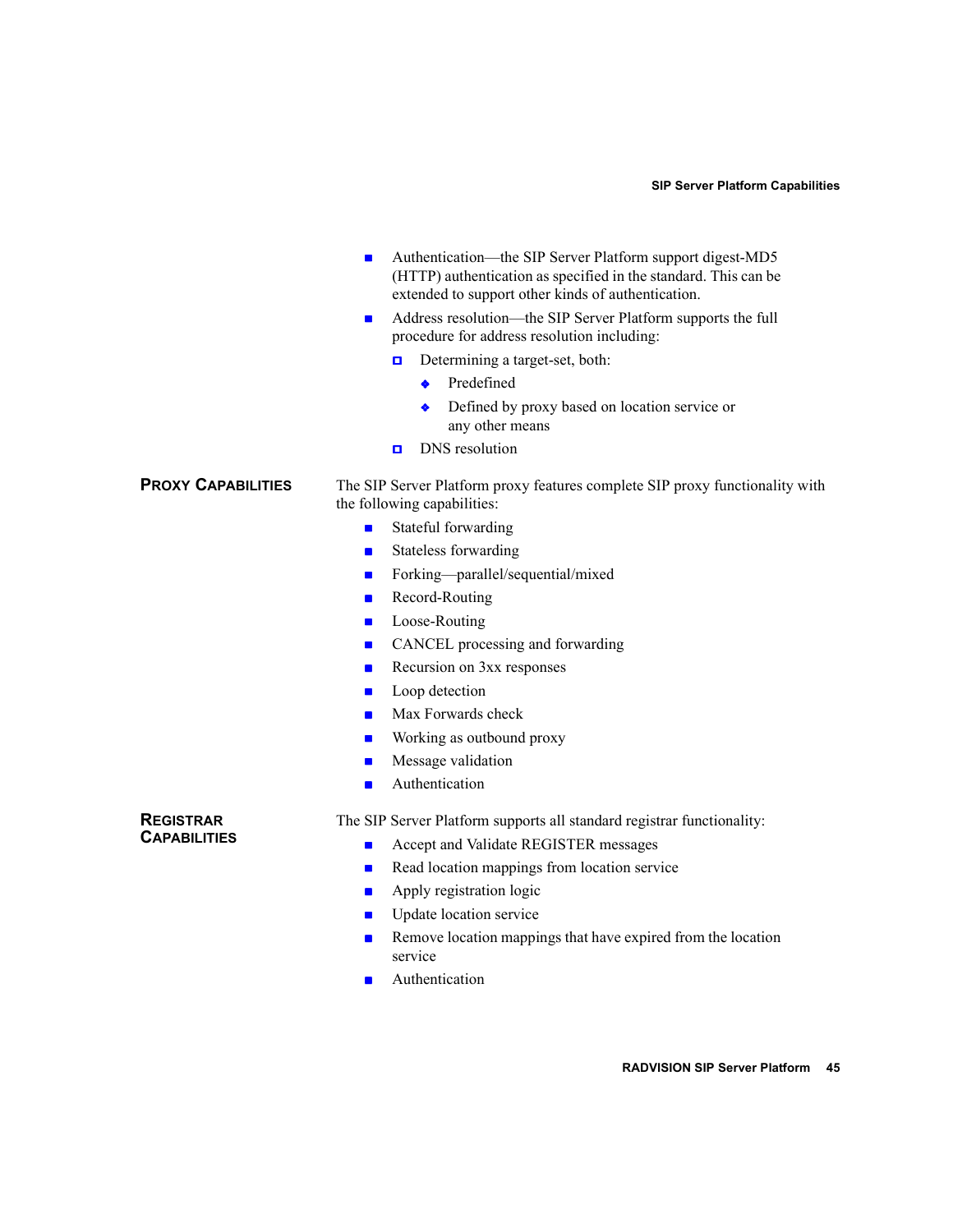- Authentication—the SIP Server Platform support digest-MD5 (HTTP) authentication as specified in the standard. This can be extended to support other kinds of authentication.
- Address resolution—the SIP Server Platform supports the full procedure for address resolution including:
  - Determining a target-set, both:
    - Predefined
    - Defined by proxy based on location service or any other means
  - DNS resolution

## Proxy Capabilities

The SIP Server Platform proxy features complete SIP proxy functionality with the following capabilities:

- Stateful forwarding
- Stateless forwarding
- Forking—parallel/sequential/mixed
- Record-Routing
- Loose-Routing
- CANCEL processing and forwarding
- Recursion on 3xx responses
- Loop detection
- Max Forwards check
- Working as outbound proxy
- Message validation
- Authentication

## Registrar Capabilities

The SIP Server Platform supports all standard registrar functionality:

- Accept and Validate REGISTER messages
- Read location mappings from location service
- Apply registration logic
- Update location service
- Remove location mappings that have expired from the location service
- Authentication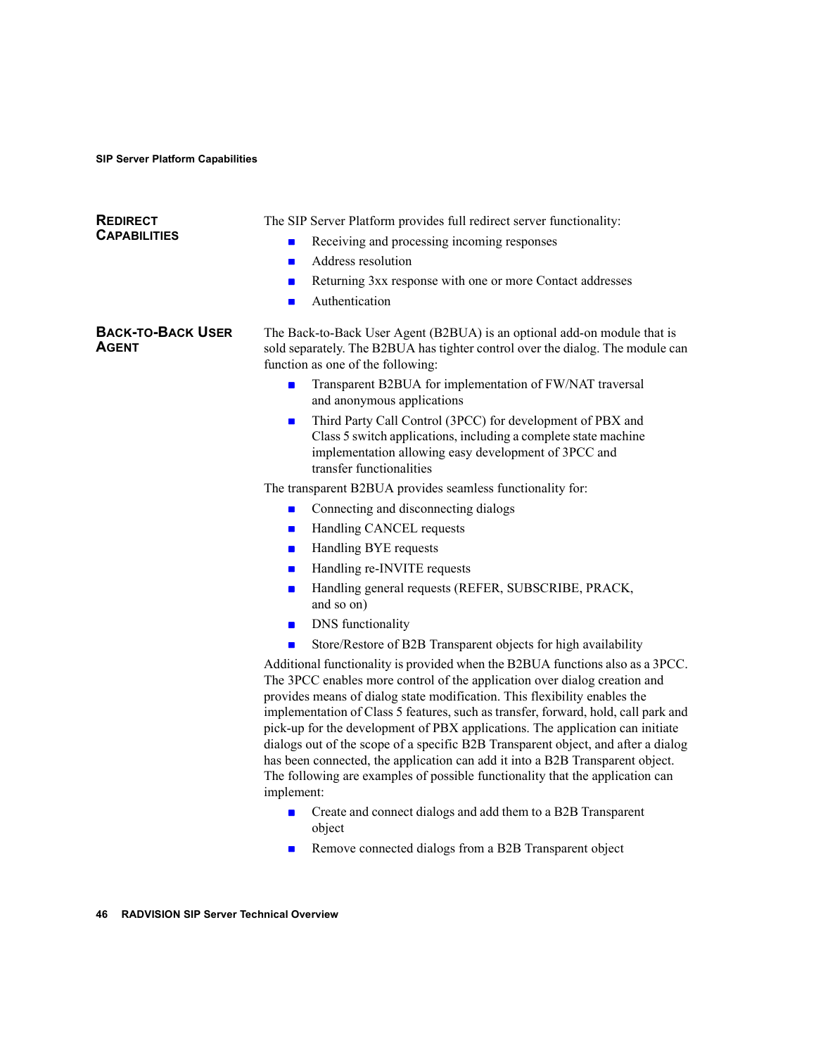## Redirect Capabilities

The SIP Server Platform provides full redirect server functionality:

- Receiving and processing incoming responses
- Address resolution
- Returning 3xx response with one or more Contact addresses
- Authentication

## Back-to-Back User Agent

The Back-to-Back User Agent (B2BUA) is an optional add-on module that is sold separately. The B2BUA has tighter control over the dialog. The module can function as one of the following:

- Transparent B2BUA for implementation of FW/NAT traversal and anonymous applications
- Third Party Call Control (3PCC) for development of PBX and Class 5 switch applications, including a complete state machine implementation allowing easy development of 3PCC and transfer functionalities

The transparent B2BUA provides seamless functionality for:

- Connecting and disconnecting dialogs
- Handling CANCEL requests
- Handling BYE requests
- Handling re-INVITE requests
- Handling general requests (REFER, SUBSCRIBE, PRACK, and so on)
- DNS functionality
- Store/Restore of B2B Transparent objects for high availability

Additional functionality is provided when the B2BUA functions also as a 3PCC. The 3PCC enables more control of the application over dialog creation and provides means of dialog state modification. This flexibility enables the implementation of Class 5 features, such as transfer, forward, hold, call park and pick-up for the development of PBX applications. The application can initiate dialogs out of the scope of a specific B2B Transparent object, and after a dialog has been connected, the application can add it into a B2B Transparent object. The following are examples of possible functionality that the application can implement:

- Create and connect dialogs and add them to a B2B Transparent object
- Remove connected dialogs from a B2B Transparent object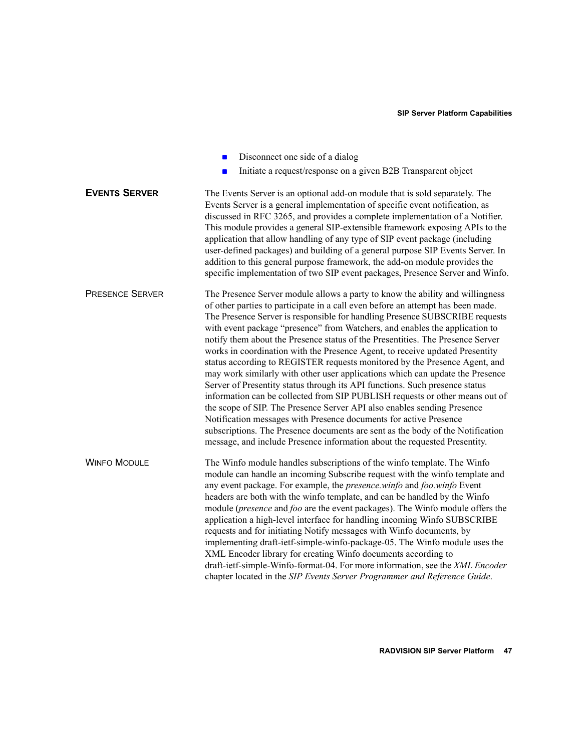- Disconnect one side of a dialog
- Initiate a request/response on a given B2B Transparent object

## EVENTS SERVER

The Events Server is an optional add-on module that is sold separately. The Events Server is a general implementation of specific event notification, as discussed in RFC 3265, and provides a complete implementation of a Notifier. This module provides a general SIP-extensible framework exposing APIs to the application that allow handling of any type of SIP event package (including user-defined packages) and building of a general purpose SIP Events Server. In addition to this general purpose framework, the add-on module provides the specific implementation of two SIP event packages, Presence Server and Winfo.

### PRESENCE SERVER

The Presence Server module allows a party to know the ability and willingness of other parties to participate in a call even before an attempt has been made. The Presence Server is responsible for handling Presence SUBSCRIBE requests with event package “presence” from Watchers, and enables the application to notify them about the Presence status of the Presentities. The Presence Server works in coordination with the Presence Agent, to receive updated Presentity status according to REGISTER requests monitored by the Presence Agent, and may work similarly with other user applications which can update the Presence Server of Presentity status through its API functions. Such presence status information can be collected from SIP PUBLISH requests or other means out of the scope of SIP. The Presence Server API also enables sending Presence Notification messages with Presence documents for active Presence subscriptions. The Presence documents are sent as the body of the Notification message, and include Presence information about the requested Presentity.

### WINFO MODULE

The Winfo module handles subscriptions of the winfo template. The Winfo module can handle an incoming Subscribe request with the winfo template and any event package. For example, the *presence.winfo* and *foo.winfo* Event headers are both with the winfo template, and can be handled by the Winfo module (*presence* and *foo* are the event packages). The Winfo module offers the application a high-level interface for handling incoming Winfo SUBSCRIBE requests and for initiating Notify messages with Winfo documents, by implementing draft-ietf-simple-winfo-package-05. The Winfo module uses the XML Encoder library for creating Winfo documents according to draft-ietf-simple-Winfo-format-04. For more information, see the *XML Encoder* chapter located in the *SIP Events Server Programmer and Reference Guide*.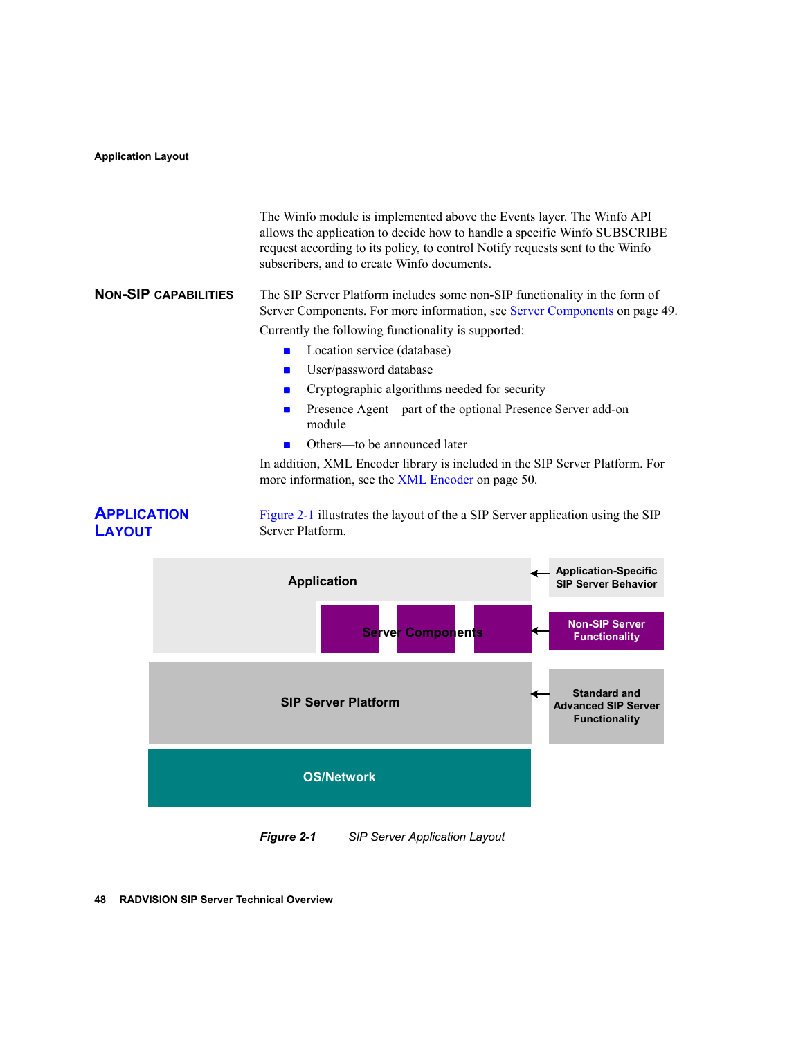The Winfo module is implemented above the Events layer. The Winfo API allows the application to decide how to handle a specific Winfo SUBSCRIBE request according to its policy, to control Notify requests sent to the Winfo subscribers, and to create Winfo documents.

## Non-SIP Capabilities

The SIP Server Platform includes some non-SIP functionality in the form of Server Components. For more information, see Server Components on page 49.

Currently the following functionality is supported:

- Location service (database)
- User/password database
- Cryptographic algorithms needed for security
- Presence Agent—part of the optional Presence Server add-on module
- Others—to be announced later

In addition, XML Encoder library is included in the SIP Server Platform. For more information, see the XML Encoder on page 50.

## Application Layout

Figure 2-1 illustrates the layout of the a SIP Server application using the SIP Server Platform.

Application ← Application-Specific SIP Server Behavior

Server Components ← Non-SIP Server Functionality

SIP Server Platform ← Standard and Advanced SIP Server Functionality

OS/Network

*Figure 2-1 SIP Server Application Layout*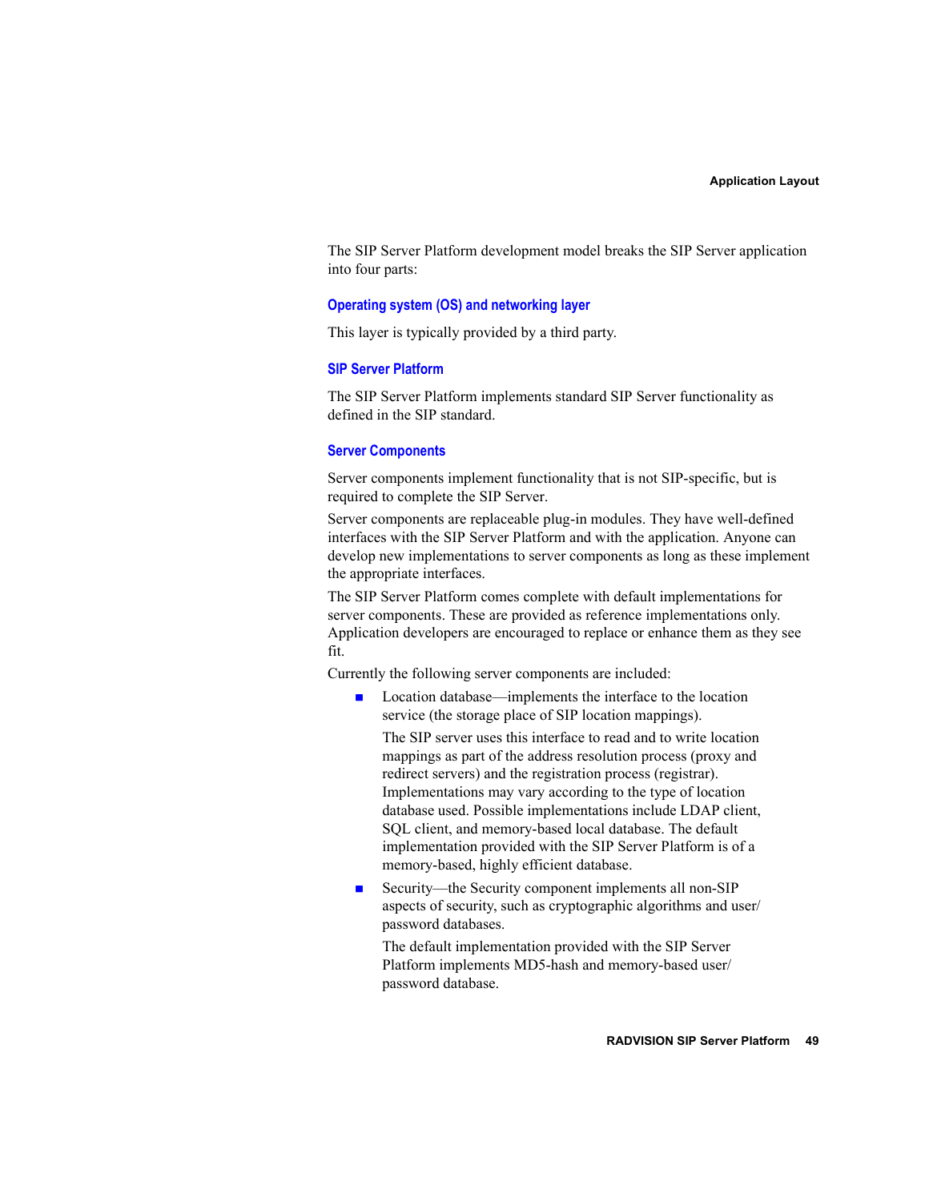The SIP Server Platform development model breaks the SIP Server application into four parts:

### Operating system (OS) and networking layer

This layer is typically provided by a third party.

### SIP Server Platform

The SIP Server Platform implements standard SIP Server functionality as defined in the SIP standard.

### Server Components

Server components implement functionality that is not SIP-specific, but is required to complete the SIP Server.

Server components are replaceable plug-in modules. They have well-defined interfaces with the SIP Server Platform and with the application. Anyone can develop new implementations to server components as long as these implement the appropriate interfaces.

The SIP Server Platform comes complete with default implementations for server components. These are provided as reference implementations only. Application developers are encouraged to replace or enhance them as they see fit.

Currently the following server components are included:

- Location database—implements the interface to the location service (the storage place of SIP location mappings).

  The SIP server uses this interface to read and to write location mappings as part of the address resolution process (proxy and redirect servers) and the registration process (registrar). Implementations may vary according to the type of location database used. Possible implementations include LDAP client, SQL client, and memory-based local database. The default implementation provided with the SIP Server Platform is of a memory-based, highly efficient database.

- Security—the Security component implements all non-SIP aspects of security, such as cryptographic algorithms and user/password databases.

  The default implementation provided with the SIP Server Platform implements MD5-hash and memory-based user/password database.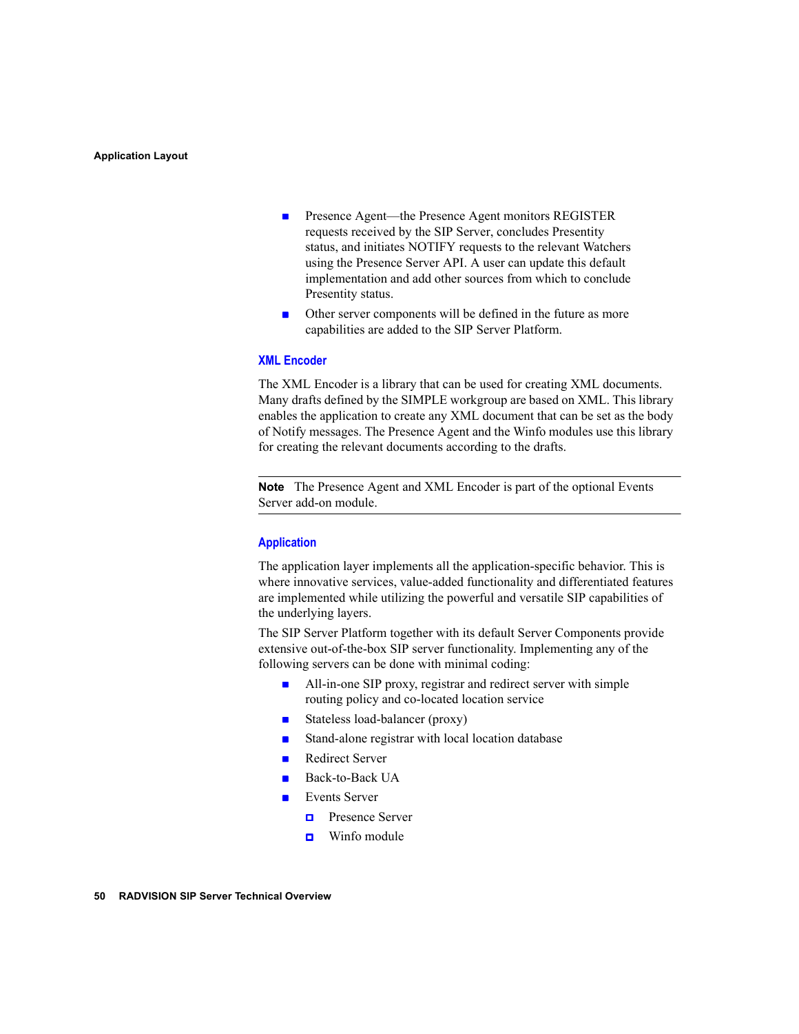- Presence Agent—the Presence Agent monitors REGISTER requests received by the SIP Server, concludes Presentity status, and initiates NOTIFY requests to the relevant Watchers using the Presence Server API. A user can update this default implementation and add other sources from which to conclude Presentity status.
- Other server components will be defined in the future as more capabilities are added to the SIP Server Platform.

### XML Encoder

The XML Encoder is a library that can be used for creating XML documents. Many drafts defined by the SIMPLE workgroup are based on XML. This library enables the application to create any XML document that can be set as the body of Notify messages. The Presence Agent and the Winfo modules use this library for creating the relevant documents according to the drafts.

---

**Note** The Presence Agent and XML Encoder is part of the optional Events Server add-on module.

---

### Application

The application layer implements all the application-specific behavior. This is where innovative services, value-added functionality and differentiated features are implemented while utilizing the powerful and versatile SIP capabilities of the underlying layers.

The SIP Server Platform together with its default Server Components provide extensive out-of-the-box SIP server functionality. Implementing any of the following servers can be done with minimal coding:

- All-in-one SIP proxy, registrar and redirect server with simple routing policy and co-located location service
- Stateless load-balancer (proxy)
- Stand-alone registrar with local location database
- Redirect Server
- Back-to-Back UA
- Events Server
  - Presence Server
  - Winfo module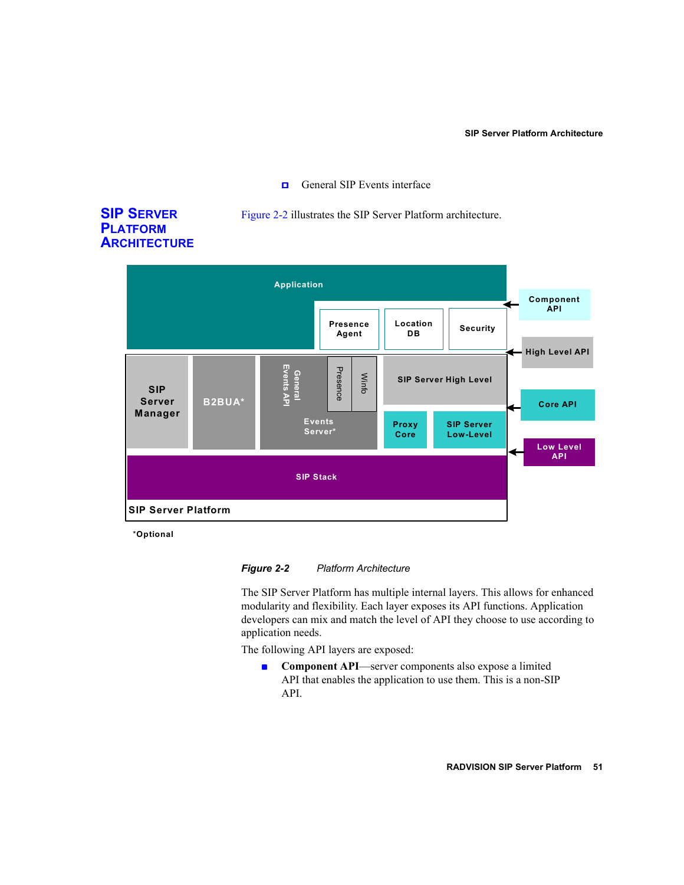- General SIP Events interface

## SIP Server Platform Architecture

Figure 2-2 illustrates the SIP Server Platform architecture.

*Figure 2-2 Platform Architecture*

The SIP Server Platform has multiple internal layers. This allows for enhanced modularity and flexibility. Each layer exposes its API functions. Application developers can mix and match the level of API they choose to use according to application needs.

The following API layers are exposed:

- **Component API**—server components also expose a limited API that enables the application to use them. This is a non-SIP API.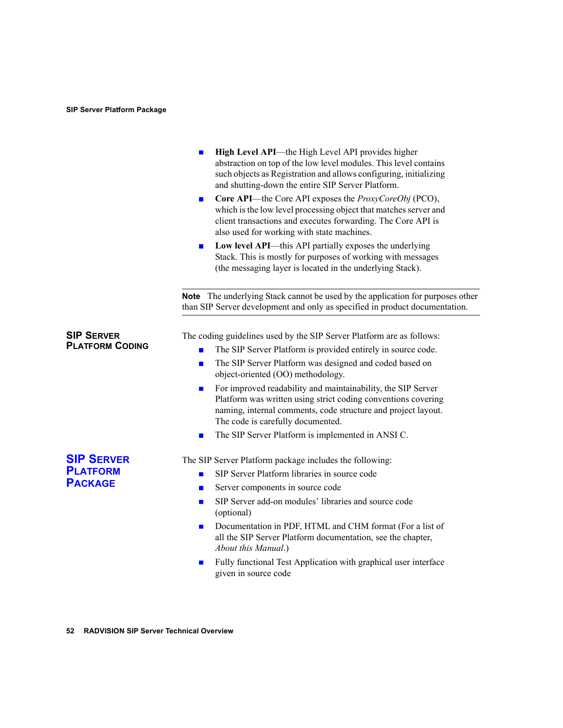- **High Level API**—the High Level API provides higher abstraction on top of the low level modules. This level contains such objects as Registration and allows configuring, initializing and shutting-down the entire SIP Server Platform.
- **Core API**—the Core API exposes the *ProxyCoreObj* (PCO), which is the low level processing object that matches server and client transactions and executes forwarding. The Core API is also used for working with state machines.
- **Low level API**—this API partially exposes the underlying Stack. This is mostly for purposes of working with messages (the messaging layer is located in the underlying Stack).

---

**Note** The underlying Stack cannot be used by the application for purposes other than SIP Server development and only as specified in product documentation.

---

### SIP Server Platform Coding

The coding guidelines used by the SIP Server Platform are as follows:

- The SIP Server Platform is provided entirely in source code.
- The SIP Server Platform was designed and coded based on object-oriented (OO) methodology.
- For improved readability and maintainability, the SIP Server Platform was written using strict coding conventions covering naming, internal comments, code structure and project layout. The code is carefully documented.
- The SIP Server Platform is implemented in ANSI C.

## SIP Server Platform Package

The SIP Server Platform package includes the following:

- SIP Server Platform libraries in source code
- Server components in source code
- SIP Server add-on modules' libraries and source code (optional)
- Documentation in PDF, HTML and CHM format (For a list of all the SIP Server Platform documentation, see the chapter, *About this Manual*.)
- Fully functional Test Application with graphical user interface given in source code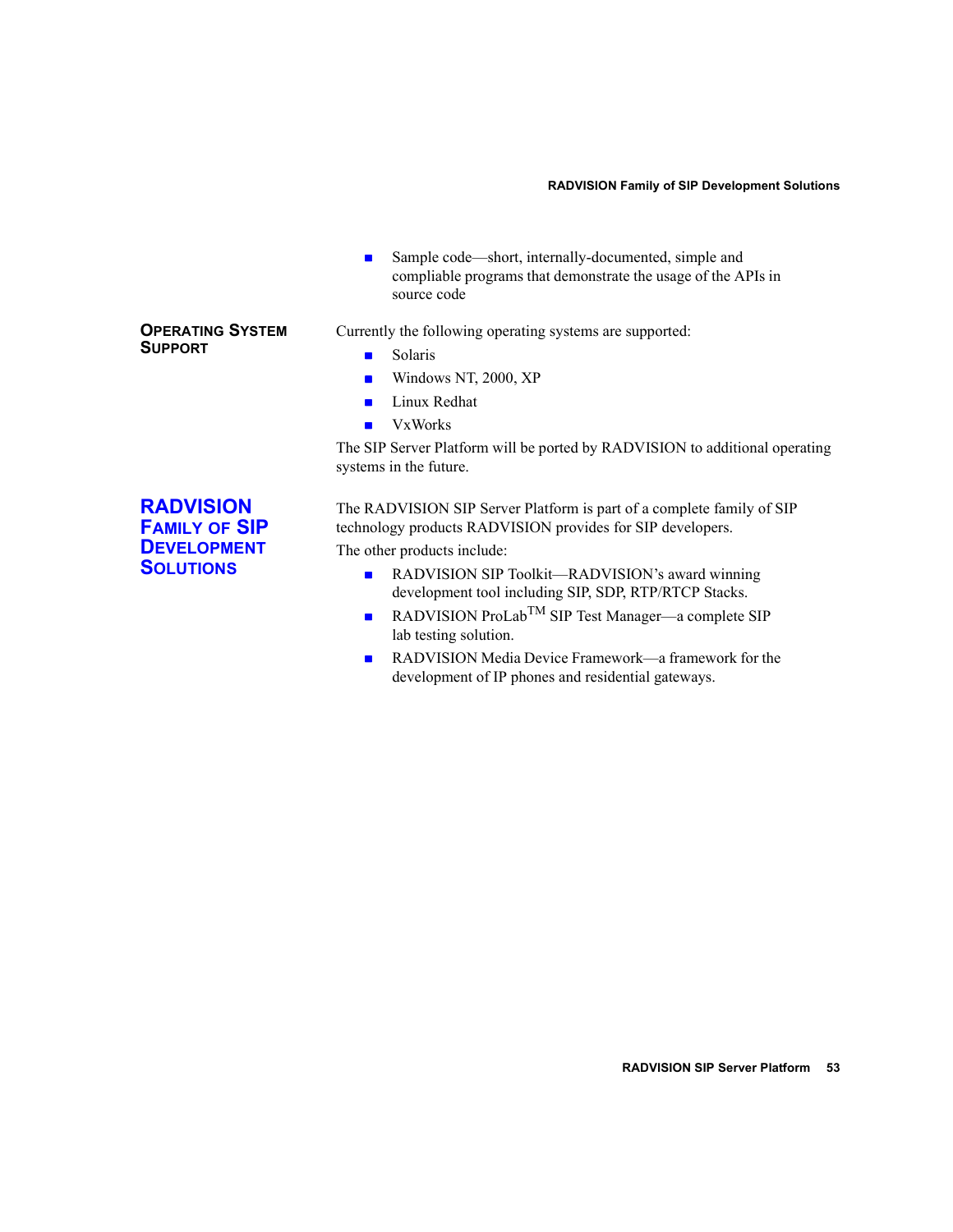- Sample code—short, internally-documented, simple and compliable programs that demonstrate the usage of the APIs in source code

### Operating System Support

Currently the following operating systems are supported:

- Solaris
- Windows NT, 2000, XP
- Linux Redhat
- VxWorks

The SIP Server Platform will be ported by RADVISION to additional operating systems in the future.

## RADVISION Family of SIP Development Solutions

The RADVISION SIP Server Platform is part of a complete family of SIP technology products RADVISION provides for SIP developers.

The other products include:

- RADVISION SIP Toolkit—RADVISION's award winning development tool including SIP, SDP, RTP/RTCP Stacks.
- RADVISION ProLab$^{TM}$ SIP Test Manager—a complete SIP lab testing solution.
- RADVISION Media Device Framework—a framework for the development of IP phones and residential gateways.